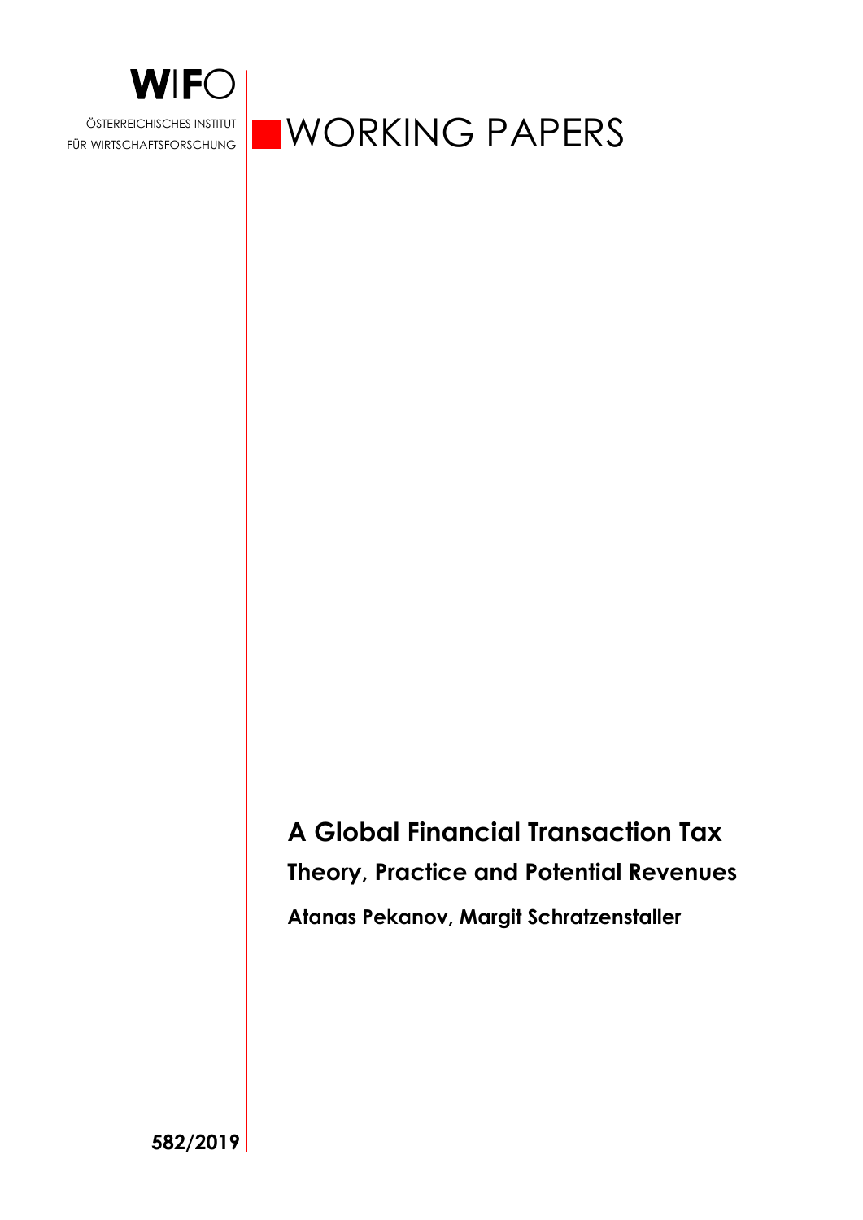WIFO

ÖSTERREICHISCHES INSTITUT FÜR WIRTSCHAFTSFORSCHUNG

WORKING PAPERS

# A Global Financial Transaction Tax

## Theory, Practice and Potential Revenues

**Atanas Pekanov, Margit Schratzenstaller**

**582/2019**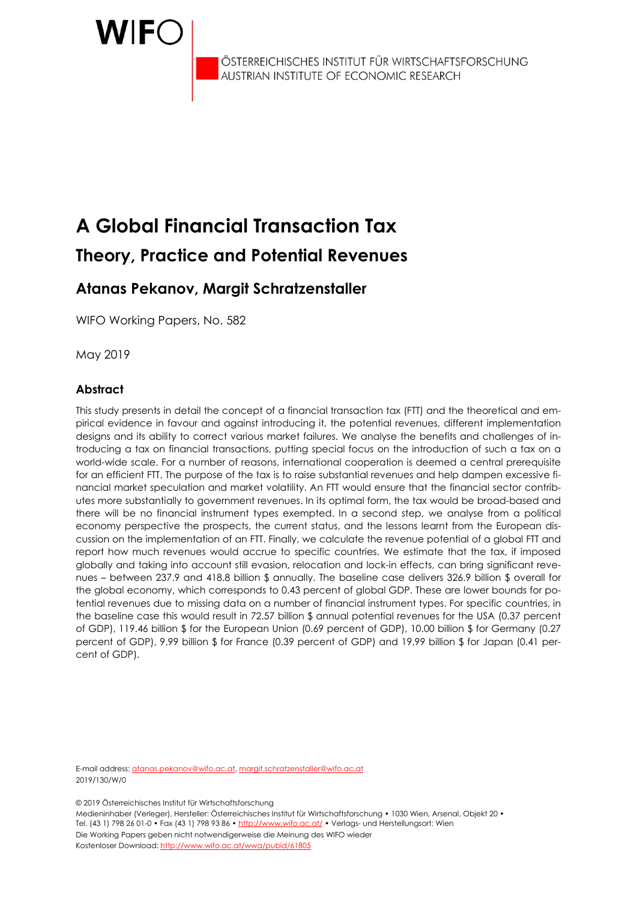ÖSTERREICHISCHES INSTITUT FÜR WIRTSCHAFTSFORSCHUNG
AUSTRIAN INSTITUTE OF ECONOMIC RESEARCH

# A Global Financial Transaction Tax

## Theory, Practice and Potential Revenues

### Atanas Pekanov, Margit Schratzenstaller

WIFO Working Papers, No. 582

May 2019

### Abstract

This study presents in detail the concept of a financial transaction tax (FTT) and the theoretical and empirical evidence in favour and against introducing it, the potential revenues, different implementation designs and its ability to correct various market failures. We analyse the benefits and challenges of introducing a tax on financial transactions, putting special focus on the introduction of such a tax on a world-wide scale. For a number of reasons, international cooperation is deemed a central prerequisite for an efficient FTT. The purpose of the tax is to raise substantial revenues and help dampen excessive financial market speculation and market volatility. An FTT would ensure that the financial sector contributes more substantially to government revenues. In its optimal form, the tax would be broad-based and there will be no financial instrument types exempted. In a second step, we analyse from a political economy perspective the prospects, the current status, and the lessons learnt from the European discussion on the implementation of an FTT. Finally, we calculate the revenue potential of a global FTT and report how much revenues would accrue to specific countries. We estimate that the tax, if imposed globally and taking into account still evasion, relocation and lock-in effects, can bring significant revenues – between 237.9 and 418.8 billion $ annually. The baseline case delivers 326.9 billion $ overall for the global economy, which corresponds to 0.43 percent of global GDP. These are lower bounds for potential revenues due to missing data on a number of financial instrument types. For specific countries, in the baseline case this would result in 72.57 billion $ annual potential revenues for the USA (0.37 percent of GDP), 119.46 billion $ for the European Union (0.69 percent of GDP), 10.00 billion $ for Germany (0.27 percent of GDP), 9.99 billion $ for France (0.39 percent of GDP) and 19.99 billion $ for Japan (0.41 percent of GDP).

E-mail address: atanas.pekanov@wifo.ac.at, margit.schratzenstaller@wifo.ac.at
2019/130/W/0

© 2019 Österreichisches Institut für Wirtschaftsforschung
Medieninhaber (Verleger), Hersteller: Österreichisches Institut für Wirtschaftsforschung • 1030 Wien, Arsenal, Objekt 20 • Tel. (43 1) 798 26 01-0 • Fax (43 1) 798 93 86 • http://www.wifo.ac.at/ • Verlags- und Herstellungsort: Wien
Die Working Papers geben nicht notwendigerweise die Meinung des WIFO wieder
Kostenloser Download: http://www.wifo.ac.at/wwa/pubid/61805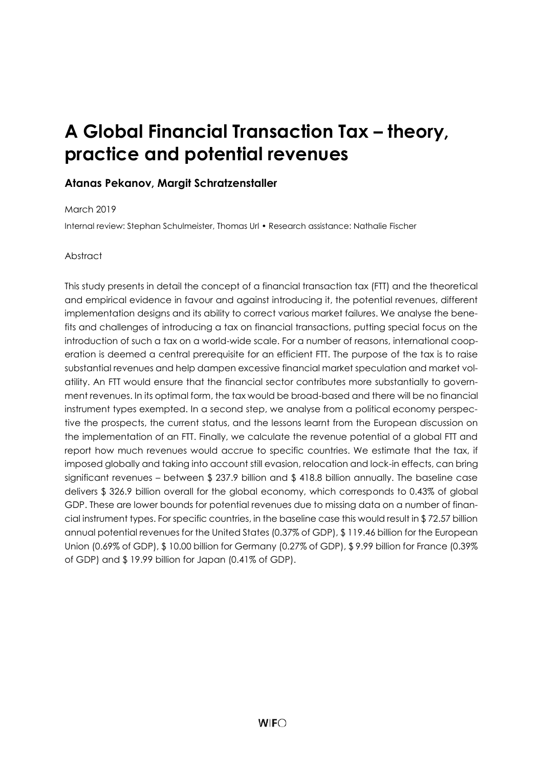# A Global Financial Transaction Tax – theory, practice and potential revenues

**Atanas Pekanov, Margit Schratzenstaller**

March 2019

Internal review: Stephan Schulmeister, Thomas Url • Research assistance: Nathalie Fischer

Abstract

This study presents in detail the concept of a financial transaction tax (FTT) and the theoretical and empirical evidence in favour and against introducing it, the potential revenues, different implementation designs and its ability to correct various market failures. We analyse the benefits and challenges of introducing a tax on financial transactions, putting special focus on the introduction of such a tax on a world-wide scale. For a number of reasons, international cooperation is deemed a central prerequisite for an efficient FTT. The purpose of the tax is to raise substantial revenues and help dampen excessive financial market speculation and market volatility. An FTT would ensure that the financial sector contributes more substantially to government revenues. In its optimal form, the tax would be broad-based and there will be no financial instrument types exempted. In a second step, we analyse from a political economy perspective the prospects, the current status, and the lessons learnt from the European discussion on the implementation of an FTT. Finally, we calculate the revenue potential of a global FTT and report how much revenues would accrue to specific countries. We estimate that the tax, if imposed globally and taking into account still evasion, relocation and lock-in effects, can bring significant revenues – between $ 237.9 billion and $ 418.8 billion annually. The baseline case delivers $ 326.9 billion overall for the global economy, which corresponds to 0.43% of global GDP. These are lower bounds for potential revenues due to missing data on a number of financial instrument types. For specific countries, in the baseline case this would result in $ 72.57 billion annual potential revenues for the United States (0.37% of GDP), $ 119.46 billion for the European Union (0.69% of GDP), $ 10.00 billion for Germany (0.27% of GDP), $ 9.99 billion for France (0.39% of GDP) and $ 19.99 billion for Japan (0.41% of GDP).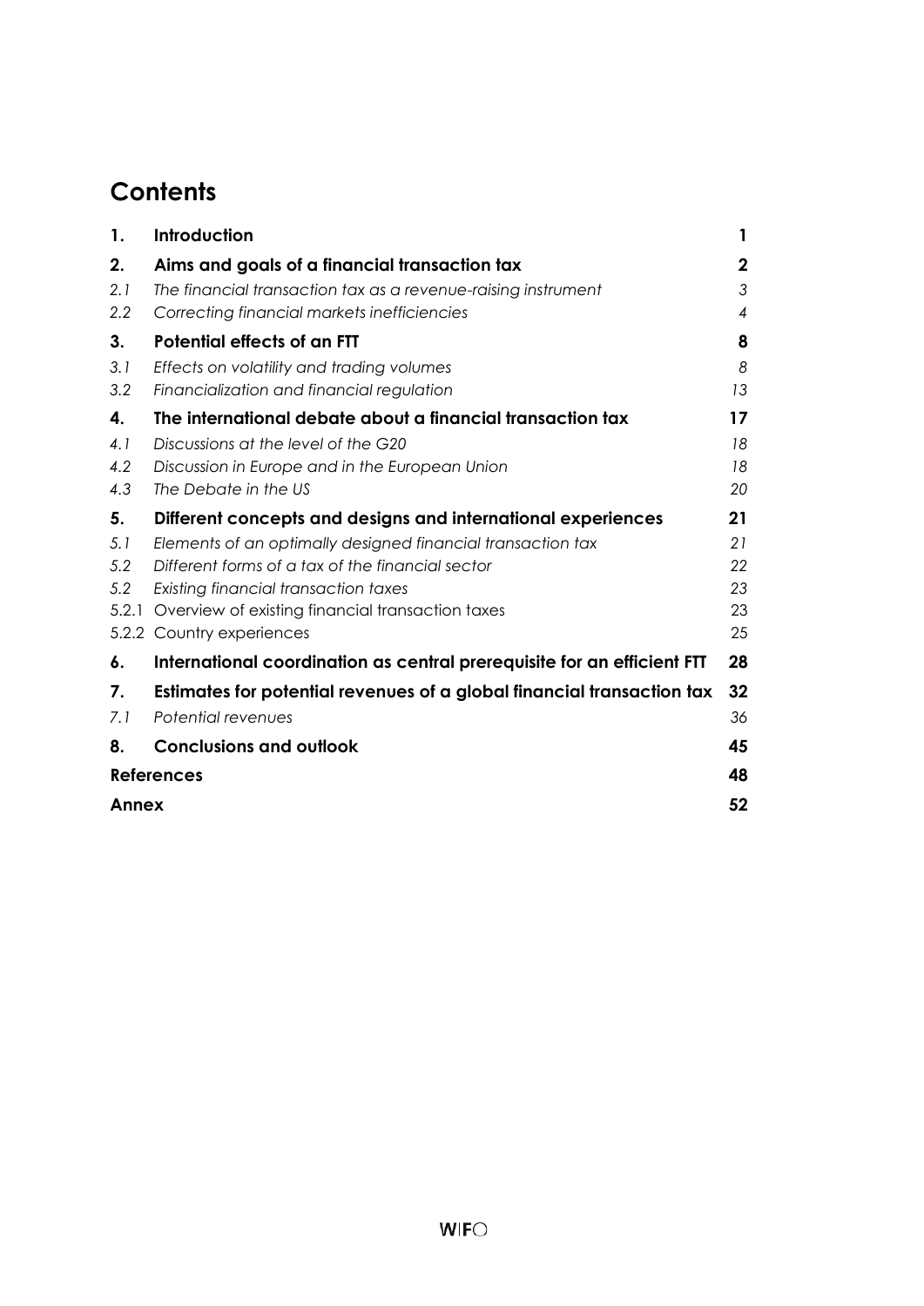# Contents

| | | |
|---|---|---|
| **1.** | **Introduction** | **1** |
| **2.** | **Aims and goals of a financial transaction tax** | **2** |
| *2.1* | *The financial transaction tax as a revenue-raising instrument* | *3* |
| *2.2* | *Correcting financial markets inefficiencies* | *4* |
| **3.** | **Potential effects of an FTT** | **8** |
| *3.1* | *Effects on volatility and trading volumes* | *8* |
| *3.2* | *Financialization and financial regulation* | *13* |
| **4.** | **The international debate about a financial transaction tax** | **17** |
| *4.1* | *Discussions at the level of the G20* | *18* |
| *4.2* | *Discussion in Europe and in the European Union* | *18* |
| *4.3* | *The Debate in the US* | *20* |
| **5.** | **Different concepts and designs and international experiences** | **21** |
| *5.1* | *Elements of an optimally designed financial transaction tax* | *21* |
| *5.2* | *Different forms of a tax of the financial sector* | *22* |
| *5.2* | *Existing financial transaction taxes* | *23* |
| 5.2.1 | Overview of existing financial transaction taxes | 23 |
| 5.2.2 | Country experiences | 25 |
| **6.** | **International coordination as central prerequisite for an efficient FTT** | **28** |
| **7.** | **Estimates for potential revenues of a global financial transaction tax** | **32** |
| *7.1* | *Potential revenues* | *36* |
| **8.** | **Conclusions and outlook** | **45** |
| **References** | | **48** |
| **Annex** | | **52** |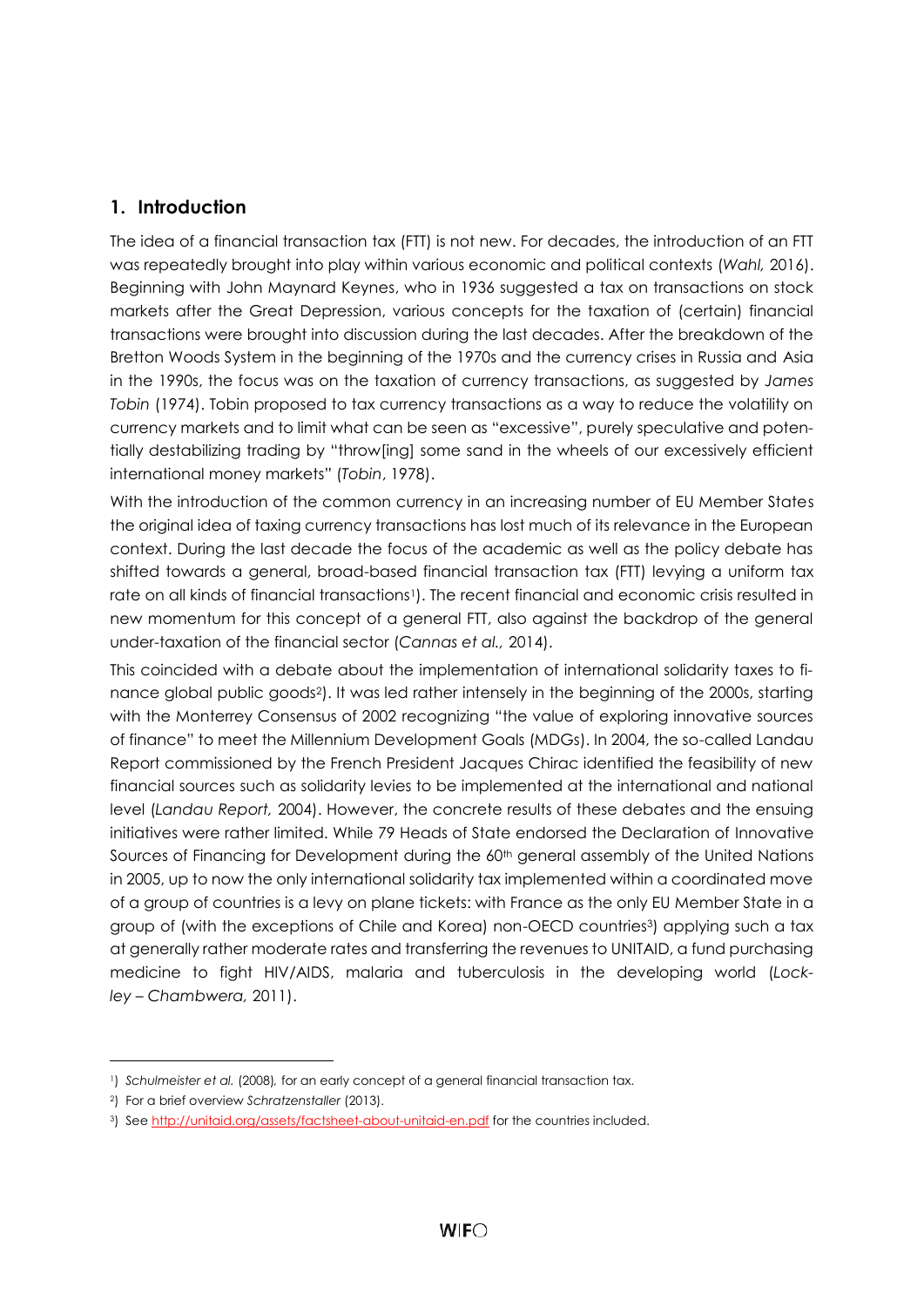## 1. Introduction

The idea of a financial transaction tax (FTT) is not new. For decades, the introduction of an FTT was repeatedly brought into play within various economic and political contexts (*Wahl,* 2016). Beginning with John Maynard Keynes, who in 1936 suggested a tax on transactions on stock markets after the Great Depression, various concepts for the taxation of (certain) financial transactions were brought into discussion during the last decades. After the breakdown of the Bretton Woods System in the beginning of the 1970s and the currency crises in Russia and Asia in the 1990s, the focus was on the taxation of currency transactions, as suggested by *James Tobin* (1974). Tobin proposed to tax currency transactions as a way to reduce the volatility on currency markets and to limit what can be seen as "excessive", purely speculative and potentially destabilizing trading by "throw[ing] some sand in the wheels of our excessively efficient international money markets" (*Tobin*, 1978).

With the introduction of the common currency in an increasing number of EU Member States the original idea of taxing currency transactions has lost much of its relevance in the European context. During the last decade the focus of the academic as well as the policy debate has shifted towards a general, broad-based financial transaction tax (FTT) levying a uniform tax rate on all kinds of financial transactions[1]). The recent financial and economic crisis resulted in new momentum for this concept of a general FTT, also against the backdrop of the general under-taxation of the financial sector (*Cannas et al.,* 2014).

This coincided with a debate about the implementation of international solidarity taxes to finance global public goods[2]). It was led rather intensely in the beginning of the 2000s, starting with the Monterrey Consensus of 2002 recognizing "the value of exploring innovative sources of finance" to meet the Millennium Development Goals (MDGs). In 2004, the so-called Landau Report commissioned by the French President Jacques Chirac identified the feasibility of new financial sources such as solidarity levies to be implemented at the international and national level (*Landau Report,* 2004). However, the concrete results of these debates and the ensuing initiatives were rather limited. While 79 Heads of State endorsed the Declaration of Innovative Sources of Financing for Development during the 60th general assembly of the United Nations in 2005, up to now the only international solidarity tax implemented within a coordinated move of a group of countries is a levy on plane tickets: with France as the only EU Member State in a group of (with the exceptions of Chile and Korea) non-OECD countries[3]) applying such a tax at generally rather moderate rates and transferring the revenues to UNITAID, a fund purchasing medicine to fight HIV/AIDS, malaria and tuberculosis in the developing world (*Lockley – Chambwera,* 2011).

---

[1]) *Schulmeister et al.* (2008), for an early concept of a general financial transaction tax.

[2]) For a brief overview *Schratzenstaller* (2013).

[3]) See http://unitaid.org/assets/factsheet-about-unitaid-en.pdf for the countries included.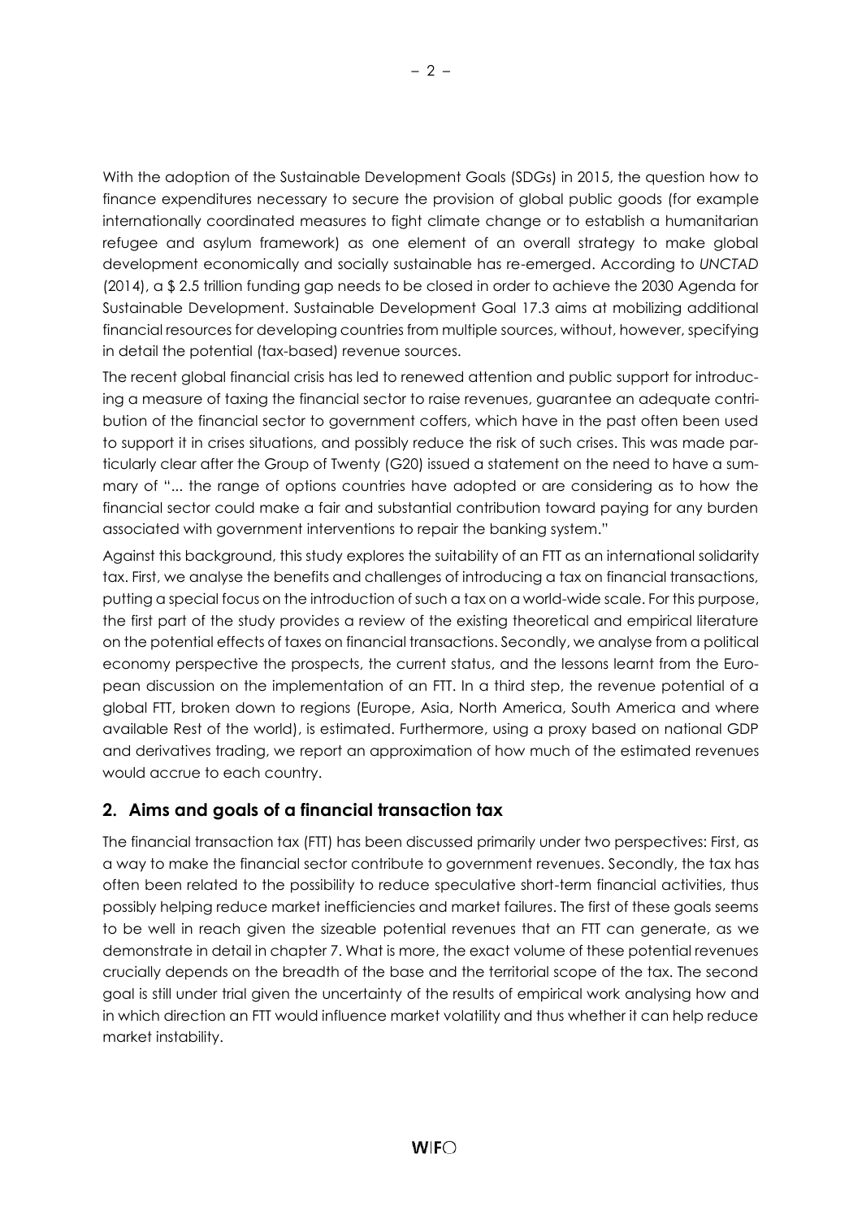With the adoption of the Sustainable Development Goals (SDGs) in 2015, the question how to finance expenditures necessary to secure the provision of global public goods (for example internationally coordinated measures to fight climate change or to establish a humanitarian refugee and asylum framework) as one element of an overall strategy to make global development economically and socially sustainable has re-emerged. According to *UNCTAD* (2014), a $ 2.5 trillion funding gap needs to be closed in order to achieve the 2030 Agenda for Sustainable Development. Sustainable Development Goal 17.3 aims at mobilizing additional financial resources for developing countries from multiple sources, without, however, specifying in detail the potential (tax-based) revenue sources.

The recent global financial crisis has led to renewed attention and public support for introducing a measure of taxing the financial sector to raise revenues, guarantee an adequate contribution of the financial sector to government coffers, which have in the past often been used to support it in crises situations, and possibly reduce the risk of such crises. This was made particularly clear after the Group of Twenty (G20) issued a statement on the need to have a summary of "... the range of options countries have adopted or are considering as to how the financial sector could make a fair and substantial contribution toward paying for any burden associated with government interventions to repair the banking system."

Against this background, this study explores the suitability of an FTT as an international solidarity tax. First, we analyse the benefits and challenges of introducing a tax on financial transactions, putting a special focus on the introduction of such a tax on a world-wide scale. For this purpose, the first part of the study provides a review of the existing theoretical and empirical literature on the potential effects of taxes on financial transactions. Secondly, we analyse from a political economy perspective the prospects, the current status, and the lessons learnt from the European discussion on the implementation of an FTT. In a third step, the revenue potential of a global FTT, broken down to regions (Europe, Asia, North America, South America and where available Rest of the world), is estimated. Furthermore, using a proxy based on national GDP and derivatives trading, we report an approximation of how much of the estimated revenues would accrue to each country.

## 2. Aims and goals of a financial transaction tax

The financial transaction tax (FTT) has been discussed primarily under two perspectives: First, as a way to make the financial sector contribute to government revenues. Secondly, the tax has often been related to the possibility to reduce speculative short-term financial activities, thus possibly helping reduce market inefficiencies and market failures. The first of these goals seems to be well in reach given the sizeable potential revenues that an FTT can generate, as we demonstrate in detail in chapter 7. What is more, the exact volume of these potential revenues crucially depends on the breadth of the base and the territorial scope of the tax. The second goal is still under trial given the uncertainty of the results of empirical work analysing how and in which direction an FTT would influence market volatility and thus whether it can help reduce market instability.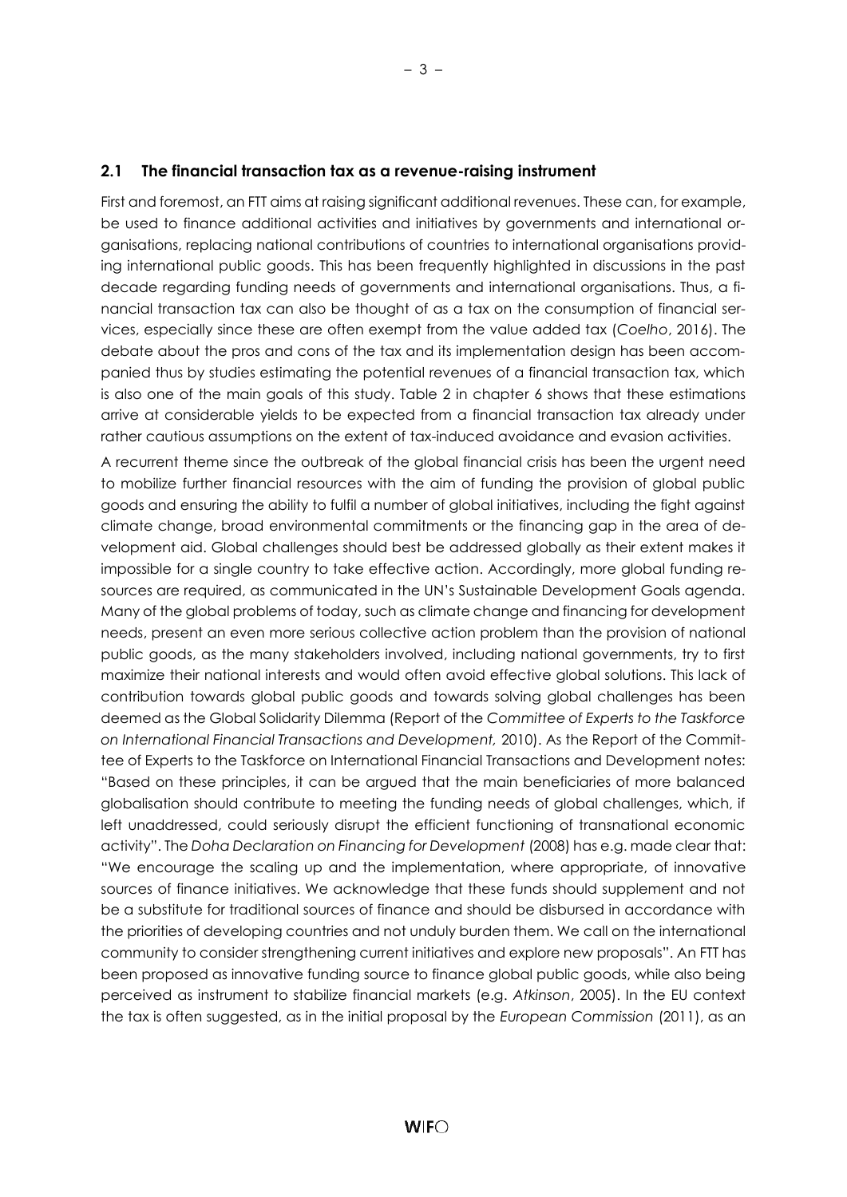## 2.1 The financial transaction tax as a revenue-raising instrument

First and foremost, an FTT aims at raising significant additional revenues. These can, for example, be used to finance additional activities and initiatives by governments and international organisations, replacing national contributions of countries to international organisations providing international public goods. This has been frequently highlighted in discussions in the past decade regarding funding needs of governments and international organisations. Thus, a financial transaction tax can also be thought of as a tax on the consumption of financial services, especially since these are often exempt from the value added tax (*Coelho*, 2016). The debate about the pros and cons of the tax and its implementation design has been accompanied thus by studies estimating the potential revenues of a financial transaction tax, which is also one of the main goals of this study. Table 2 in chapter 6 shows that these estimations arrive at considerable yields to be expected from a financial transaction tax already under rather cautious assumptions on the extent of tax-induced avoidance and evasion activities.

A recurrent theme since the outbreak of the global financial crisis has been the urgent need to mobilize further financial resources with the aim of funding the provision of global public goods and ensuring the ability to fulfil a number of global initiatives, including the fight against climate change, broad environmental commitments or the financing gap in the area of development aid. Global challenges should best be addressed globally as their extent makes it impossible for a single country to take effective action. Accordingly, more global funding resources are required, as communicated in the UN's Sustainable Development Goals agenda. Many of the global problems of today, such as climate change and financing for development needs, present an even more serious collective action problem than the provision of national public goods, as the many stakeholders involved, including national governments, try to first maximize their national interests and would often avoid effective global solutions. This lack of contribution towards global public goods and towards solving global challenges has been deemed as the Global Solidarity Dilemma (Report of the *Committee of Experts to the Taskforce on International Financial Transactions and Development,* 2010). As the Report of the Committee of Experts to the Taskforce on International Financial Transactions and Development notes: "Based on these principles, it can be argued that the main beneficiaries of more balanced globalisation should contribute to meeting the funding needs of global challenges, which, if left unaddressed, could seriously disrupt the efficient functioning of transnational economic activity". The *Doha Declaration on Financing for Development* (2008) has e.g. made clear that: "We encourage the scaling up and the implementation, where appropriate, of innovative sources of finance initiatives. We acknowledge that these funds should supplement and not be a substitute for traditional sources of finance and should be disbursed in accordance with the priorities of developing countries and not unduly burden them. We call on the international community to consider strengthening current initiatives and explore new proposals". An FTT has been proposed as innovative funding source to finance global public goods, while also being perceived as instrument to stabilize financial markets (e.g. *Atkinson*, 2005). In the EU context the tax is often suggested, as in the initial proposal by the *European Commission* (2011), as an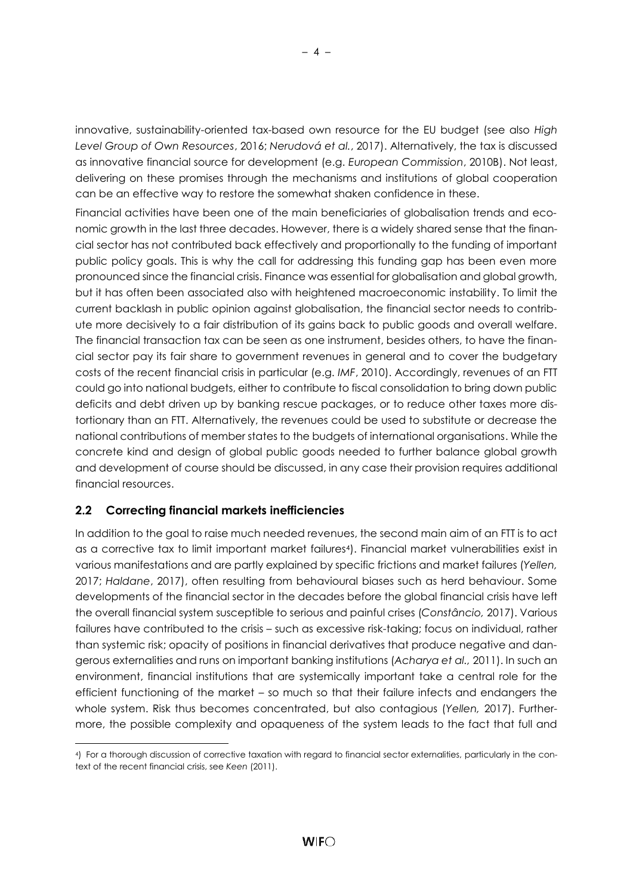innovative, sustainability-oriented tax-based own resource for the EU budget (see also *High Level Group of Own Resources*, 2016; *Nerudová et al.*, 2017). Alternatively, the tax is discussed as innovative financial source for development (e.g. *European Commission*, 2010B). Not least, delivering on these promises through the mechanisms and institutions of global cooperation can be an effective way to restore the somewhat shaken confidence in these.

Financial activities have been one of the main beneficiaries of globalisation trends and economic growth in the last three decades. However, there is a widely shared sense that the financial sector has not contributed back effectively and proportionally to the funding of important public policy goals. This is why the call for addressing this funding gap has been even more pronounced since the financial crisis. Finance was essential for globalisation and global growth, but it has often been associated also with heightened macroeconomic instability. To limit the current backlash in public opinion against globalisation, the financial sector needs to contribute more decisively to a fair distribution of its gains back to public goods and overall welfare. The financial transaction tax can be seen as one instrument, besides others, to have the financial sector pay its fair share to government revenues in general and to cover the budgetary costs of the recent financial crisis in particular (e.g. *IMF*, 2010). Accordingly, revenues of an FTT could go into national budgets, either to contribute to fiscal consolidation to bring down public deficits and debt driven up by banking rescue packages, or to reduce other taxes more distortionary than an FTT. Alternatively, the revenues could be used to substitute or decrease the national contributions of member states to the budgets of international organisations. While the concrete kind and design of global public goods needed to further balance global growth and development of course should be discussed, in any case their provision requires additional financial resources.

## 2.2 Correcting financial markets inefficiencies

In addition to the goal to raise much needed revenues, the second main aim of an FTT is to act as a corrective tax to limit important market failures[4]). Financial market vulnerabilities exist in various manifestations and are partly explained by specific frictions and market failures (*Yellen,* 2017; *Haldane*, 2017), often resulting from behavioural biases such as herd behaviour. Some developments of the financial sector in the decades before the global financial crisis have left the overall financial system susceptible to serious and painful crises (*Constâncio,* 2017). Various failures have contributed to the crisis – such as excessive risk-taking; focus on individual, rather than systemic risk; opacity of positions in financial derivatives that produce negative and dangerous externalities and runs on important banking institutions (*Acharya et al.,* 2011). In such an environment, financial institutions that are systemically important take a central role for the efficient functioning of the market – so much so that their failure infects and endangers the whole system. Risk thus becomes concentrated, but also contagious (*Yellen,* 2017). Furthermore, the possible complexity and opaqueness of the system leads to the fact that full and

---

[4]) For a thorough discussion of corrective taxation with regard to financial sector externalities, particularly in the context of the recent financial crisis, see *Keen* (2011).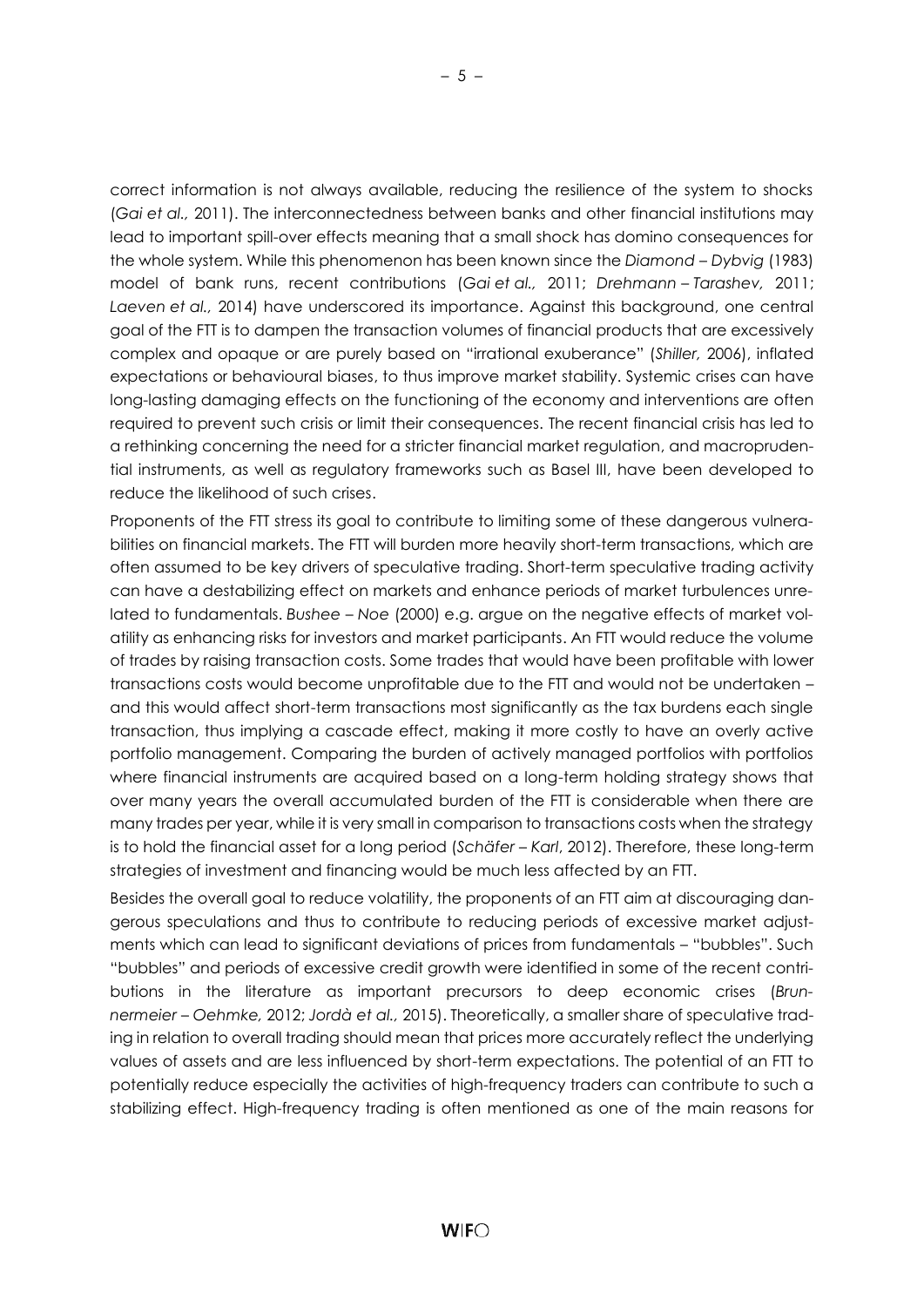correct information is not always available, reducing the resilience of the system to shocks (*Gai et al.,* 2011). The interconnectedness between banks and other financial institutions may lead to important spill-over effects meaning that a small shock has domino consequences for the whole system. While this phenomenon has been known since the *Diamond – Dybvig* (1983) model of bank runs, recent contributions (*Gai et al.,* 2011; *Drehmann – Tarashev,* 2011; *Laeven et al.,* 2014) have underscored its importance. Against this background, one central goal of the FTT is to dampen the transaction volumes of financial products that are excessively complex and opaque or are purely based on "irrational exuberance" (*Shiller,* 2006), inflated expectations or behavioural biases, to thus improve market stability. Systemic crises can have long-lasting damaging effects on the functioning of the economy and interventions are often required to prevent such crisis or limit their consequences. The recent financial crisis has led to a rethinking concerning the need for a stricter financial market regulation, and macroprudential instruments, as well as regulatory frameworks such as Basel III, have been developed to reduce the likelihood of such crises.

Proponents of the FTT stress its goal to contribute to limiting some of these dangerous vulnerabilities on financial markets. The FTT will burden more heavily short-term transactions, which are often assumed to be key drivers of speculative trading. Short-term speculative trading activity can have a destabilizing effect on markets and enhance periods of market turbulences unrelated to fundamentals. *Bushee – Noe* (2000) e.g. argue on the negative effects of market volatility as enhancing risks for investors and market participants. An FTT would reduce the volume of trades by raising transaction costs. Some trades that would have been profitable with lower transactions costs would become unprofitable due to the FTT and would not be undertaken – and this would affect short-term transactions most significantly as the tax burdens each single transaction, thus implying a cascade effect, making it more costly to have an overly active portfolio management. Comparing the burden of actively managed portfolios with portfolios where financial instruments are acquired based on a long-term holding strategy shows that over many years the overall accumulated burden of the FTT is considerable when there are many trades per year, while it is very small in comparison to transactions costs when the strategy is to hold the financial asset for a long period (*Schäfer – Karl*, 2012). Therefore, these long-term strategies of investment and financing would be much less affected by an FTT.

Besides the overall goal to reduce volatility, the proponents of an FTT aim at discouraging dangerous speculations and thus to contribute to reducing periods of excessive market adjustments which can lead to significant deviations of prices from fundamentals – "bubbles". Such "bubbles" and periods of excessive credit growth were identified in some of the recent contributions in the literature as important precursors to deep economic crises (*Brunnermeier – Oehmke,* 2012; *Jordà et al.,* 2015). Theoretically, a smaller share of speculative trading in relation to overall trading should mean that prices more accurately reflect the underlying values of assets and are less influenced by short-term expectations. The potential of an FTT to potentially reduce especially the activities of high-frequency traders can contribute to such a stabilizing effect. High-frequency trading is often mentioned as one of the main reasons for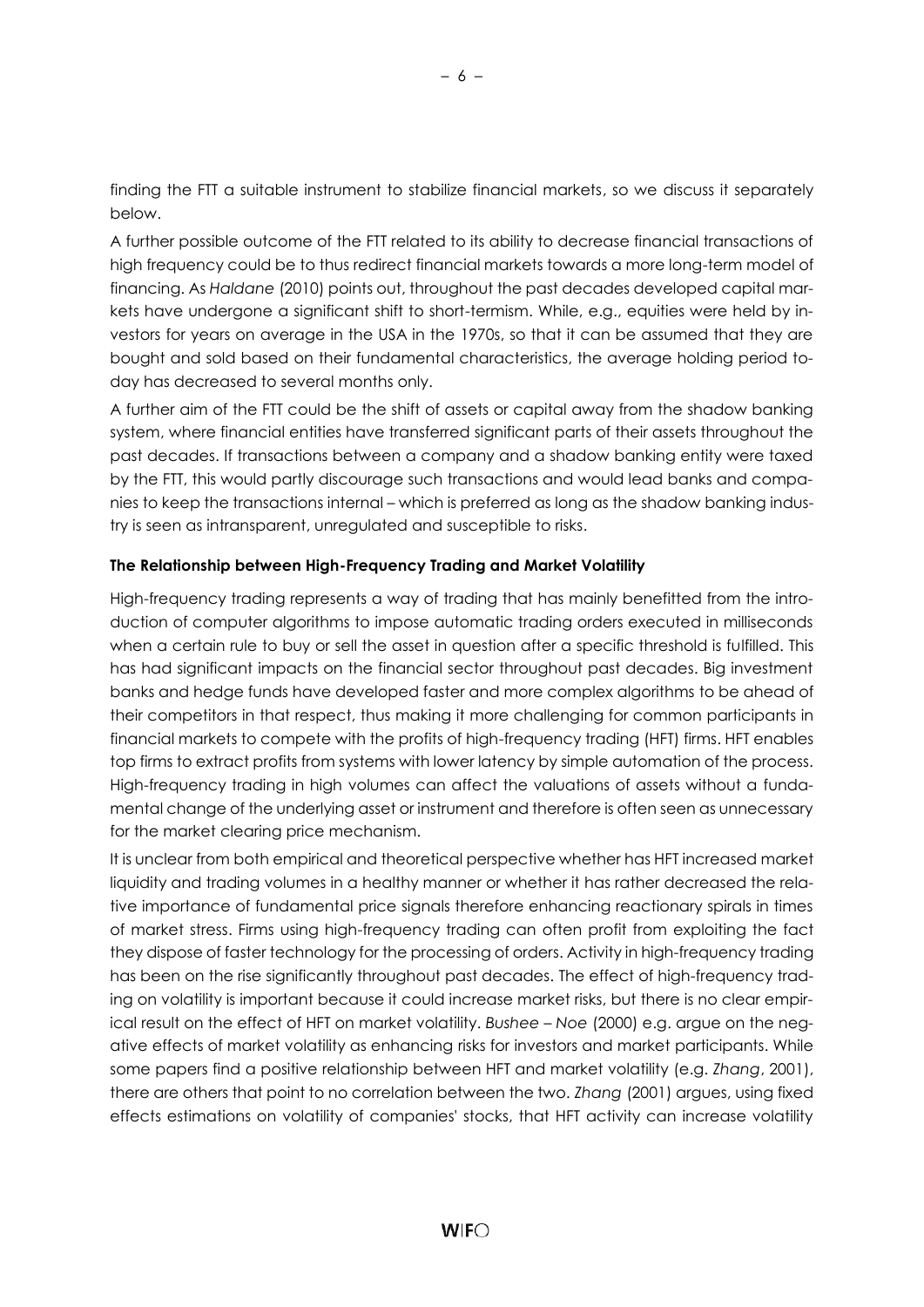finding the FTT a suitable instrument to stabilize financial markets, so we discuss it separately below.

A further possible outcome of the FTT related to its ability to decrease financial transactions of high frequency could be to thus redirect financial markets towards a more long-term model of financing. As *Haldane* (2010) points out, throughout the past decades developed capital markets have undergone a significant shift to short-termism. While, e.g., equities were held by investors for years on average in the USA in the 1970s, so that it can be assumed that they are bought and sold based on their fundamental characteristics, the average holding period today has decreased to several months only.

A further aim of the FTT could be the shift of assets or capital away from the shadow banking system, where financial entities have transferred significant parts of their assets throughout the past decades. If transactions between a company and a shadow banking entity were taxed by the FTT, this would partly discourage such transactions and would lead banks and companies to keep the transactions internal – which is preferred as long as the shadow banking industry is seen as intransparent, unregulated and susceptible to risks.

**The Relationship between High-Frequency Trading and Market Volatility**

High-frequency trading represents a way of trading that has mainly benefitted from the introduction of computer algorithms to impose automatic trading orders executed in milliseconds when a certain rule to buy or sell the asset in question after a specific threshold is fulfilled. This has had significant impacts on the financial sector throughout past decades. Big investment banks and hedge funds have developed faster and more complex algorithms to be ahead of their competitors in that respect, thus making it more challenging for common participants in financial markets to compete with the profits of high-frequency trading (HFT) firms. HFT enables top firms to extract profits from systems with lower latency by simple automation of the process. High-frequency trading in high volumes can affect the valuations of assets without a fundamental change of the underlying asset or instrument and therefore is often seen as unnecessary for the market clearing price mechanism.

It is unclear from both empirical and theoretical perspective whether has HFT increased market liquidity and trading volumes in a healthy manner or whether it has rather decreased the relative importance of fundamental price signals therefore enhancing reactionary spirals in times of market stress. Firms using high-frequency trading can often profit from exploiting the fact they dispose of faster technology for the processing of orders. Activity in high-frequency trading has been on the rise significantly throughout past decades. The effect of high-frequency trading on volatility is important because it could increase market risks, but there is no clear empirical result on the effect of HFT on market volatility. *Bushee – Noe* (2000) e.g. argue on the negative effects of market volatility as enhancing risks for investors and market participants. While some papers find a positive relationship between HFT and market volatility (e.g. *Zhang*, 2001), there are others that point to no correlation between the two. *Zhang* (2001) argues, using fixed effects estimations on volatility of companies' stocks, that HFT activity can increase volatility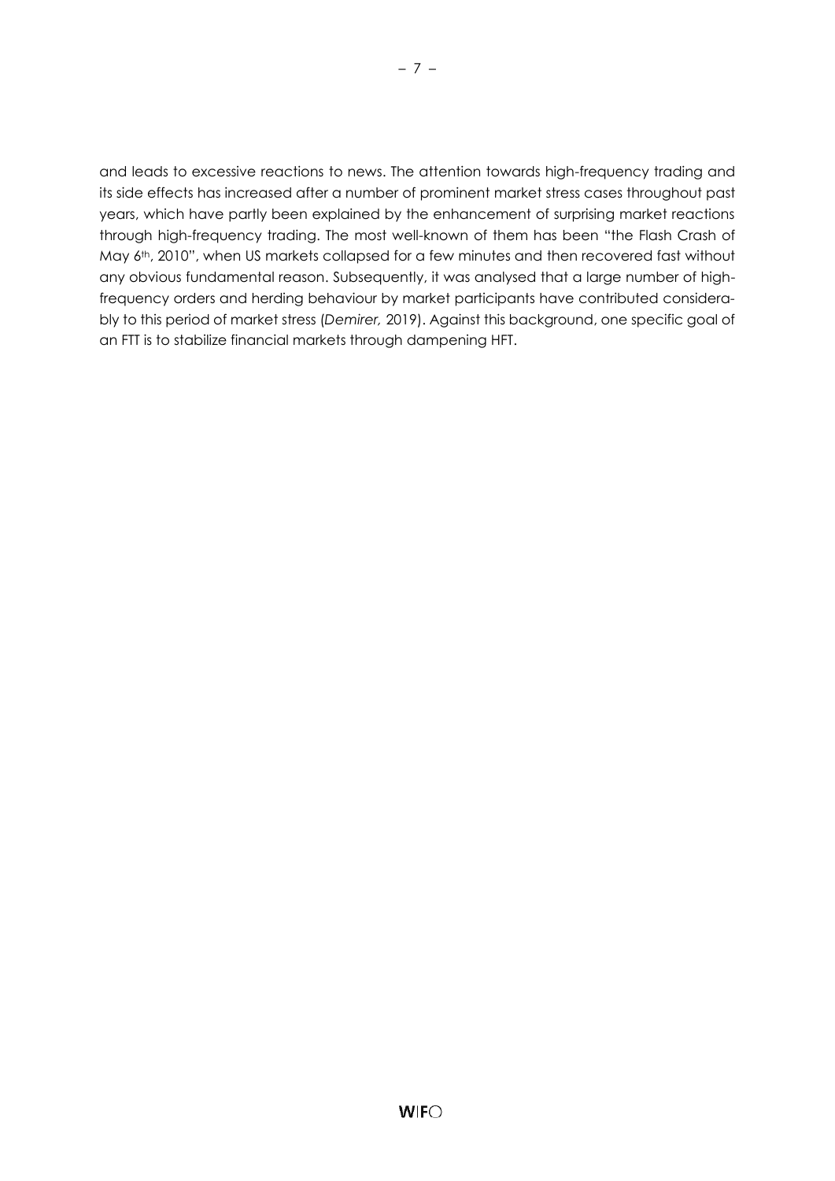and leads to excessive reactions to news. The attention towards high-frequency trading and its side effects has increased after a number of prominent market stress cases throughout past years, which have partly been explained by the enhancement of surprising market reactions through high-frequency trading. The most well-known of them has been "the Flash Crash of May 6th, 2010", when US markets collapsed for a few minutes and then recovered fast without any obvious fundamental reason. Subsequently, it was analysed that a large number of high-frequency orders and herding behaviour by market participants have contributed considerably to this period of market stress (*Demirer,* 2019). Against this background, one specific goal of an FTT is to stabilize financial markets through dampening HFT.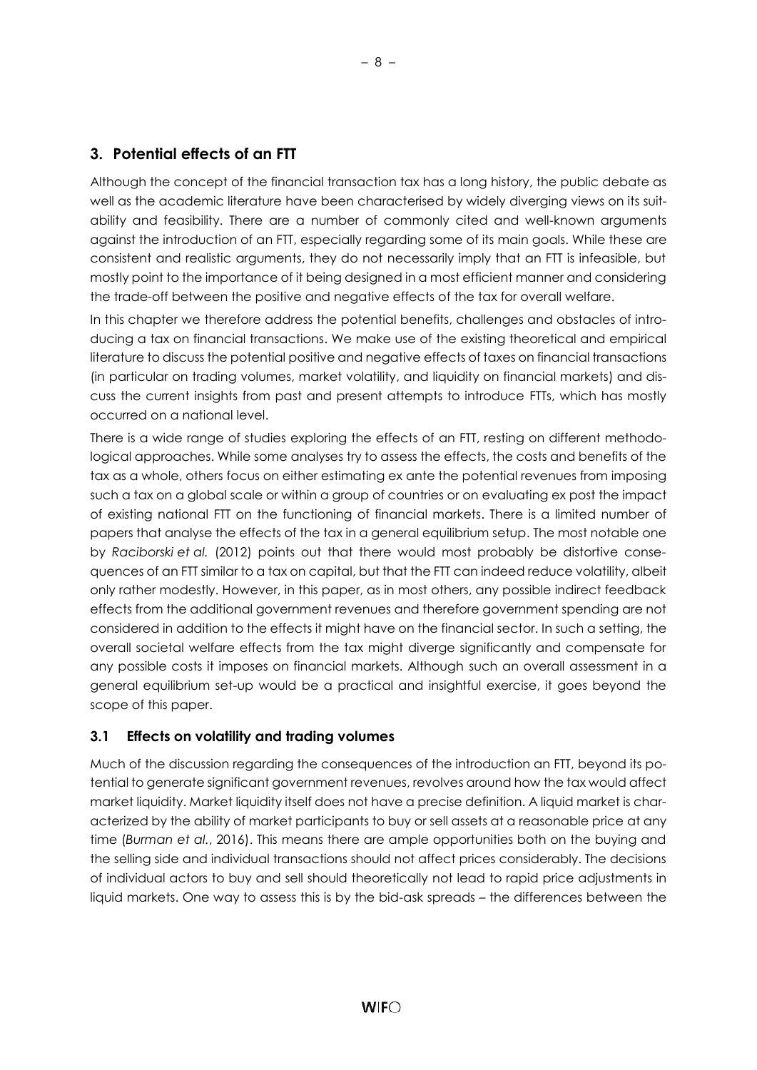## 3. Potential effects of an FTT

Although the concept of the financial transaction tax has a long history, the public debate as well as the academic literature have been characterised by widely diverging views on its suitability and feasibility. There are a number of commonly cited and well-known arguments against the introduction of an FTT, especially regarding some of its main goals. While these are consistent and realistic arguments, they do not necessarily imply that an FTT is infeasible, but mostly point to the importance of it being designed in a most efficient manner and considering the trade-off between the positive and negative effects of the tax for overall welfare.

In this chapter we therefore address the potential benefits, challenges and obstacles of introducing a tax on financial transactions. We make use of the existing theoretical and empirical literature to discuss the potential positive and negative effects of taxes on financial transactions (in particular on trading volumes, market volatility, and liquidity on financial markets) and discuss the current insights from past and present attempts to introduce FTTs, which has mostly occurred on a national level.

There is a wide range of studies exploring the effects of an FTT, resting on different methodological approaches. While some analyses try to assess the effects, the costs and benefits of the tax as a whole, others focus on either estimating ex ante the potential revenues from imposing such a tax on a global scale or within a group of countries or on evaluating ex post the impact of existing national FTT on the functioning of financial markets. There is a limited number of papers that analyse the effects of the tax in a general equilibrium setup. The most notable one by *Raciborski et al.* (2012) points out that there would most probably be distortive consequences of an FTT similar to a tax on capital, but that the FTT can indeed reduce volatility, albeit only rather modestly. However, in this paper, as in most others, any possible indirect feedback effects from the additional government revenues and therefore government spending are not considered in addition to the effects it might have on the financial sector. In such a setting, the overall societal welfare effects from the tax might diverge significantly and compensate for any possible costs it imposes on financial markets. Although such an overall assessment in a general equilibrium set-up would be a practical and insightful exercise, it goes beyond the scope of this paper.

### 3.1 Effects on volatility and trading volumes

Much of the discussion regarding the consequences of the introduction an FTT, beyond its potential to generate significant government revenues, revolves around how the tax would affect market liquidity. Market liquidity itself does not have a precise definition. A liquid market is characterized by the ability of market participants to buy or sell assets at a reasonable price at any time (*Burman et al.*, 2016). This means there are ample opportunities both on the buying and the selling side and individual transactions should not affect prices considerably. The decisions of individual actors to buy and sell should theoretically not lead to rapid price adjustments in liquid markets. One way to assess this is by the bid-ask spreads – the differences between the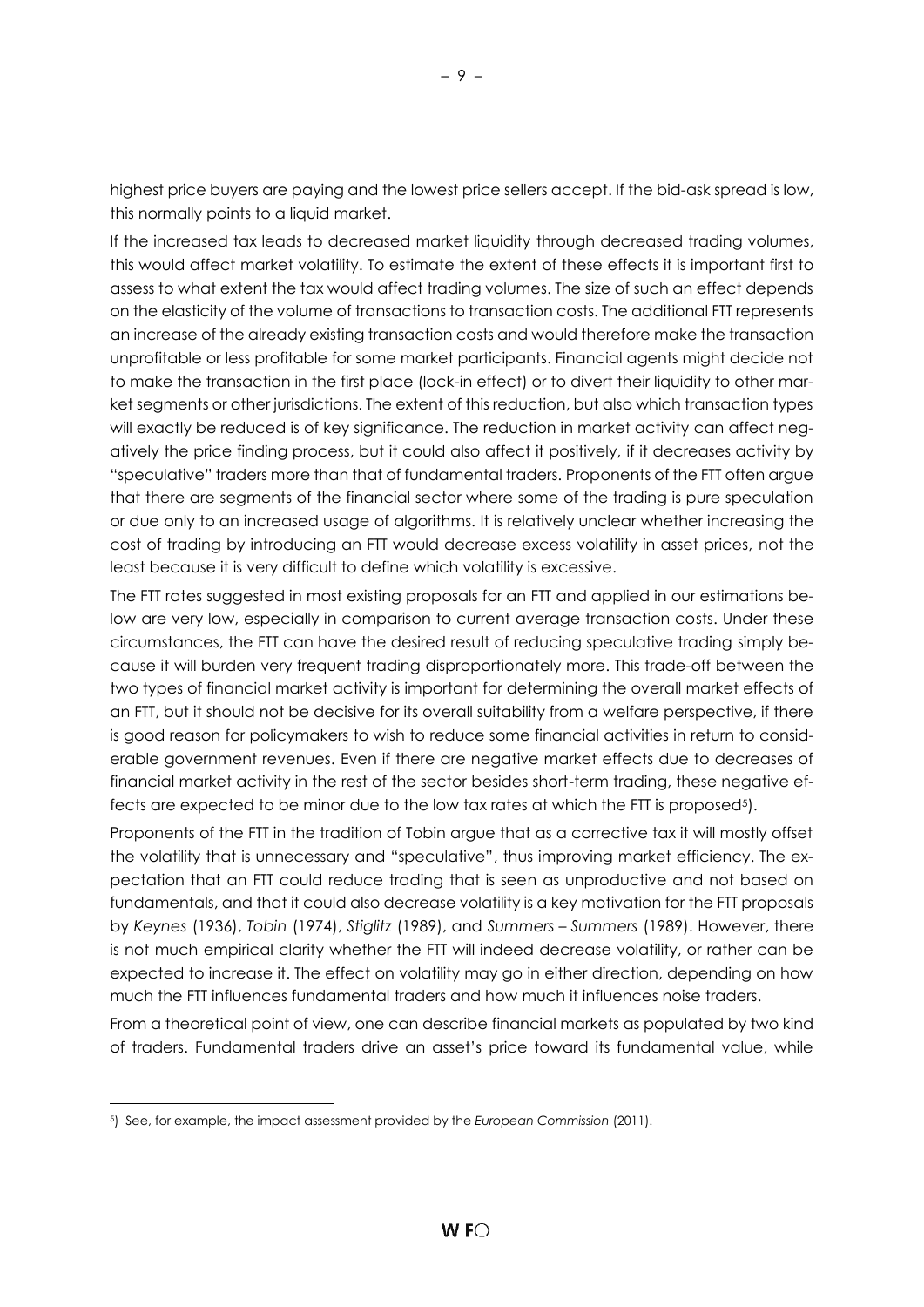highest price buyers are paying and the lowest price sellers accept. If the bid-ask spread is low, this normally points to a liquid market.

If the increased tax leads to decreased market liquidity through decreased trading volumes, this would affect market volatility. To estimate the extent of these effects it is important first to assess to what extent the tax would affect trading volumes. The size of such an effect depends on the elasticity of the volume of transactions to transaction costs. The additional FTT represents an increase of the already existing transaction costs and would therefore make the transaction unprofitable or less profitable for some market participants. Financial agents might decide not to make the transaction in the first place (lock-in effect) or to divert their liquidity to other market segments or other jurisdictions. The extent of this reduction, but also which transaction types will exactly be reduced is of key significance. The reduction in market activity can affect negatively the price finding process, but it could also affect it positively, if it decreases activity by "speculative" traders more than that of fundamental traders. Proponents of the FTT often argue that there are segments of the financial sector where some of the trading is pure speculation or due only to an increased usage of algorithms. It is relatively unclear whether increasing the cost of trading by introducing an FTT would decrease excess volatility in asset prices, not the least because it is very difficult to define which volatility is excessive.

The FTT rates suggested in most existing proposals for an FTT and applied in our estimations below are very low, especially in comparison to current average transaction costs. Under these circumstances, the FTT can have the desired result of reducing speculative trading simply because it will burden very frequent trading disproportionately more. This trade-off between the two types of financial market activity is important for determining the overall market effects of an FTT, but it should not be decisive for its overall suitability from a welfare perspective, if there is good reason for policymakers to wish to reduce some financial activities in return to considerable government revenues. Even if there are negative market effects due to decreases of financial market activity in the rest of the sector besides short-term trading, these negative effects are expected to be minor due to the low tax rates at which the FTT is proposed[5]).

Proponents of the FTT in the tradition of Tobin argue that as a corrective tax it will mostly offset the volatility that is unnecessary and "speculative", thus improving market efficiency. The expectation that an FTT could reduce trading that is seen as unproductive and not based on fundamentals, and that it could also decrease volatility is a key motivation for the FTT proposals by *Keynes* (1936), *Tobin* (1974), *Stiglitz* (1989), and *Summers – Summers* (1989). However, there is not much empirical clarity whether the FTT will indeed decrease volatility, or rather can be expected to increase it. The effect on volatility may go in either direction, depending on how much the FTT influences fundamental traders and how much it influences noise traders.

From a theoretical point of view, one can describe financial markets as populated by two kind of traders. Fundamental traders drive an asset's price toward its fundamental value, while

---

[5]) See, for example, the impact assessment provided by the *European Commission* (2011).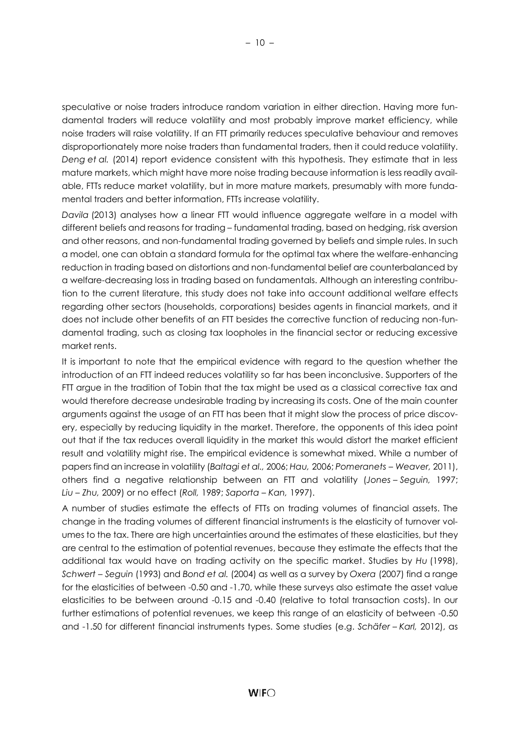speculative or noise traders introduce random variation in either direction. Having more fundamental traders will reduce volatility and most probably improve market efficiency, while noise traders will raise volatility. If an FTT primarily reduces speculative behaviour and removes disproportionately more noise traders than fundamental traders, then it could reduce volatility. *Deng et al.* (2014) report evidence consistent with this hypothesis. They estimate that in less mature markets, which might have more noise trading because information is less readily available, FTTs reduce market volatility, but in more mature markets, presumably with more fundamental traders and better information, FTTs increase volatility.

*Davila* (2013) analyses how a linear FTT would influence aggregate welfare in a model with different beliefs and reasons for trading – fundamental trading, based on hedging, risk aversion and other reasons, and non-fundamental trading governed by beliefs and simple rules. In such a model, one can obtain a standard formula for the optimal tax where the welfare-enhancing reduction in trading based on distortions and non-fundamental belief are counterbalanced by a welfare-decreasing loss in trading based on fundamentals. Although an interesting contribution to the current literature, this study does not take into account additional welfare effects regarding other sectors (households, corporations) besides agents in financial markets, and it does not include other benefits of an FTT besides the corrective function of reducing non-fundamental trading, such as closing tax loopholes in the financial sector or reducing excessive market rents.

It is important to note that the empirical evidence with regard to the question whether the introduction of an FTT indeed reduces volatility so far has been inconclusive. Supporters of the FTT argue in the tradition of Tobin that the tax might be used as a classical corrective tax and would therefore decrease undesirable trading by increasing its costs. One of the main counter arguments against the usage of an FTT has been that it might slow the process of price discovery, especially by reducing liquidity in the market. Therefore, the opponents of this idea point out that if the tax reduces overall liquidity in the market this would distort the market efficient result and volatility might rise. The empirical evidence is somewhat mixed. While a number of papers find an increase in volatility (*Baltagi et al.,* 2006; *Hau,* 2006; *Pomeranets – Weaver,* 2011), others find a negative relationship between an FTT and volatility (*Jones – Seguin,* 1997; *Liu – Zhu,* 2009) or no effect (*Roll,* 1989; *Saporta – Kan,* 1997).

A number of studies estimate the effects of FTTs on trading volumes of financial assets. The change in the trading volumes of different financial instruments is the elasticity of turnover volumes to the tax. There are high uncertainties around the estimates of these elasticities, but they are central to the estimation of potential revenues, because they estimate the effects that the additional tax would have on trading activity on the specific market. Studies by *Hu* (1998), *Schwert – Seguin* (1993) and *Bond et al.* (2004) as well as a survey by *Oxera* (2007) find a range for the elasticities of between -0.50 and -1.70, while these surveys also estimate the asset value elasticities to be between around -0.15 and -0.40 (relative to total transaction costs). In our further estimations of potential revenues, we keep this range of an elasticity of between -0.50 and -1.50 for different financial instruments types. Some studies (e.g. *Schäfer – Karl,* 2012), as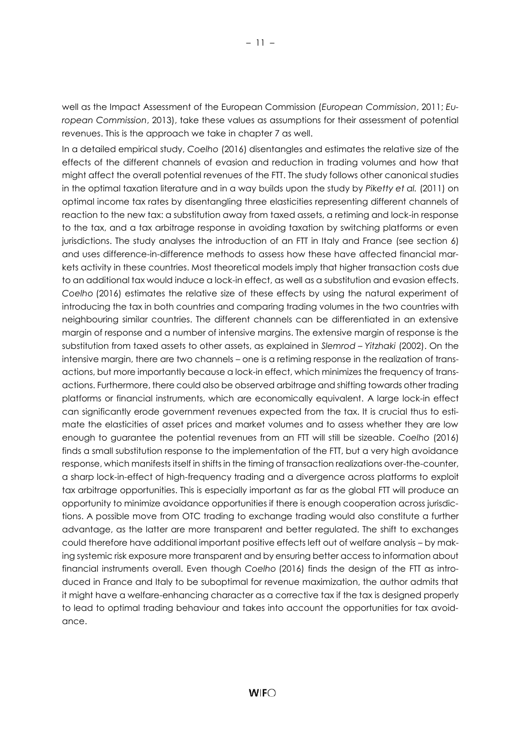well as the Impact Assessment of the European Commission (*European Commission*, 2011; *European Commission*, 2013), take these values as assumptions for their assessment of potential revenues. This is the approach we take in chapter 7 as well.

In a detailed empirical study, *Coelho* (2016) disentangles and estimates the relative size of the effects of the different channels of evasion and reduction in trading volumes and how that might affect the overall potential revenues of the FTT. The study follows other canonical studies in the optimal taxation literature and in a way builds upon the study by *Piketty et al.* (2011) on optimal income tax rates by disentangling three elasticities representing different channels of reaction to the new tax: a substitution away from taxed assets, a retiming and lock-in response to the tax, and a tax arbitrage response in avoiding taxation by switching platforms or even jurisdictions. The study analyses the introduction of an FTT in Italy and France (see section 6) and uses difference-in-difference methods to assess how these have affected financial markets activity in these countries. Most theoretical models imply that higher transaction costs due to an additional tax would induce a lock-in effect, as well as a substitution and evasion effects. *Coelho* (2016) estimates the relative size of these effects by using the natural experiment of introducing the tax in both countries and comparing trading volumes in the two countries with neighbouring similar countries. The different channels can be differentiated in an extensive margin of response and a number of intensive margins. The extensive margin of response is the substitution from taxed assets to other assets, as explained in *Slemrod – Yitzhaki* (2002). On the intensive margin, there are two channels – one is a retiming response in the realization of transactions, but more importantly because a lock-in effect, which minimizes the frequency of transactions. Furthermore, there could also be observed arbitrage and shifting towards other trading platforms or financial instruments, which are economically equivalent. A large lock-in effect can significantly erode government revenues expected from the tax. It is crucial thus to estimate the elasticities of asset prices and market volumes and to assess whether they are low enough to guarantee the potential revenues from an FTT will still be sizeable. *Coelho* (2016) finds a small substitution response to the implementation of the FTT, but a very high avoidance response, which manifests itself in shifts in the timing of transaction realizations over-the-counter, a sharp lock-in-effect of high-frequency trading and a divergence across platforms to exploit tax arbitrage opportunities. This is especially important as far as the global FTT will produce an opportunity to minimize avoidance opportunities if there is enough cooperation across jurisdictions. A possible move from OTC trading to exchange trading would also constitute a further advantage, as the latter are more transparent and better regulated. The shift to exchanges could therefore have additional important positive effects left out of welfare analysis – by making systemic risk exposure more transparent and by ensuring better access to information about financial instruments overall. Even though *Coelho* (2016) finds the design of the FTT as introduced in France and Italy to be suboptimal for revenue maximization, the author admits that it might have a welfare-enhancing character as a corrective tax if the tax is designed properly to lead to optimal trading behaviour and takes into account the opportunities for tax avoidance.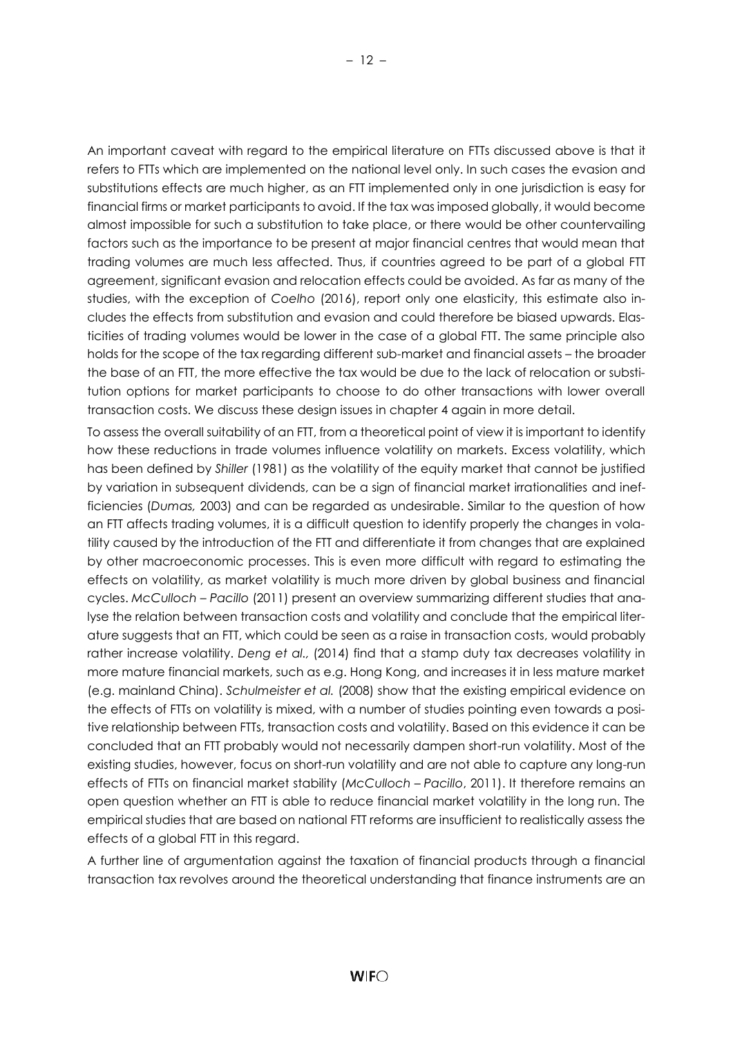An important caveat with regard to the empirical literature on FTTs discussed above is that it refers to FTTs which are implemented on the national level only. In such cases the evasion and substitutions effects are much higher, as an FTT implemented only in one jurisdiction is easy for financial firms or market participants to avoid. If the tax was imposed globally, it would become almost impossible for such a substitution to take place, or there would be other countervailing factors such as the importance to be present at major financial centres that would mean that trading volumes are much less affected. Thus, if countries agreed to be part of a global FTT agreement, significant evasion and relocation effects could be avoided. As far as many of the studies, with the exception of *Coelho* (2016), report only one elasticity, this estimate also includes the effects from substitution and evasion and could therefore be biased upwards. Elasticities of trading volumes would be lower in the case of a global FTT. The same principle also holds for the scope of the tax regarding different sub-market and financial assets – the broader the base of an FTT, the more effective the tax would be due to the lack of relocation or substitution options for market participants to choose to do other transactions with lower overall transaction costs. We discuss these design issues in chapter 4 again in more detail.

To assess the overall suitability of an FTT, from a theoretical point of view it is important to identify how these reductions in trade volumes influence volatility on markets. Excess volatility, which has been defined by *Shiller* (1981) as the volatility of the equity market that cannot be justified by variation in subsequent dividends, can be a sign of financial market irrationalities and inefficiencies (*Dumas,* 2003) and can be regarded as undesirable. Similar to the question of how an FTT affects trading volumes, it is a difficult question to identify properly the changes in volatility caused by the introduction of the FTT and differentiate it from changes that are explained by other macroeconomic processes. This is even more difficult with regard to estimating the effects on volatility, as market volatility is much more driven by global business and financial cycles. *McCulloch – Pacillo* (2011) present an overview summarizing different studies that analyse the relation between transaction costs and volatility and conclude that the empirical literature suggests that an FTT, which could be seen as a raise in transaction costs, would probably rather increase volatility. *Deng et al.,* (2014) find that a stamp duty tax decreases volatility in more mature financial markets, such as e.g. Hong Kong, and increases it in less mature market (e.g. mainland China). *Schulmeister et al.* (2008) show that the existing empirical evidence on the effects of FTTs on volatility is mixed, with a number of studies pointing even towards a positive relationship between FTTs, transaction costs and volatility. Based on this evidence it can be concluded that an FTT probably would not necessarily dampen short-run volatility. Most of the existing studies, however, focus on short-run volatility and are not able to capture any long-run effects of FTTs on financial market stability (*McCulloch – Pacillo*, 2011). It therefore remains an open question whether an FTT is able to reduce financial market volatility in the long run. The empirical studies that are based on national FTT reforms are insufficient to realistically assess the effects of a global FTT in this regard.

A further line of argumentation against the taxation of financial products through a financial transaction tax revolves around the theoretical understanding that finance instruments are an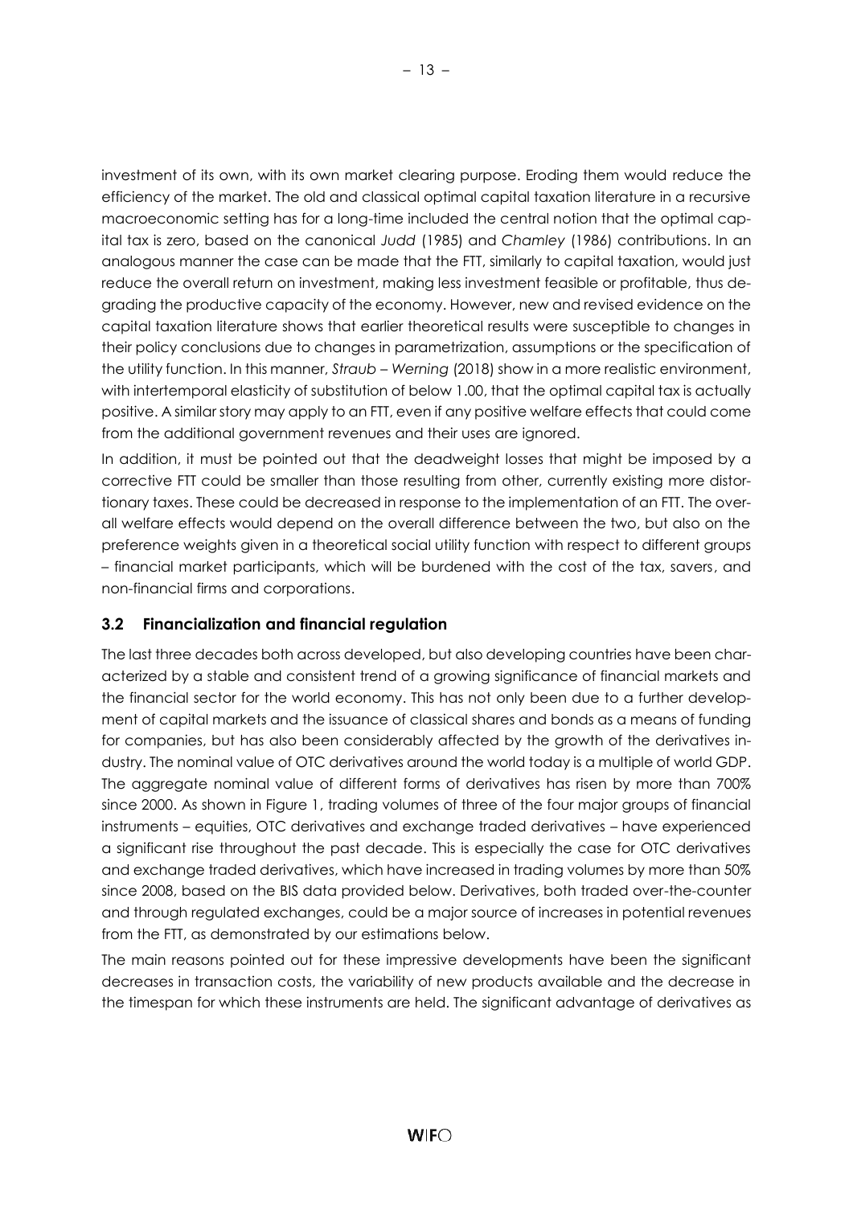investment of its own, with its own market clearing purpose. Eroding them would reduce the efficiency of the market. The old and classical optimal capital taxation literature in a recursive macroeconomic setting has for a long-time included the central notion that the optimal capital tax is zero, based on the canonical *Judd* (1985) and *Chamley* (1986) contributions. In an analogous manner the case can be made that the FTT, similarly to capital taxation, would just reduce the overall return on investment, making less investment feasible or profitable, thus degrading the productive capacity of the economy. However, new and revised evidence on the capital taxation literature shows that earlier theoretical results were susceptible to changes in their policy conclusions due to changes in parametrization, assumptions or the specification of the utility function. In this manner, *Straub – Werning* (2018) show in a more realistic environment, with intertemporal elasticity of substitution of below 1.00, that the optimal capital tax is actually positive. A similar story may apply to an FTT, even if any positive welfare effects that could come from the additional government revenues and their uses are ignored.

In addition, it must be pointed out that the deadweight losses that might be imposed by a corrective FTT could be smaller than those resulting from other, currently existing more distortionary taxes. These could be decreased in response to the implementation of an FTT. The overall welfare effects would depend on the overall difference between the two, but also on the preference weights given in a theoretical social utility function with respect to different groups – financial market participants, which will be burdened with the cost of the tax, savers, and non-financial firms and corporations.

### 3.2 Financialization and financial regulation

The last three decades both across developed, but also developing countries have been characterized by a stable and consistent trend of a growing significance of financial markets and the financial sector for the world economy. This has not only been due to a further development of capital markets and the issuance of classical shares and bonds as a means of funding for companies, but has also been considerably affected by the growth of the derivatives industry. The nominal value of OTC derivatives around the world today is a multiple of world GDP. The aggregate nominal value of different forms of derivatives has risen by more than 700% since 2000. As shown in Figure 1, trading volumes of three of the four major groups of financial instruments – equities, OTC derivatives and exchange traded derivatives – have experienced a significant rise throughout the past decade. This is especially the case for OTC derivatives and exchange traded derivatives, which have increased in trading volumes by more than 50% since 2008, based on the BIS data provided below. Derivatives, both traded over-the-counter and through regulated exchanges, could be a major source of increases in potential revenues from the FTT, as demonstrated by our estimations below.

The main reasons pointed out for these impressive developments have been the significant decreases in transaction costs, the variability of new products available and the decrease in the timespan for which these instruments are held. The significant advantage of derivatives as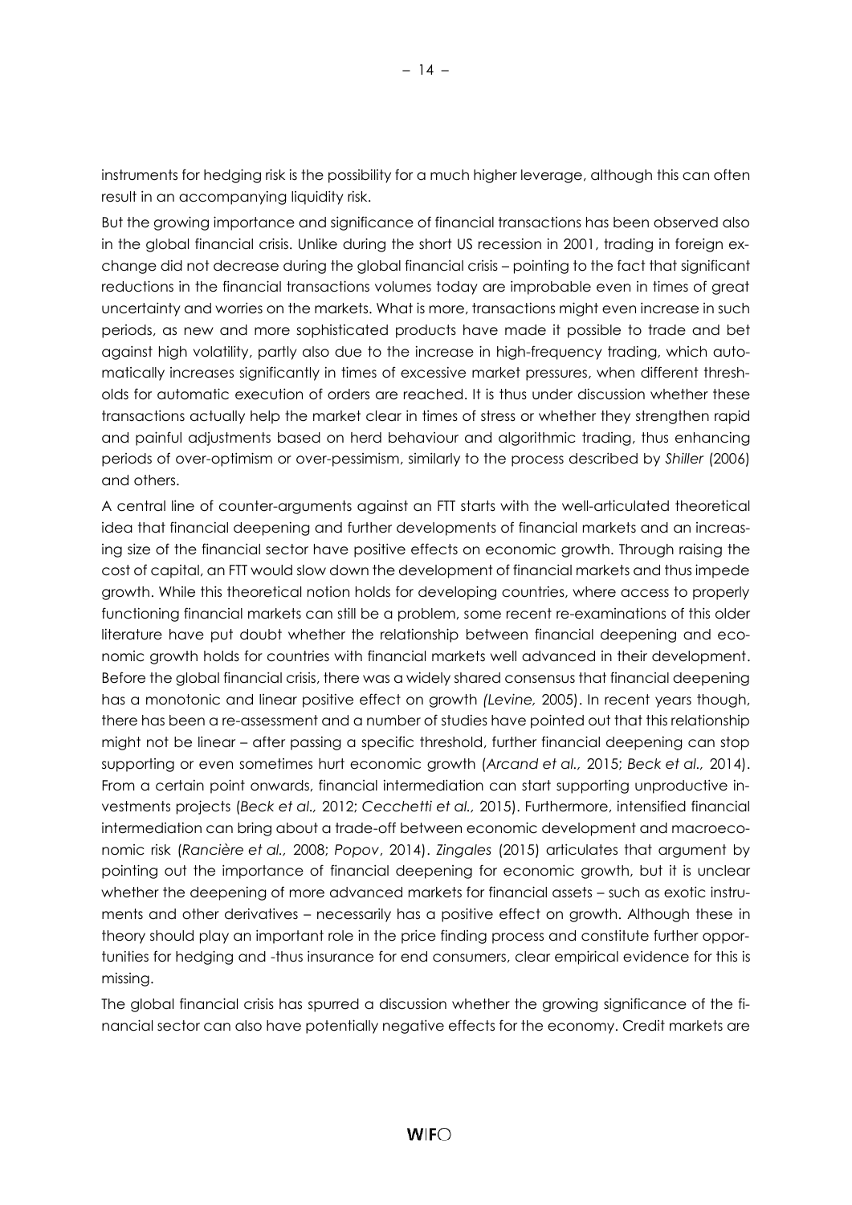instruments for hedging risk is the possibility for a much higher leverage, although this can often result in an accompanying liquidity risk.

But the growing importance and significance of financial transactions has been observed also in the global financial crisis. Unlike during the short US recession in 2001, trading in foreign exchange did not decrease during the global financial crisis – pointing to the fact that significant reductions in the financial transactions volumes today are improbable even in times of great uncertainty and worries on the markets. What is more, transactions might even increase in such periods, as new and more sophisticated products have made it possible to trade and bet against high volatility, partly also due to the increase in high-frequency trading, which automatically increases significantly in times of excessive market pressures, when different thresholds for automatic execution of orders are reached. It is thus under discussion whether these transactions actually help the market clear in times of stress or whether they strengthen rapid and painful adjustments based on herd behaviour and algorithmic trading, thus enhancing periods of over-optimism or over-pessimism, similarly to the process described by *Shiller* (2006) and others.

A central line of counter-arguments against an FTT starts with the well-articulated theoretical idea that financial deepening and further developments of financial markets and an increasing size of the financial sector have positive effects on economic growth. Through raising the cost of capital, an FTT would slow down the development of financial markets and thus impede growth. While this theoretical notion holds for developing countries, where access to properly functioning financial markets can still be a problem, some recent re-examinations of this older literature have put doubt whether the relationship between financial deepening and economic growth holds for countries with financial markets well advanced in their development. Before the global financial crisis, there was a widely shared consensus that financial deepening has a monotonic and linear positive effect on growth *(Levine,* 2005). In recent years though, there has been a re-assessment and a number of studies have pointed out that this relationship might not be linear – after passing a specific threshold, further financial deepening can stop supporting or even sometimes hurt economic growth (*Arcand et al.,* 2015; *Beck et al.,* 2014). From a certain point onwards, financial intermediation can start supporting unproductive investments projects (*Beck et al.,* 2012; *Cecchetti et al.,* 2015). Furthermore, intensified financial intermediation can bring about a trade-off between economic development and macroeconomic risk (*Rancière et al.,* 2008; *Popov*, 2014). *Zingales* (2015) articulates that argument by pointing out the importance of financial deepening for economic growth, but it is unclear whether the deepening of more advanced markets for financial assets – such as exotic instruments and other derivatives – necessarily has a positive effect on growth. Although these in theory should play an important role in the price finding process and constitute further opportunities for hedging and -thus insurance for end consumers, clear empirical evidence for this is missing.

The global financial crisis has spurred a discussion whether the growing significance of the financial sector can also have potentially negative effects for the economy. Credit markets are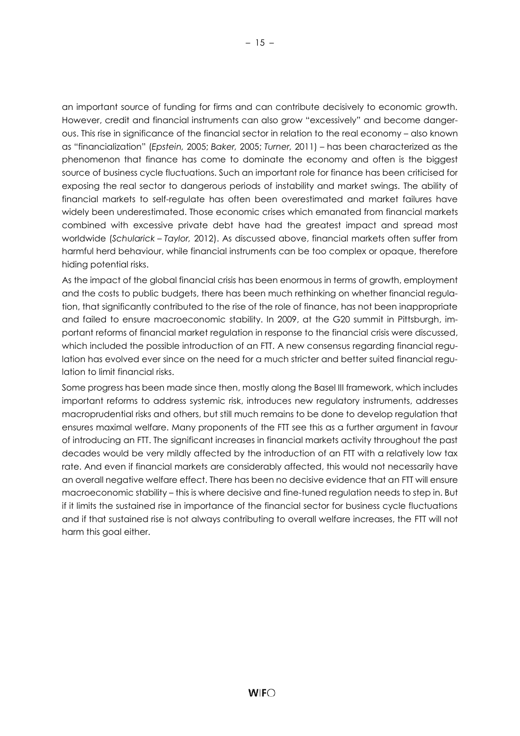an important source of funding for firms and can contribute decisively to economic growth. However, credit and financial instruments can also grow "excessively" and become dangerous. This rise in significance of the financial sector in relation to the real economy – also known as "financialization" (*Epstein,* 2005; *Baker,* 2005; *Turner,* 2011) – has been characterized as the phenomenon that finance has come to dominate the economy and often is the biggest source of business cycle fluctuations. Such an important role for finance has been criticised for exposing the real sector to dangerous periods of instability and market swings. The ability of financial markets to self-regulate has often been overestimated and market failures have widely been underestimated. Those economic crises which emanated from financial markets combined with excessive private debt have had the greatest impact and spread most worldwide (*Schularick – Taylor,* 2012). As discussed above, financial markets often suffer from harmful herd behaviour, while financial instruments can be too complex or opaque, therefore hiding potential risks.

As the impact of the global financial crisis has been enormous in terms of growth, employment and the costs to public budgets, there has been much rethinking on whether financial regulation, that significantly contributed to the rise of the role of finance, has not been inappropriate and failed to ensure macroeconomic stability. In 2009, at the G20 summit in Pittsburgh, important reforms of financial market regulation in response to the financial crisis were discussed, which included the possible introduction of an FTT. A new consensus regarding financial regulation has evolved ever since on the need for a much stricter and better suited financial regulation to limit financial risks.

Some progress has been made since then, mostly along the Basel III framework, which includes important reforms to address systemic risk, introduces new regulatory instruments, addresses macroprudential risks and others, but still much remains to be done to develop regulation that ensures maximal welfare. Many proponents of the FTT see this as a further argument in favour of introducing an FTT. The significant increases in financial markets activity throughout the past decades would be very mildly affected by the introduction of an FTT with a relatively low tax rate. And even if financial markets are considerably affected, this would not necessarily have an overall negative welfare effect. There has been no decisive evidence that an FTT will ensure macroeconomic stability – this is where decisive and fine-tuned regulation needs to step in. But if it limits the sustained rise in importance of the financial sector for business cycle fluctuations and if that sustained rise is not always contributing to overall welfare increases, the FTT will not harm this goal either.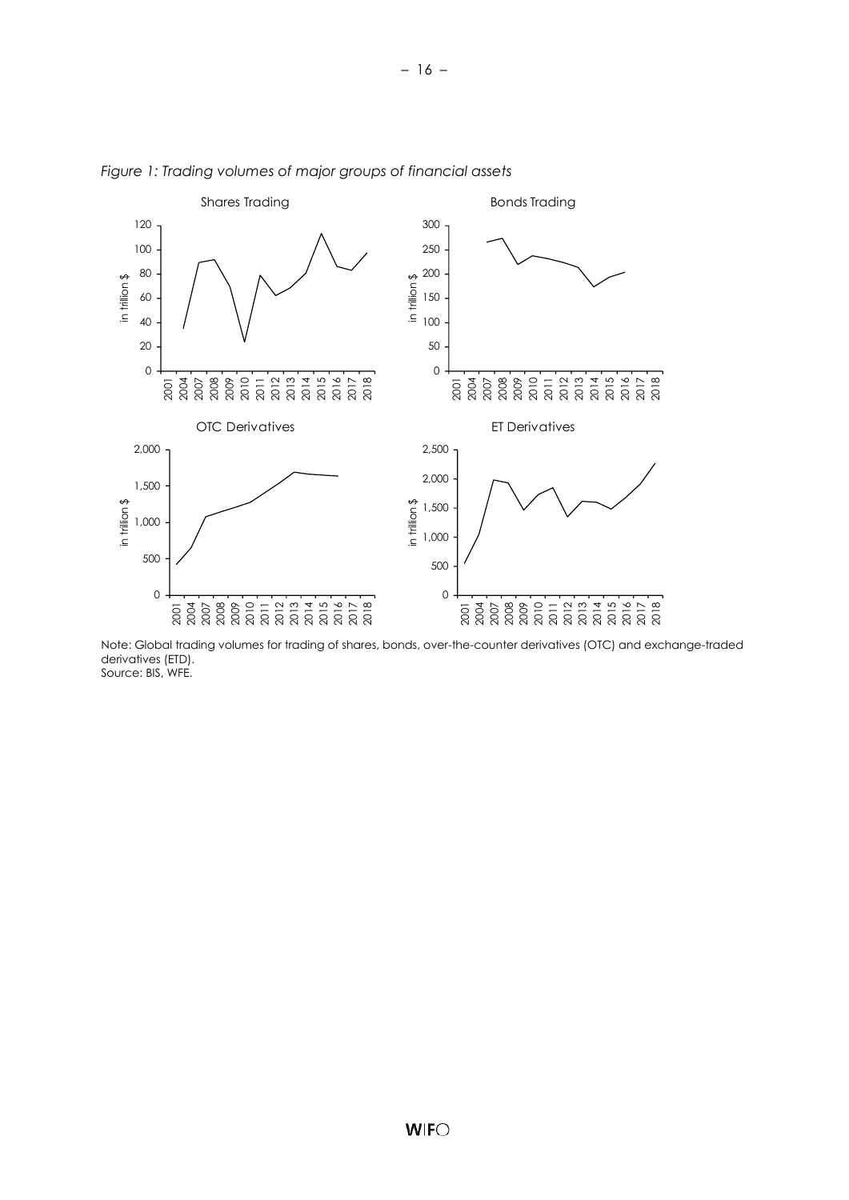*Figure 1: Trading volumes of major groups of financial assets*

Note: Global trading volumes for trading of shares, bonds, over-the-counter derivatives (OTC) and exchange-traded derivatives (ETD).
Source: BIS, WFE.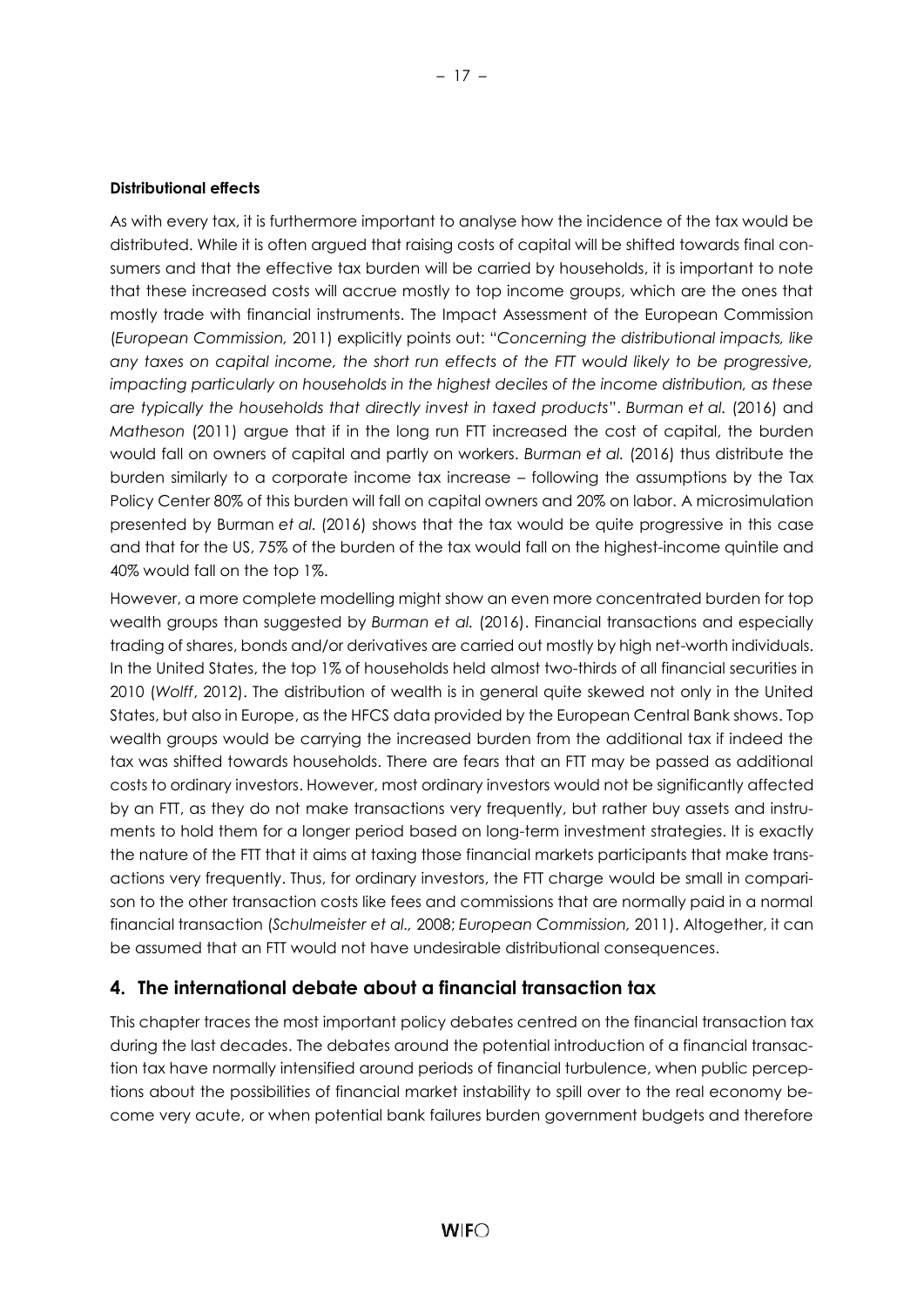**Distributional effects**

As with every tax, it is furthermore important to analyse how the incidence of the tax would be distributed. While it is often argued that raising costs of capital will be shifted towards final consumers and that the effective tax burden will be carried by households, it is important to note that these increased costs will accrue mostly to top income groups, which are the ones that mostly trade with financial instruments. The Impact Assessment of the European Commission (*European Commission,* 2011) explicitly points out: "*Concerning the distributional impacts, like any taxes on capital income, the short run effects of the FTT would likely to be progressive, impacting particularly on households in the highest deciles of the income distribution, as these are typically the households that directly invest in taxed products*". *Burman et al.* (2016) and *Matheson* (2011) argue that if in the long run FTT increased the cost of capital, the burden would fall on owners of capital and partly on workers. *Burman et al.* (2016) thus distribute the burden similarly to a corporate income tax increase – following the assumptions by the Tax Policy Center 80% of this burden will fall on capital owners and 20% on labor. A microsimulation presented by Burman *et al.* (2016) shows that the tax would be quite progressive in this case and that for the US, 75% of the burden of the tax would fall on the highest-income quintile and 40% would fall on the top 1%.

However, a more complete modelling might show an even more concentrated burden for top wealth groups than suggested by *Burman et al.* (2016). Financial transactions and especially trading of shares, bonds and/or derivatives are carried out mostly by high net-worth individuals. In the United States, the top 1% of households held almost two-thirds of all financial securities in 2010 (*Wolff*, 2012). The distribution of wealth is in general quite skewed not only in the United States, but also in Europe, as the HFCS data provided by the European Central Bank shows. Top wealth groups would be carrying the increased burden from the additional tax if indeed the tax was shifted towards households. There are fears that an FTT may be passed as additional costs to ordinary investors. However, most ordinary investors would not be significantly affected by an FTT, as they do not make transactions very frequently, but rather buy assets and instruments to hold them for a longer period based on long-term investment strategies. It is exactly the nature of the FTT that it aims at taxing those financial markets participants that make transactions very frequently. Thus, for ordinary investors, the FTT charge would be small in comparison to the other transaction costs like fees and commissions that are normally paid in a normal financial transaction (*Schulmeister et al.,* 2008; *European Commission,* 2011). Altogether, it can be assumed that an FTT would not have undesirable distributional consequences.

## 4. The international debate about a financial transaction tax

This chapter traces the most important policy debates centred on the financial transaction tax during the last decades. The debates around the potential introduction of a financial transaction tax have normally intensified around periods of financial turbulence, when public perceptions about the possibilities of financial market instability to spill over to the real economy become very acute, or when potential bank failures burden government budgets and therefore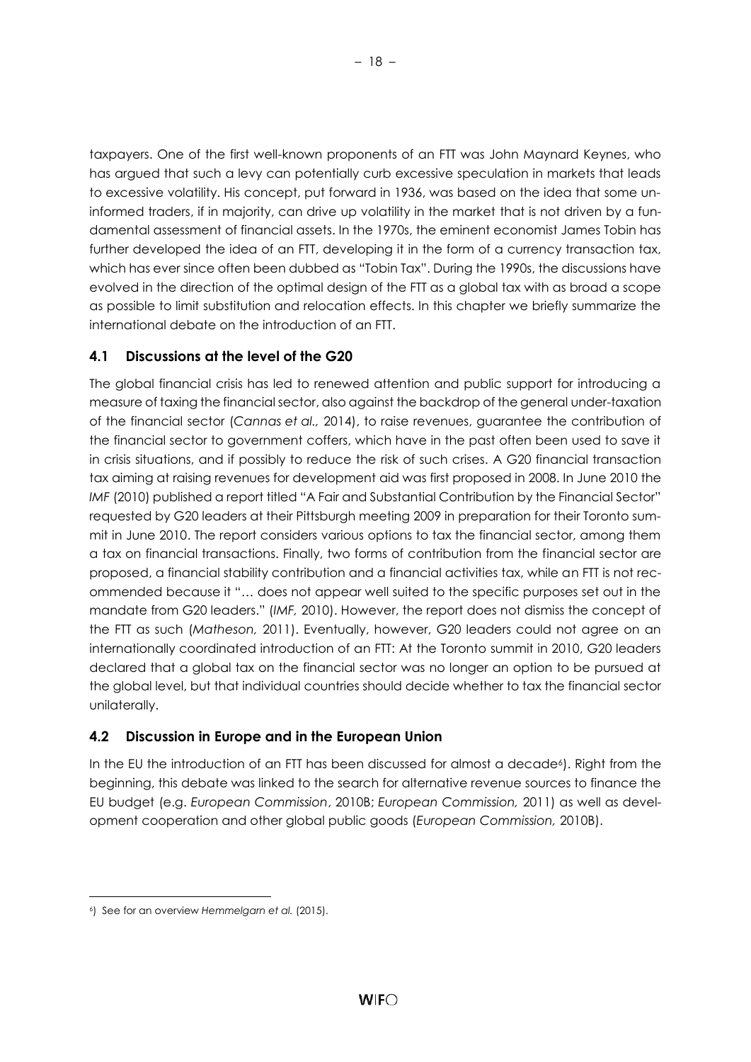taxpayers. One of the first well-known proponents of an FTT was John Maynard Keynes, who has argued that such a levy can potentially curb excessive speculation in markets that leads to excessive volatility. His concept, put forward in 1936, was based on the idea that some uninformed traders, if in majority, can drive up volatility in the market that is not driven by a fundamental assessment of financial assets. In the 1970s, the eminent economist James Tobin has further developed the idea of an FTT, developing it in the form of a currency transaction tax, which has ever since often been dubbed as "Tobin Tax". During the 1990s, the discussions have evolved in the direction of the optimal design of the FTT as a global tax with as broad a scope as possible to limit substitution and relocation effects. In this chapter we briefly summarize the international debate on the introduction of an FTT.

## 4.1 Discussions at the level of the G20

The global financial crisis has led to renewed attention and public support for introducing a measure of taxing the financial sector, also against the backdrop of the general under-taxation of the financial sector (*Cannas et al.,* 2014), to raise revenues, guarantee the contribution of the financial sector to government coffers, which have in the past often been used to save it in crisis situations, and if possibly to reduce the risk of such crises. A G20 financial transaction tax aiming at raising revenues for development aid was first proposed in 2008. In June 2010 the *IMF* (2010) published a report titled "A Fair and Substantial Contribution by the Financial Sector" requested by G20 leaders at their Pittsburgh meeting 2009 in preparation for their Toronto summit in June 2010. The report considers various options to tax the financial sector, among them a tax on financial transactions. Finally, two forms of contribution from the financial sector are proposed, a financial stability contribution and a financial activities tax, while an FTT is not recommended because it "… does not appear well suited to the specific purposes set out in the mandate from G20 leaders." (*IMF,* 2010). However, the report does not dismiss the concept of the FTT as such (*Matheson,* 2011). Eventually, however, G20 leaders could not agree on an internationally coordinated introduction of an FTT: At the Toronto summit in 2010, G20 leaders declared that a global tax on the financial sector was no longer an option to be pursued at the global level, but that individual countries should decide whether to tax the financial sector unilaterally.

## 4.2 Discussion in Europe and in the European Union

In the EU the introduction of an FTT has been discussed for almost a decade[6]). Right from the beginning, this debate was linked to the search for alternative revenue sources to finance the EU budget (e.g. *European Commission*, 2010B; *European Commission,* 2011) as well as development cooperation and other global public goods (*European Commission,* 2010B).

---

[6]) See for an overview *Hemmelgarn et al.* (2015).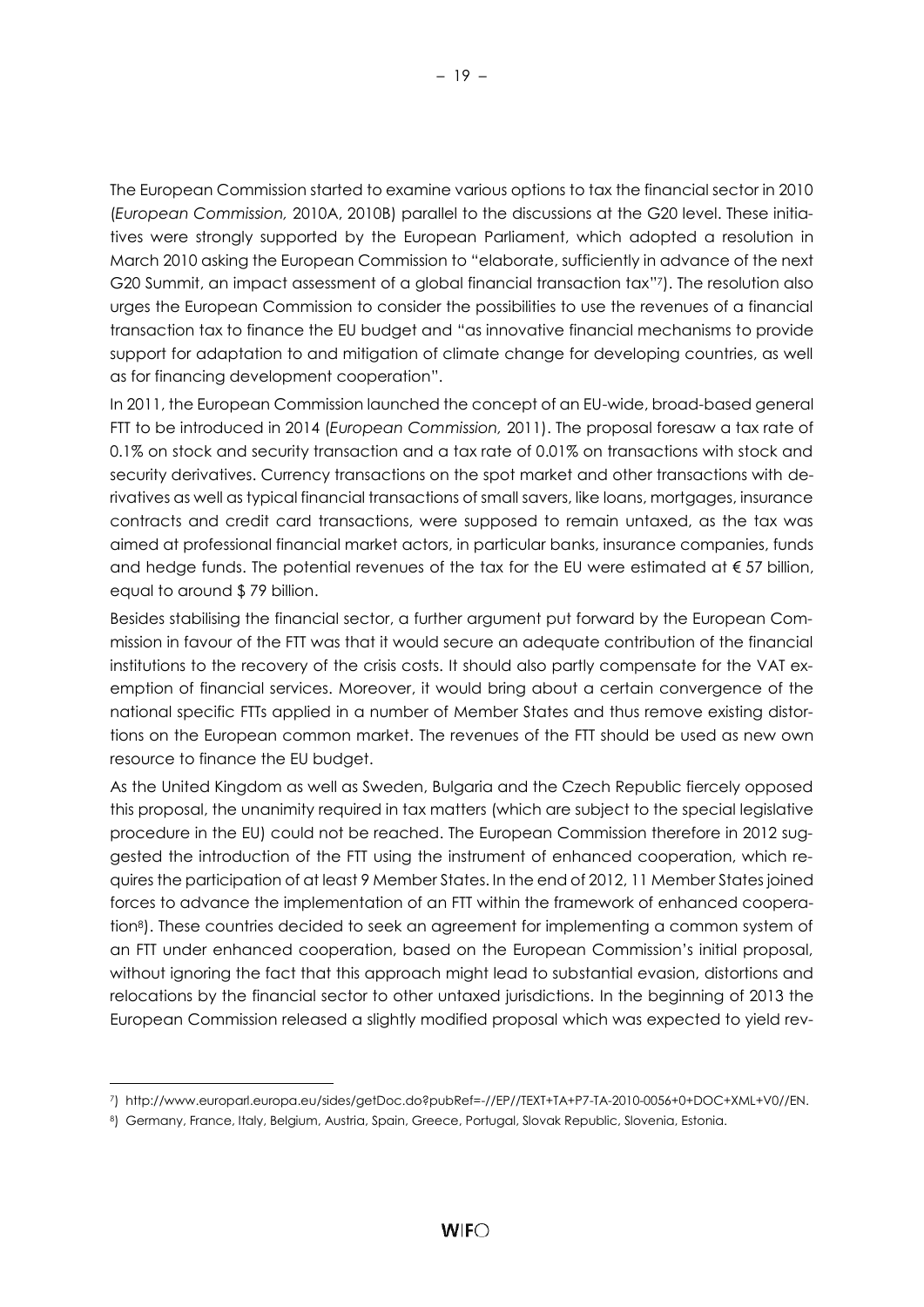The European Commission started to examine various options to tax the financial sector in 2010 (*European Commission,* 2010A, 2010B) parallel to the discussions at the G20 level. These initiatives were strongly supported by the European Parliament, which adopted a resolution in March 2010 asking the European Commission to "elaborate, sufficiently in advance of the next G20 Summit, an impact assessment of a global financial transaction tax"[7]). The resolution also urges the European Commission to consider the possibilities to use the revenues of a financial transaction tax to finance the EU budget and "as innovative financial mechanisms to provide support for adaptation to and mitigation of climate change for developing countries, as well as for financing development cooperation".

In 2011, the European Commission launched the concept of an EU-wide, broad-based general FTT to be introduced in 2014 (*European Commission,* 2011). The proposal foresaw a tax rate of 0.1% on stock and security transaction and a tax rate of 0.01% on transactions with stock and security derivatives. Currency transactions on the spot market and other transactions with derivatives as well as typical financial transactions of small savers, like loans, mortgages, insurance contracts and credit card transactions, were supposed to remain untaxed, as the tax was aimed at professional financial market actors, in particular banks, insurance companies, funds and hedge funds. The potential revenues of the tax for the EU were estimated at € 57 billion, equal to around $ 79 billion.

Besides stabilising the financial sector, a further argument put forward by the European Commission in favour of the FTT was that it would secure an adequate contribution of the financial institutions to the recovery of the crisis costs. It should also partly compensate for the VAT exemption of financial services. Moreover, it would bring about a certain convergence of the national specific FTTs applied in a number of Member States and thus remove existing distortions on the European common market. The revenues of the FTT should be used as new own resource to finance the EU budget.

As the United Kingdom as well as Sweden, Bulgaria and the Czech Republic fiercely opposed this proposal, the unanimity required in tax matters (which are subject to the special legislative procedure in the EU) could not be reached. The European Commission therefore in 2012 suggested the introduction of the FTT using the instrument of enhanced cooperation, which requires the participation of at least 9 Member States. In the end of 2012, 11 Member States joined forces to advance the implementation of an FTT within the framework of enhanced cooperation[8]). These countries decided to seek an agreement for implementing a common system of an FTT under enhanced cooperation, based on the European Commission's initial proposal, without ignoring the fact that this approach might lead to substantial evasion, distortions and relocations by the financial sector to other untaxed jurisdictions. In the beginning of 2013 the European Commission released a slightly modified proposal which was expected to yield rev-

---

[7]) http://www.europarl.europa.eu/sides/getDoc.do?pubRef=-//EP//TEXT+TA+P7-TA-2010-0056+0+DOC+XML+V0//EN.

[8]) Germany, France, Italy, Belgium, Austria, Spain, Greece, Portugal, Slovak Republic, Slovenia, Estonia.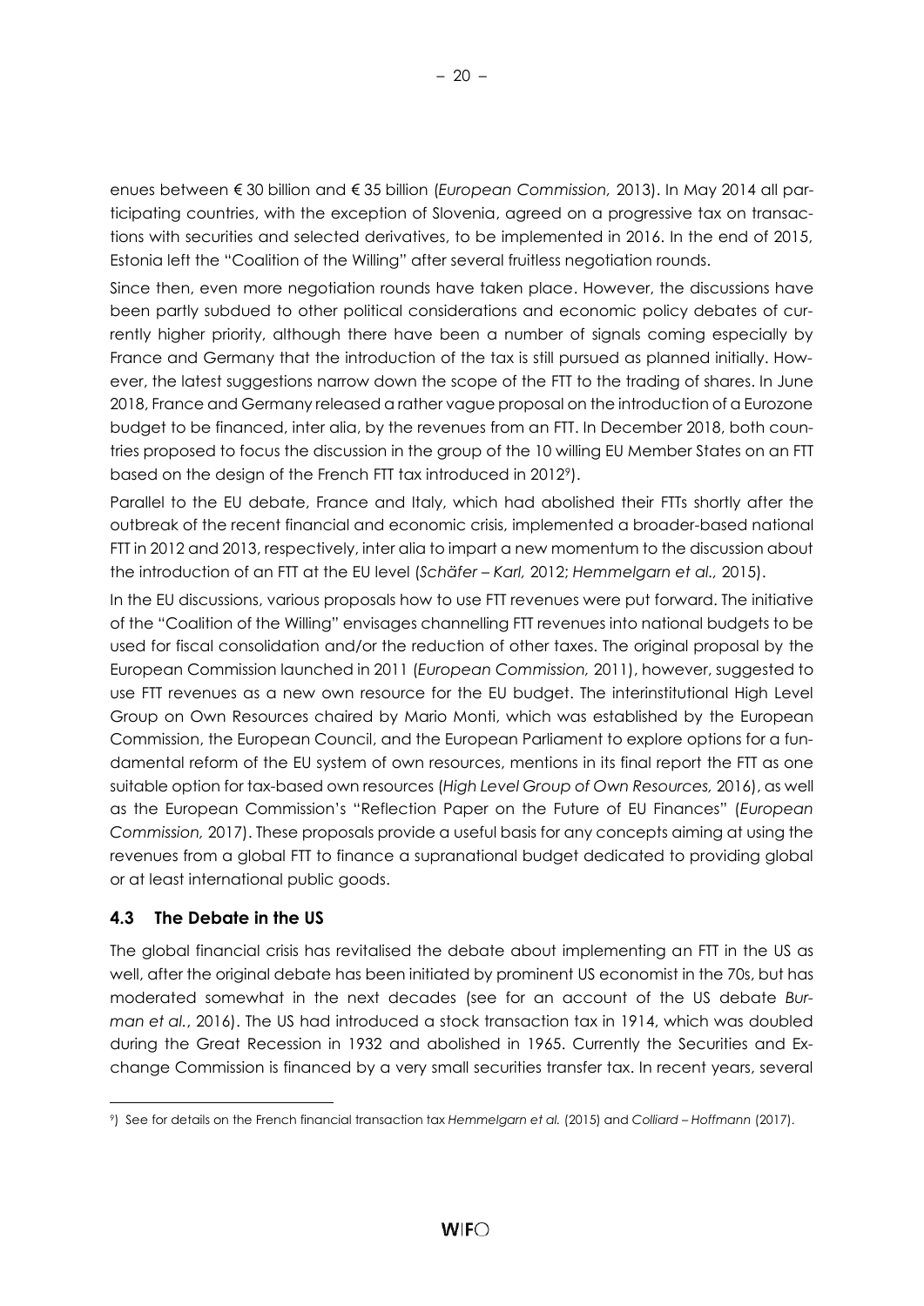enues between € 30 billion and € 35 billion (*European Commission,* 2013). In May 2014 all participating countries, with the exception of Slovenia, agreed on a progressive tax on transactions with securities and selected derivatives, to be implemented in 2016. In the end of 2015, Estonia left the "Coalition of the Willing" after several fruitless negotiation rounds.

Since then, even more negotiation rounds have taken place. However, the discussions have been partly subdued to other political considerations and economic policy debates of currently higher priority, although there have been a number of signals coming especially by France and Germany that the introduction of the tax is still pursued as planned initially. However, the latest suggestions narrow down the scope of the FTT to the trading of shares. In June 2018, France and Germany released a rather vague proposal on the introduction of a Eurozone budget to be financed, inter alia, by the revenues from an FTT. In December 2018, both countries proposed to focus the discussion in the group of the 10 willing EU Member States on an FTT based on the design of the French FTT tax introduced in 2012[9]).

Parallel to the EU debate, France and Italy, which had abolished their FTTs shortly after the outbreak of the recent financial and economic crisis, implemented a broader-based national FTT in 2012 and 2013, respectively, inter alia to impart a new momentum to the discussion about the introduction of an FTT at the EU level (*Schäfer – Karl,* 2012; *Hemmelgarn et al.,* 2015).

In the EU discussions, various proposals how to use FTT revenues were put forward. The initiative of the "Coalition of the Willing" envisages channelling FTT revenues into national budgets to be used for fiscal consolidation and/or the reduction of other taxes. The original proposal by the European Commission launched in 2011 (*European Commission,* 2011), however, suggested to use FTT revenues as a new own resource for the EU budget. The interinstitutional High Level Group on Own Resources chaired by Mario Monti, which was established by the European Commission, the European Council, and the European Parliament to explore options for a fundamental reform of the EU system of own resources, mentions in its final report the FTT as one suitable option for tax-based own resources (*High Level Group of Own Resources,* 2016), as well as the European Commission's "Reflection Paper on the Future of EU Finances" (*European Commission,* 2017). These proposals provide a useful basis for any concepts aiming at using the revenues from a global FTT to finance a supranational budget dedicated to providing global or at least international public goods.

### 4.3 The Debate in the US

The global financial crisis has revitalised the debate about implementing an FTT in the US as well, after the original debate has been initiated by prominent US economist in the 70s, but has moderated somewhat in the next decades (see for an account of the US debate *Burman et al.*, 2016). The US had introduced a stock transaction tax in 1914, which was doubled during the Great Recession in 1932 and abolished in 1965. Currently the Securities and Exchange Commission is financed by a very small securities transfer tax. In recent years, several

---

[9]) See for details on the French financial transaction tax *Hemmelgarn et al.* (2015) and *Colliard – Hoffmann* (2017).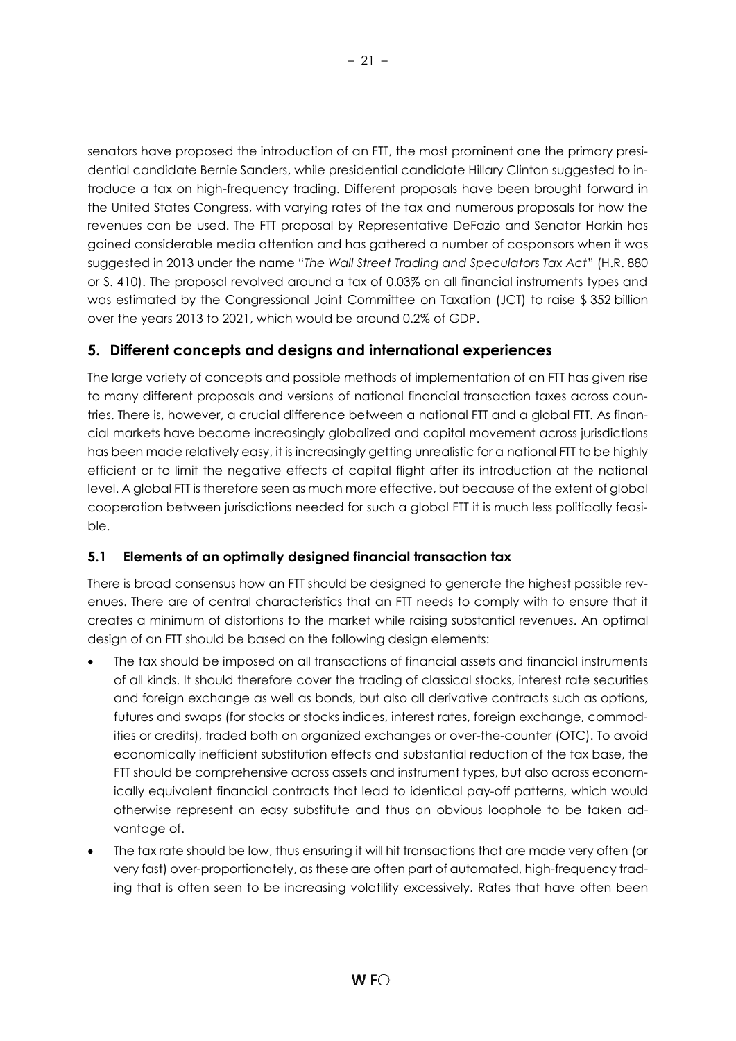senators have proposed the introduction of an FTT, the most prominent one the primary presidential candidate Bernie Sanders, while presidential candidate Hillary Clinton suggested to introduce a tax on high-frequency trading. Different proposals have been brought forward in the United States Congress, with varying rates of the tax and numerous proposals for how the revenues can be used. The FTT proposal by Representative DeFazio and Senator Harkin has gained considerable media attention and has gathered a number of cosponsors when it was suggested in 2013 under the name "*The Wall Street Trading and Speculators Tax Act*" (H.R. 880 or S. 410). The proposal revolved around a tax of 0.03% on all financial instruments types and was estimated by the Congressional Joint Committee on Taxation (JCT) to raise $ 352 billion over the years 2013 to 2021, which would be around 0.2% of GDP.

## 5. Different concepts and designs and international experiences

The large variety of concepts and possible methods of implementation of an FTT has given rise to many different proposals and versions of national financial transaction taxes across countries. There is, however, a crucial difference between a national FTT and a global FTT. As financial markets have become increasingly globalized and capital movement across jurisdictions has been made relatively easy, it is increasingly getting unrealistic for a national FTT to be highly efficient or to limit the negative effects of capital flight after its introduction at the national level. A global FTT is therefore seen as much more effective, but because of the extent of global cooperation between jurisdictions needed for such a global FTT it is much less politically feasible.

### 5.1 Elements of an optimally designed financial transaction tax

There is broad consensus how an FTT should be designed to generate the highest possible revenues. There are of central characteristics that an FTT needs to comply with to ensure that it creates a minimum of distortions to the market while raising substantial revenues. An optimal design of an FTT should be based on the following design elements:

- The tax should be imposed on all transactions of financial assets and financial instruments of all kinds. It should therefore cover the trading of classical stocks, interest rate securities and foreign exchange as well as bonds, but also all derivative contracts such as options, futures and swaps (for stocks or stocks indices, interest rates, foreign exchange, commodities or credits), traded both on organized exchanges or over-the-counter (OTC). To avoid economically inefficient substitution effects and substantial reduction of the tax base, the FTT should be comprehensive across assets and instrument types, but also across economically equivalent financial contracts that lead to identical pay-off patterns, which would otherwise represent an easy substitute and thus an obvious loophole to be taken advantage of.
- The tax rate should be low, thus ensuring it will hit transactions that are made very often (or very fast) over-proportionately, as these are often part of automated, high-frequency trading that is often seen to be increasing volatility excessively. Rates that have often been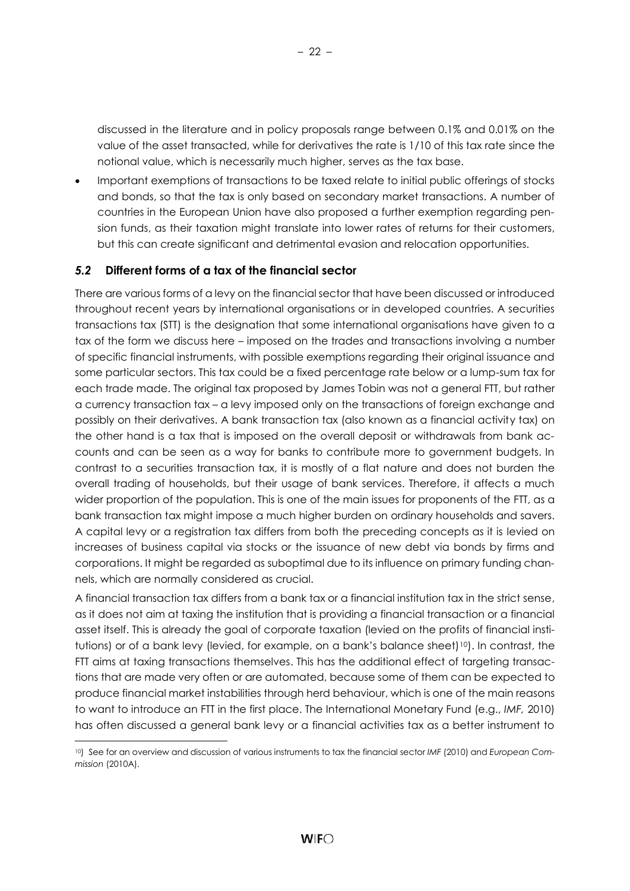discussed in the literature and in policy proposals range between 0.1% and 0.01% on the value of the asset transacted, while for derivatives the rate is 1/10 of this tax rate since the notional value, which is necessarily much higher, serves as the tax base.

- Important exemptions of transactions to be taxed relate to initial public offerings of stocks and bonds, so that the tax is only based on secondary market transactions. A number of countries in the European Union have also proposed a further exemption regarding pension funds, as their taxation might translate into lower rates of returns for their customers, but this can create significant and detrimental evasion and relocation opportunities.

## *5.2* Different forms of a tax of the financial sector

There are various forms of a levy on the financial sector that have been discussed or introduced throughout recent years by international organisations or in developed countries. A securities transactions tax (STT) is the designation that some international organisations have given to a tax of the form we discuss here – imposed on the trades and transactions involving a number of specific financial instruments, with possible exemptions regarding their original issuance and some particular sectors. This tax could be a fixed percentage rate below or a lump-sum tax for each trade made. The original tax proposed by James Tobin was not a general FTT, but rather a currency transaction tax – a levy imposed only on the transactions of foreign exchange and possibly on their derivatives. A bank transaction tax (also known as a financial activity tax) on the other hand is a tax that is imposed on the overall deposit or withdrawals from bank accounts and can be seen as a way for banks to contribute more to government budgets. In contrast to a securities transaction tax, it is mostly of a flat nature and does not burden the overall trading of households, but their usage of bank services. Therefore, it affects a much wider proportion of the population. This is one of the main issues for proponents of the FTT, as a bank transaction tax might impose a much higher burden on ordinary households and savers. A capital levy or a registration tax differs from both the preceding concepts as it is levied on increases of business capital via stocks or the issuance of new debt via bonds by firms and corporations. It might be regarded as suboptimal due to its influence on primary funding channels, which are normally considered as crucial.

A financial transaction tax differs from a bank tax or a financial institution tax in the strict sense, as it does not aim at taxing the institution that is providing a financial transaction or a financial asset itself. This is already the goal of corporate taxation (levied on the profits of financial institutions) or of a bank levy (levied, for example, on a bank's balance sheet)[10]). In contrast, the FTT aims at taxing transactions themselves. This has the additional effect of targeting transactions that are made very often or are automated, because some of them can be expected to produce financial market instabilities through herd behaviour, which is one of the main reasons to want to introduce an FTT in the first place. The International Monetary Fund (e.g., *IMF*, 2010) has often discussed a general bank levy or a financial activities tax as a better instrument to

[10]) See for an overview and discussion of various instruments to tax the financial sector *IMF* (2010) and *European Commission* (2010A).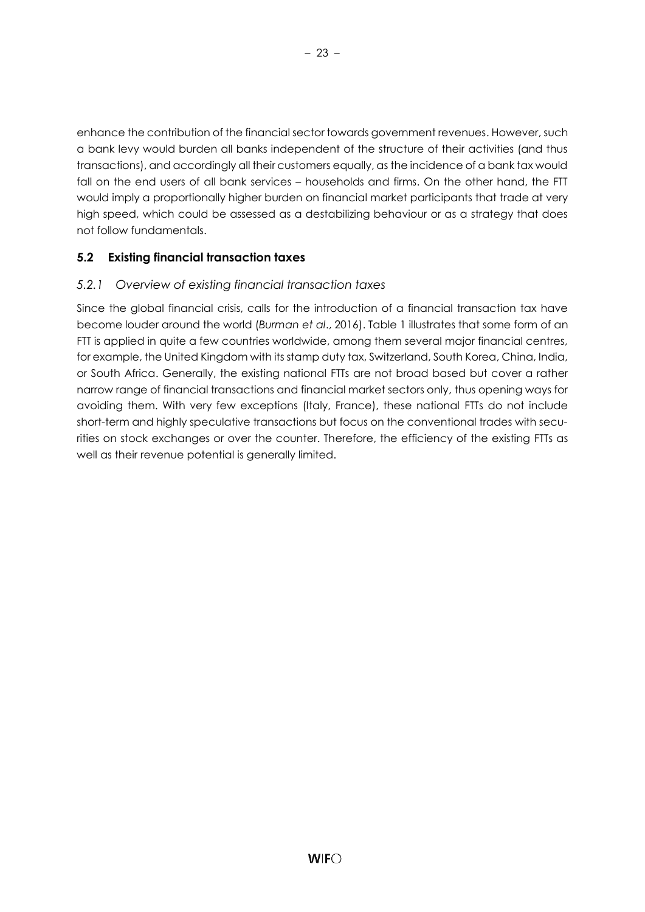enhance the contribution of the financial sector towards government revenues. However, such a bank levy would burden all banks independent of the structure of their activities (and thus transactions), and accordingly all their customers equally, as the incidence of a bank tax would fall on the end users of all bank services – households and firms. On the other hand, the FTT would imply a proportionally higher burden on financial market participants that trade at very high speed, which could be assessed as a destabilizing behaviour or as a strategy that does not follow fundamentals.

## 5.2 Existing financial transaction taxes

### *5.2.1 Overview of existing financial transaction taxes*

Since the global financial crisis, calls for the introduction of a financial transaction tax have become louder around the world (*Burman et al*., 2016). Table 1 illustrates that some form of an FTT is applied in quite a few countries worldwide, among them several major financial centres, for example, the United Kingdom with its stamp duty tax, Switzerland, South Korea, China, India, or South Africa. Generally, the existing national FTTs are not broad based but cover a rather narrow range of financial transactions and financial market sectors only, thus opening ways for avoiding them. With very few exceptions (Italy, France), these national FTTs do not include short-term and highly speculative transactions but focus on the conventional trades with securities on stock exchanges or over the counter. Therefore, the efficiency of the existing FTTs as well as their revenue potential is generally limited.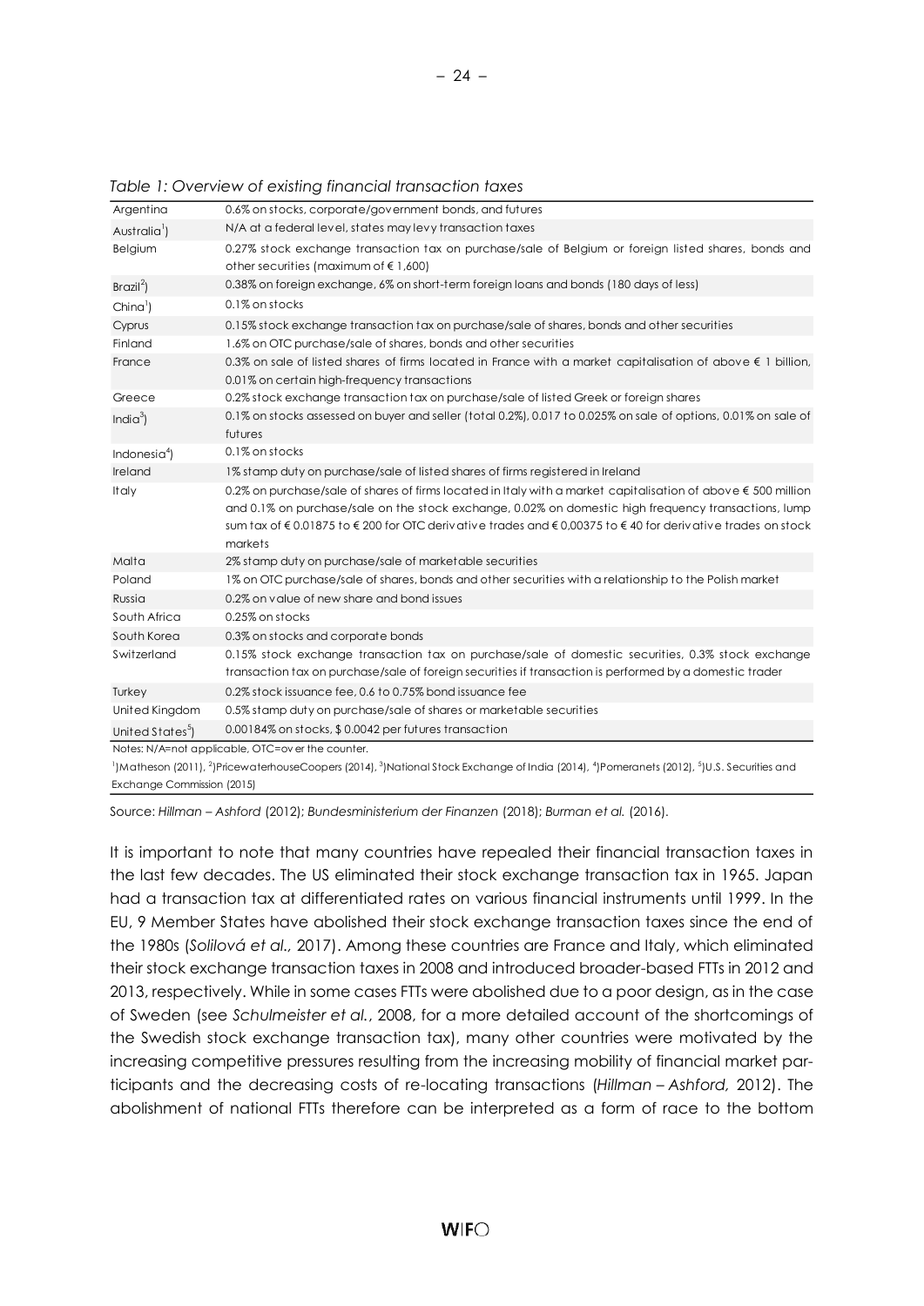*Table 1: Overview of existing financial transaction taxes*

| | |
|---|---|
| Argentina | 0.6% on stocks, corporate/government bonds, and futures |
| Australia[1]) | N/A at a federal level, states may levy transaction taxes |
| Belgium | 0.27% stock exchange transaction tax on purchase/sale of Belgium or foreign listed shares, bonds and other securities (maximum of € 1,600) |
| Brazil[2]) | 0.38% on foreign exchange, 6% on short-term foreign loans and bonds (180 days of less) |
| China[1]) | 0.1% on stocks |
| Cyprus | 0.15% stock exchange transaction tax on purchase/sale of shares, bonds and other securities |
| Finland | 1.6% on OTC purchase/sale of shares, bonds and other securities |
| France | 0.3% on sale of listed shares of firms located in France with a market capitalisation of above € 1 billion, 0.01% on certain high-frequency transactions |
| Greece | 0.2% stock exchange transaction tax on purchase/sale of listed Greek or foreign shares |
| India[3]) | 0.1% on stocks assessed on buyer and seller (total 0.2%), 0.017 to 0.025% on sale of options, 0.01% on sale of futures |
| Indonesia[4]) | 0.1% on stocks |
| Ireland | 1% stamp duty on purchase/sale of listed shares of firms registered in Ireland |
| Italy | 0.2% on purchase/sale of shares of firms located in Italy with a market capitalisation of above € 500 million and 0.1% on purchase/sale on the stock exchange, 0.02% on domestic high frequency transactions, lump sum tax of € 0.01875 to € 200 for OTC derivative trades and € 0,00375 to € 40 for derivative trades on stock markets |
| Malta | 2% stamp duty on purchase/sale of marketable securities |
| Poland | 1% on OTC purchase/sale of shares, bonds and other securities with a relationship to the Polish market |
| Russia | 0.2% on value of new share and bond issues |
| South Africa | 0.25% on stocks |
| South Korea | 0.3% on stocks and corporate bonds |
| Switzerland | 0.15% stock exchange transaction tax on purchase/sale of domestic securities, 0.3% stock exchange transaction tax on purchase/sale of foreign securities if transaction is performed by a domestic trader |
| Turkey | 0.2% stock issuance fee, 0.6 to 0.75% bond issuance fee |
| United Kingdom | 0.5% stamp duty on purchase/sale of shares or marketable securities |
| United States[5]) | 0.00184% on stocks, $ 0.0042 per futures transaction |

Notes: N/A=not applicable, OTC=over the counter.

[1])Matheson (2011), [2])PricewaterhouseCoopers (2014), [3])National Stock Exchange of India (2014), [4])Pomeranets (2012), [5])U.S. Securities and Exchange Commission (2015)

Source: *Hillman – Ashford* (2012); *Bundesministerium der Finanzen* (2018); *Burman et al.* (2016).

It is important to note that many countries have repealed their financial transaction taxes in the last few decades. The US eliminated their stock exchange transaction tax in 1965. Japan had a transaction tax at differentiated rates on various financial instruments until 1999. In the EU, 9 Member States have abolished their stock exchange transaction taxes since the end of the 1980s (*Solilová et al.,* 2017). Among these countries are France and Italy, which eliminated their stock exchange transaction taxes in 2008 and introduced broader-based FTTs in 2012 and 2013, respectively. While in some cases FTTs were abolished due to a poor design, as in the case of Sweden (see *Schulmeister et al.*, 2008, for a more detailed account of the shortcomings of the Swedish stock exchange transaction tax), many other countries were motivated by the increasing competitive pressures resulting from the increasing mobility of financial market participants and the decreasing costs of re-locating transactions (*Hillman – Ashford,* 2012). The abolishment of national FTTs therefore can be interpreted as a form of race to the bottom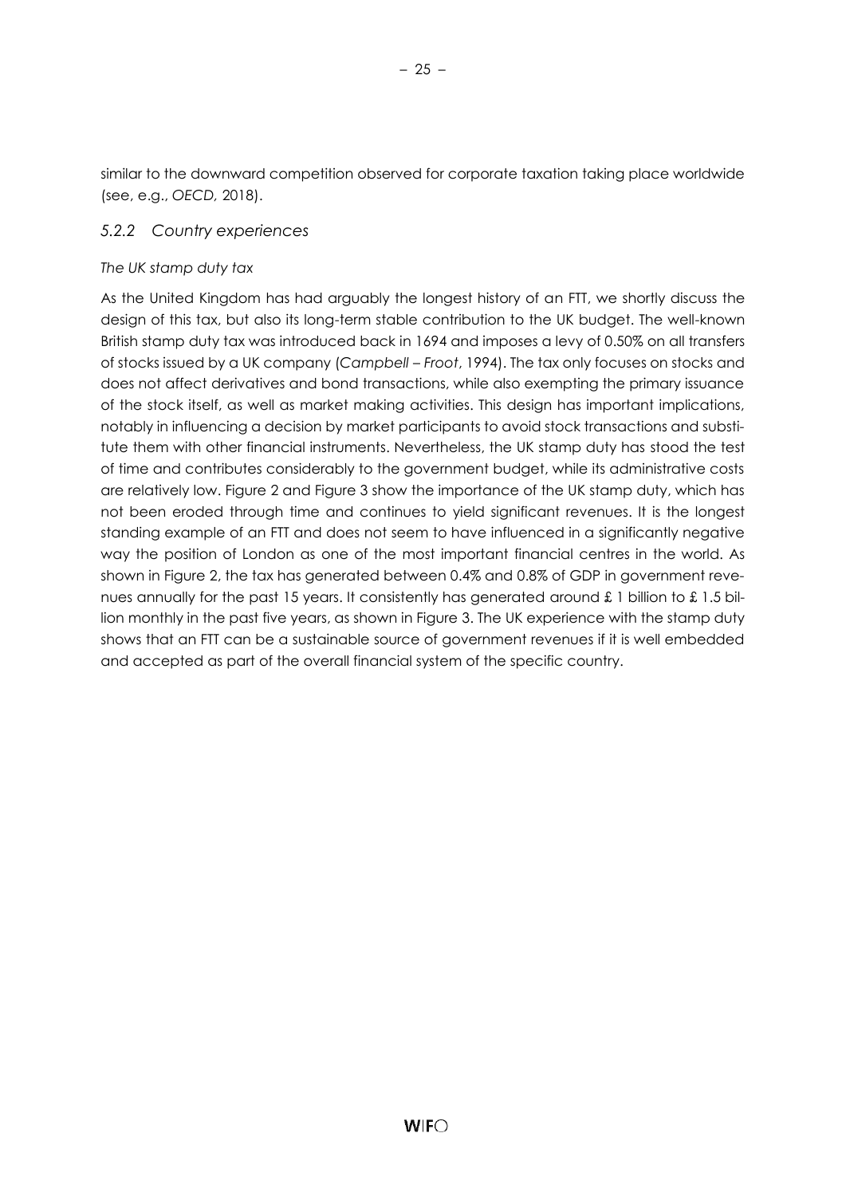similar to the downward competition observed for corporate taxation taking place worldwide (see, e.g., *OECD*, 2018).

### *5.2.2 Country experiences*

*The UK stamp duty tax*

As the United Kingdom has had arguably the longest history of an FTT, we shortly discuss the design of this tax, but also its long-term stable contribution to the UK budget. The well-known British stamp duty tax was introduced back in 1694 and imposes a levy of 0.50% on all transfers of stocks issued by a UK company (*Campbell – Froot*, 1994). The tax only focuses on stocks and does not affect derivatives and bond transactions, while also exempting the primary issuance of the stock itself, as well as market making activities. This design has important implications, notably in influencing a decision by market participants to avoid stock transactions and substitute them with other financial instruments. Nevertheless, the UK stamp duty has stood the test of time and contributes considerably to the government budget, while its administrative costs are relatively low. Figure 2 and Figure 3 show the importance of the UK stamp duty, which has not been eroded through time and continues to yield significant revenues. It is the longest standing example of an FTT and does not seem to have influenced in a significantly negative way the position of London as one of the most important financial centres in the world. As shown in Figure 2, the tax has generated between 0.4% and 0.8% of GDP in government revenues annually for the past 15 years. It consistently has generated around £ 1 billion to £ 1.5 billion monthly in the past five years, as shown in Figure 3. The UK experience with the stamp duty shows that an FTT can be a sustainable source of government revenues if it is well embedded and accepted as part of the overall financial system of the specific country.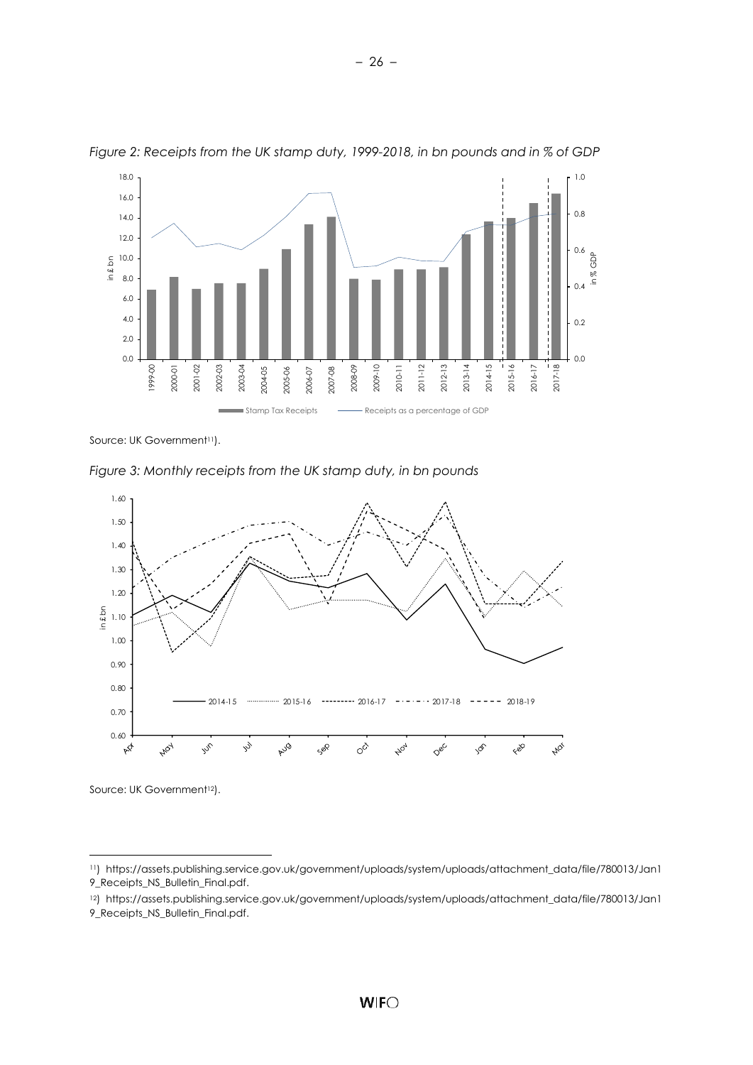*Figure 2: Receipts from the UK stamp duty, 1999-2018, in bn pounds and in % of GDP*

Source: UK Government[11]).

*Figure 3: Monthly receipts from the UK stamp duty, in bn pounds*

Source: UK Government[12]).

---

[11]) https://assets.publishing.service.gov.uk/government/uploads/system/uploads/attachment_data/file/780013/Jan19_Receipts_NS_Bulletin_Final.pdf.

[12]) https://assets.publishing.service.gov.uk/government/uploads/system/uploads/attachment_data/file/780013/Jan19_Receipts_NS_Bulletin_Final.pdf.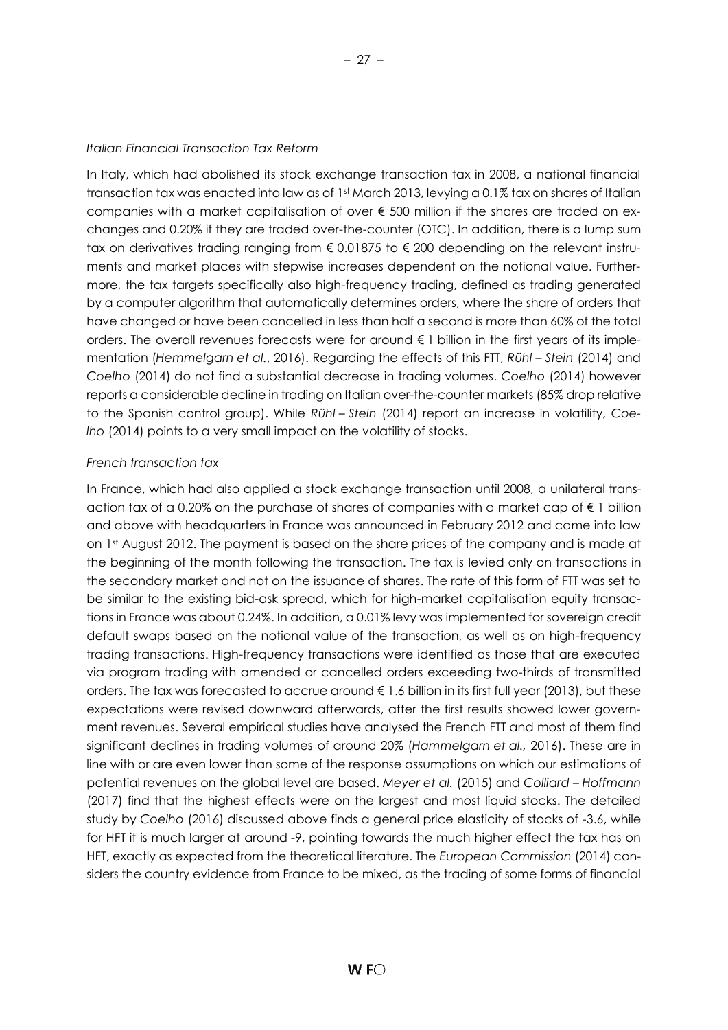*Italian Financial Transaction Tax Reform*

In Italy, which had abolished its stock exchange transaction tax in 2008, a national financial transaction tax was enacted into law as of 1st March 2013, levying a 0.1% tax on shares of Italian companies with a market capitalisation of over € 500 million if the shares are traded on exchanges and 0.20% if they are traded over-the-counter (OTC). In addition, there is a lump sum tax on derivatives trading ranging from € 0.01875 to € 200 depending on the relevant instruments and market places with stepwise increases dependent on the notional value. Furthermore, the tax targets specifically also high-frequency trading, defined as trading generated by a computer algorithm that automatically determines orders, where the share of orders that have changed or have been cancelled in less than half a second is more than 60% of the total orders. The overall revenues forecasts were for around € 1 billion in the first years of its implementation (*Hemmelgarn et al.*, 2016). Regarding the effects of this FTT, *Rühl – Stein* (2014) and *Coelho* (2014) do not find a substantial decrease in trading volumes. *Coelho* (2014) however reports a considerable decline in trading on Italian over-the-counter markets (85% drop relative to the Spanish control group). While *Rühl – Stein* (2014) report an increase in volatility, *Coelho* (2014) points to a very small impact on the volatility of stocks.

*French transaction tax*

In France, which had also applied a stock exchange transaction until 2008, a unilateral transaction tax of a 0.20% on the purchase of shares of companies with a market cap of € 1 billion and above with headquarters in France was announced in February 2012 and came into law on 1st August 2012. The payment is based on the share prices of the company and is made at the beginning of the month following the transaction. The tax is levied only on transactions in the secondary market and not on the issuance of shares. The rate of this form of FTT was set to be similar to the existing bid-ask spread, which for high-market capitalisation equity transactions in France was about 0.24%. In addition, a 0.01% levy was implemented for sovereign credit default swaps based on the notional value of the transaction, as well as on high-frequency trading transactions. High-frequency transactions were identified as those that are executed via program trading with amended or cancelled orders exceeding two-thirds of transmitted orders. The tax was forecasted to accrue around € 1.6 billion in its first full year (2013), but these expectations were revised downward afterwards, after the first results showed lower government revenues. Several empirical studies have analysed the French FTT and most of them find significant declines in trading volumes of around 20% (*Hammelgarn et al.*, 2016). These are in line with or are even lower than some of the response assumptions on which our estimations of potential revenues on the global level are based. *Meyer et al.* (2015) and *Colliard – Hoffmann* (2017) find that the highest effects were on the largest and most liquid stocks. The detailed study by *Coelho* (2016) discussed above finds a general price elasticity of stocks of -3.6, while for HFT it is much larger at around -9, pointing towards the much higher effect the tax has on HFT, exactly as expected from the theoretical literature. The *European Commission* (2014) considers the country evidence from France to be mixed, as the trading of some forms of financial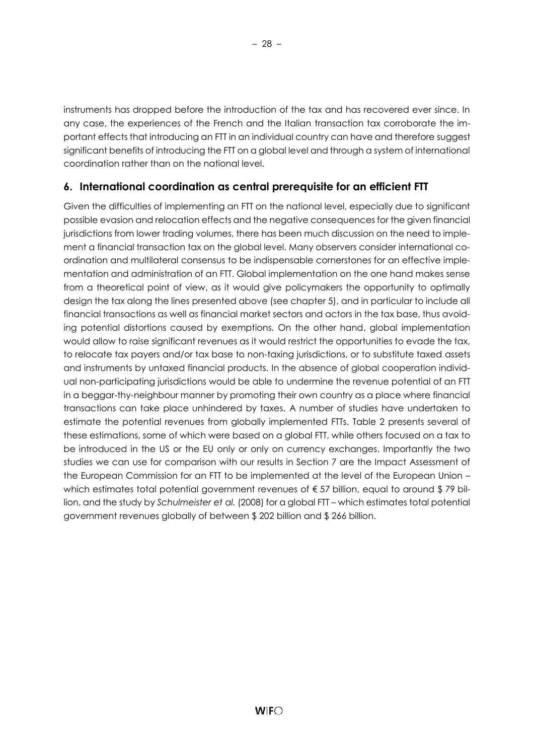instruments has dropped before the introduction of the tax and has recovered ever since. In any case, the experiences of the French and the Italian transaction tax corroborate the important effects that introducing an FTT in an individual country can have and therefore suggest significant benefits of introducing the FTT on a global level and through a system of international coordination rather than on the national level.

## 6. International coordination as central prerequisite for an efficient FTT

Given the difficulties of implementing an FTT on the national level, especially due to significant possible evasion and relocation effects and the negative consequences for the given financial jurisdictions from lower trading volumes, there has been much discussion on the need to implement a financial transaction tax on the global level. Many observers consider international coordination and multilateral consensus to be indispensable cornerstones for an effective implementation and administration of an FTT. Global implementation on the one hand makes sense from a theoretical point of view, as it would give policymakers the opportunity to optimally design the tax along the lines presented above (see chapter 5), and in particular to include all financial transactions as well as financial market sectors and actors in the tax base, thus avoiding potential distortions caused by exemptions. On the other hand, global implementation would allow to raise significant revenues as it would restrict the opportunities to evade the tax, to relocate tax payers and/or tax base to non-taxing jurisdictions, or to substitute taxed assets and instruments by untaxed financial products. In the absence of global cooperation individual non-participating jurisdictions would be able to undermine the revenue potential of an FTT in a beggar-thy-neighbour manner by promoting their own country as a place where financial transactions can take place unhindered by taxes. A number of studies have undertaken to estimate the potential revenues from globally implemented FTTs. Table 2 presents several of these estimations, some of which were based on a global FTT, while others focused on a tax to be introduced in the US or the EU only or only on currency exchanges. Importantly the two studies we can use for comparison with our results in Section 7 are the Impact Assessment of the European Commission for an FTT to be implemented at the level of the European Union – which estimates total potential government revenues of € 57 billion, equal to around $ 79 billion, and the study by *Schulmeister et al.* (2008) for a global FTT – which estimates total potential government revenues globally of between $ 202 billion and $ 266 billion.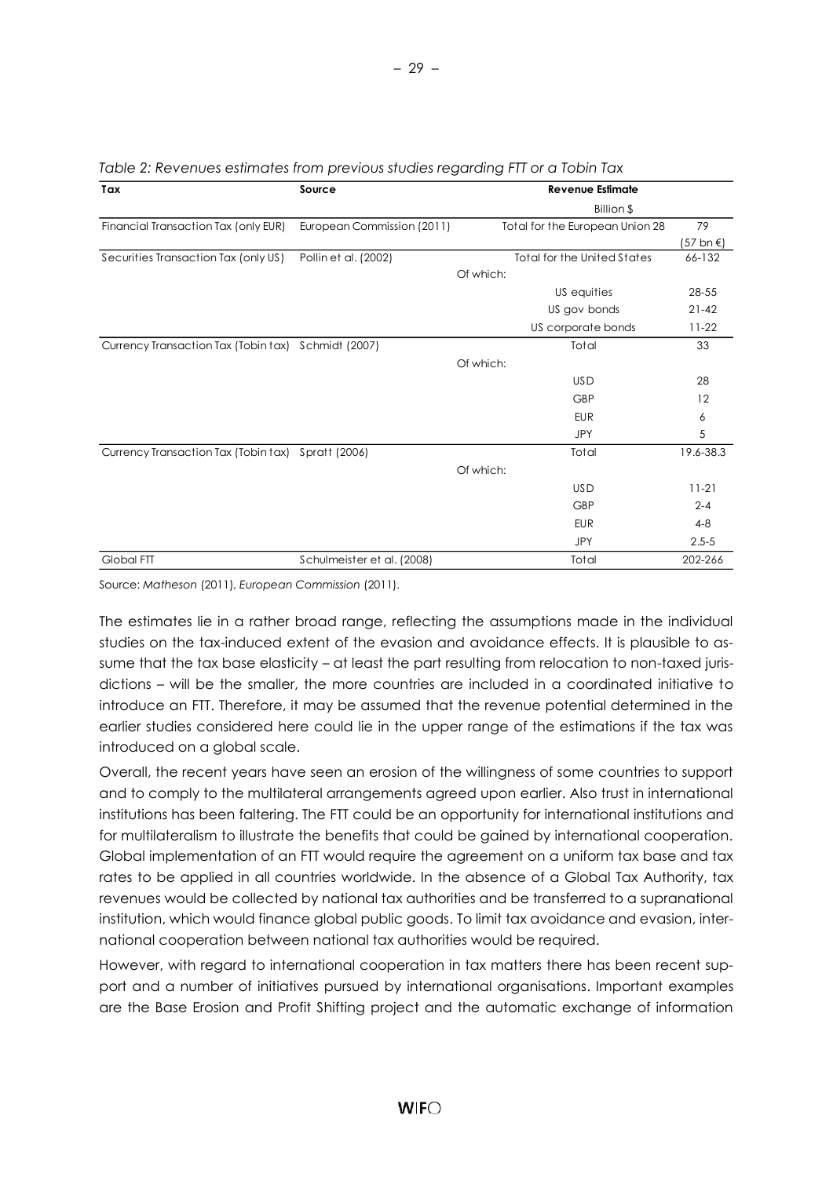*Table 2: Revenues estimates from previous studies regarding FTT or a Tobin Tax*

| Tax | Source | Revenue Estimate | |
|---|---|---|---|
| | | Billion $ | |
| Financial Transaction Tax (only EUR) | European Commission (2011) | Total for the European Union 28 | 79 (57 bn €) |
| Securities Transaction Tax (only US) | Pollin et al. (2002) | Total for the United States | 66-132 |
| | | Of which: | |
| | | US equities | 28-55 |
| | | US gov bonds | 21-42 |
| | | US corporate bonds | 11-22 |
| Currency Transaction Tax (Tobin tax) | Schmidt (2007) | Total | 33 |
| | | Of which: | |
| | | USD | 28 |
| | | GBP | 12 |
| | | EUR | 6 |
| | | JPY | 5 |
| Currency Transaction Tax (Tobin tax) | Spratt (2006) | Total | 19.6-38.3 |
| | | Of which: | |
| | | USD | 11-21 |
| | | GBP | 2-4 |
| | | EUR | 4-8 |
| | | JPY | 2.5-5 |
| Global FTT | Schulmeister et al. (2008) | Total | 202-266 |

Source: *Matheson* (2011), *European Commission* (2011).

The estimates lie in a rather broad range, reflecting the assumptions made in the individual studies on the tax-induced extent of the evasion and avoidance effects. It is plausible to assume that the tax base elasticity – at least the part resulting from relocation to non-taxed jurisdictions – will be the smaller, the more countries are included in a coordinated initiative to introduce an FTT. Therefore, it may be assumed that the revenue potential determined in the earlier studies considered here could lie in the upper range of the estimations if the tax was introduced on a global scale.

Overall, the recent years have seen an erosion of the willingness of some countries to support and to comply to the multilateral arrangements agreed upon earlier. Also trust in international institutions has been faltering. The FTT could be an opportunity for international institutions and for multilateralism to illustrate the benefits that could be gained by international cooperation. Global implementation of an FTT would require the agreement on a uniform tax base and tax rates to be applied in all countries worldwide. In the absence of a Global Tax Authority, tax revenues would be collected by national tax authorities and be transferred to a supranational institution, which would finance global public goods. To limit tax avoidance and evasion, international cooperation between national tax authorities would be required.

However, with regard to international cooperation in tax matters there has been recent support and a number of initiatives pursued by international organisations. Important examples are the Base Erosion and Profit Shifting project and the automatic exchange of information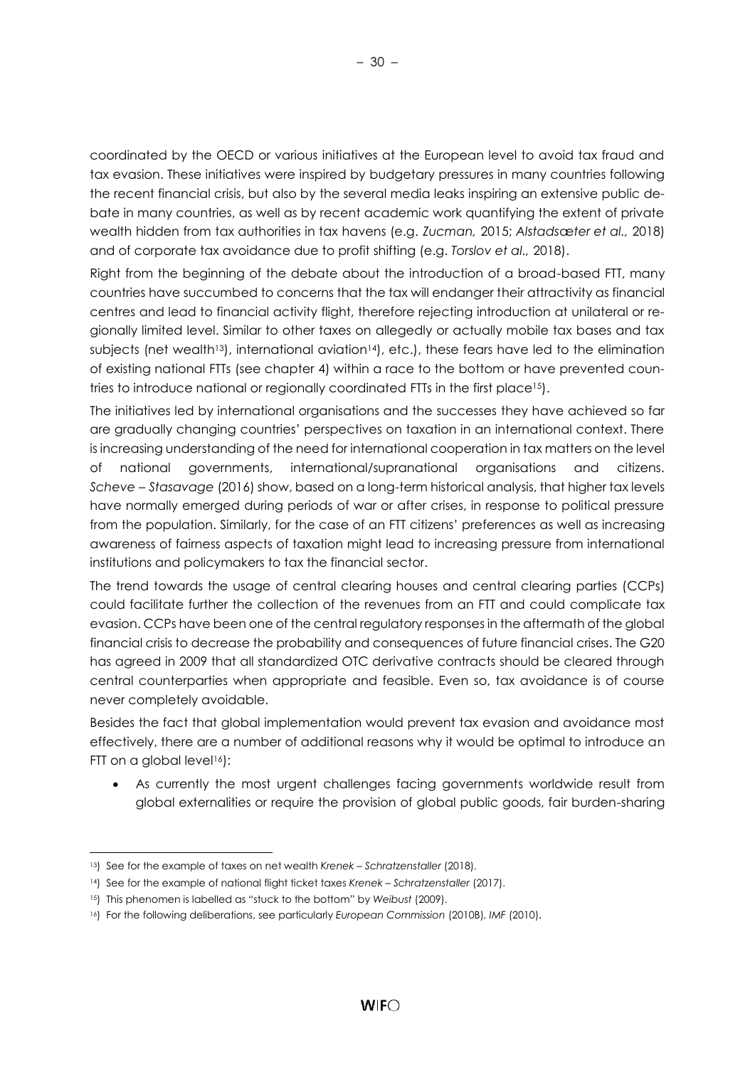coordinated by the OECD or various initiatives at the European level to avoid tax fraud and tax evasion. These initiatives were inspired by budgetary pressures in many countries following the recent financial crisis, but also by the several media leaks inspiring an extensive public debate in many countries, as well as by recent academic work quantifying the extent of private wealth hidden from tax authorities in tax havens (e.g. *Zucman,* 2015; *Alstadsæter et al.,* 2018) and of corporate tax avoidance due to profit shifting (e.g. *Torslov et al.,* 2018).

Right from the beginning of the debate about the introduction of a broad-based FTT, many countries have succumbed to concerns that the tax will endanger their attractivity as financial centres and lead to financial activity flight, therefore rejecting introduction at unilateral or regionally limited level. Similar to other taxes on allegedly or actually mobile tax bases and tax subjects (net wealth[13]), international aviation[14]), etc.), these fears have led to the elimination of existing national FTTs (see chapter 4) within a race to the bottom or have prevented countries to introduce national or regionally coordinated FTTs in the first place[15]).

The initiatives led by international organisations and the successes they have achieved so far are gradually changing countries' perspectives on taxation in an international context. There is increasing understanding of the need for international cooperation in tax matters on the level of national governments, international/supranational organisations and citizens. *Scheve – Stasavage* (2016) show, based on a long-term historical analysis, that higher tax levels have normally emerged during periods of war or after crises, in response to political pressure from the population. Similarly, for the case of an FTT citizens' preferences as well as increasing awareness of fairness aspects of taxation might lead to increasing pressure from international institutions and policymakers to tax the financial sector.

The trend towards the usage of central clearing houses and central clearing parties (CCPs) could facilitate further the collection of the revenues from an FTT and could complicate tax evasion. CCPs have been one of the central regulatory responses in the aftermath of the global financial crisis to decrease the probability and consequences of future financial crises. The G20 has agreed in 2009 that all standardized OTC derivative contracts should be cleared through central counterparties when appropriate and feasible. Even so, tax avoidance is of course never completely avoidable.

Besides the fact that global implementation would prevent tax evasion and avoidance most effectively, there are a number of additional reasons why it would be optimal to introduce an FTT on a global level[16]):

- As currently the most urgent challenges facing governments worldwide result from global externalities or require the provision of global public goods, fair burden-sharing

---

[13]) See for the example of taxes on net wealth *Krenek – Schratzenstaller* (2018).

[14]) See for the example of national flight ticket taxes *Krenek – Schratzenstaller* (2017).

[15]) This phenomen is labelled as "stuck to the bottom" by *Weibust* (2009).

[16]) For the following deliberations, see particularly *European Commission* (2010B), *IMF* (2010).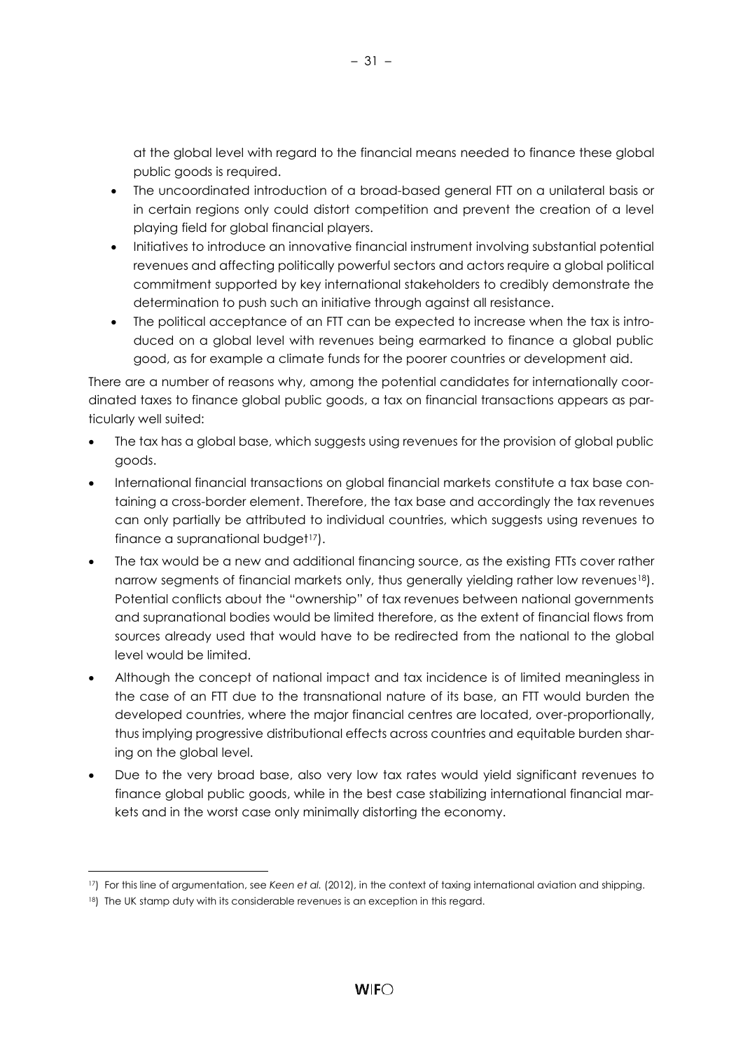at the global level with regard to the financial means needed to finance these global public goods is required.

- The uncoordinated introduction of a broad-based general FTT on a unilateral basis or in certain regions only could distort competition and prevent the creation of a level playing field for global financial players.
- Initiatives to introduce an innovative financial instrument involving substantial potential revenues and affecting politically powerful sectors and actors require a global political commitment supported by key international stakeholders to credibly demonstrate the determination to push such an initiative through against all resistance.
- The political acceptance of an FTT can be expected to increase when the tax is introduced on a global level with revenues being earmarked to finance a global public good, as for example a climate funds for the poorer countries or development aid.

There are a number of reasons why, among the potential candidates for internationally coordinated taxes to finance global public goods, a tax on financial transactions appears as particularly well suited:

- The tax has a global base, which suggests using revenues for the provision of global public goods.
- International financial transactions on global financial markets constitute a tax base containing a cross-border element. Therefore, the tax base and accordingly the tax revenues can only partially be attributed to individual countries, which suggests using revenues to finance a supranational budget[17]).
- The tax would be a new and additional financing source, as the existing FTTs cover rather narrow segments of financial markets only, thus generally yielding rather low revenues[18]). Potential conflicts about the "ownership" of tax revenues between national governments and supranational bodies would be limited therefore, as the extent of financial flows from sources already used that would have to be redirected from the national to the global level would be limited.
- Although the concept of national impact and tax incidence is of limited meaningless in the case of an FTT due to the transnational nature of its base, an FTT would burden the developed countries, where the major financial centres are located, over-proportionally, thus implying progressive distributional effects across countries and equitable burden sharing on the global level.
- Due to the very broad base, also very low tax rates would yield significant revenues to finance global public goods, while in the best case stabilizing international financial markets and in the worst case only minimally distorting the economy.

---

[17]) For this line of argumentation, see *Keen et al.* (2012), in the context of taxing international aviation and shipping.

[18]) The UK stamp duty with its considerable revenues is an exception in this regard.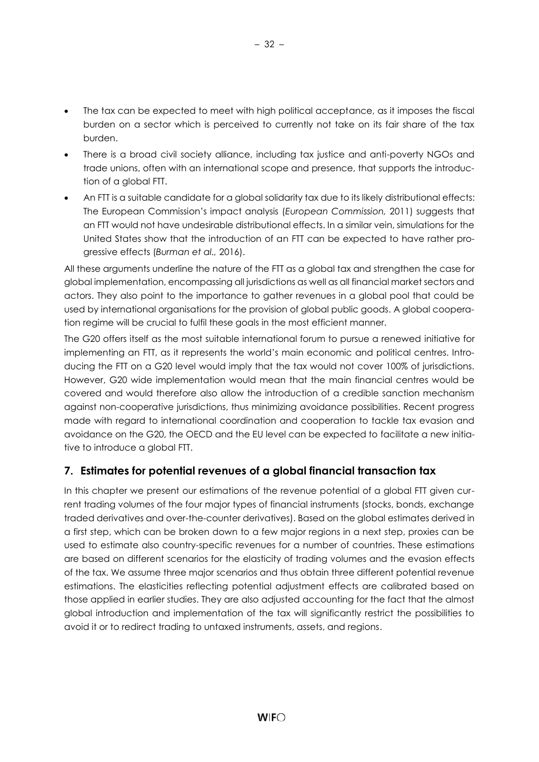- The tax can be expected to meet with high political acceptance, as it imposes the fiscal burden on a sector which is perceived to currently not take on its fair share of the tax burden.
- There is a broad civil society alliance, including tax justice and anti-poverty NGOs and trade unions, often with an international scope and presence, that supports the introduction of a global FTT.
- An FTT is a suitable candidate for a global solidarity tax due to its likely distributional effects: The European Commission's impact analysis (*European Commission,* 2011) suggests that an FTT would not have undesirable distributional effects. In a similar vein, simulations for the United States show that the introduction of an FTT can be expected to have rather progressive effects (*Burman et al.,* 2016).

All these arguments underline the nature of the FTT as a global tax and strengthen the case for global implementation, encompassing all jurisdictions as well as all financial market sectors and actors. They also point to the importance to gather revenues in a global pool that could be used by international organisations for the provision of global public goods. A global cooperation regime will be crucial to fulfil these goals in the most efficient manner.

The G20 offers itself as the most suitable international forum to pursue a renewed initiative for implementing an FTT, as it represents the world's main economic and political centres. Introducing the FTT on a G20 level would imply that the tax would not cover 100% of jurisdictions. However, G20 wide implementation would mean that the main financial centres would be covered and would therefore also allow the introduction of a credible sanction mechanism against non-cooperative jurisdictions, thus minimizing avoidance possibilities. Recent progress made with regard to international coordination and cooperation to tackle tax evasion and avoidance on the G20, the OECD and the EU level can be expected to facilitate a new initiative to introduce a global FTT.

## 7. Estimates for potential revenues of a global financial transaction tax

In this chapter we present our estimations of the revenue potential of a global FTT given current trading volumes of the four major types of financial instruments (stocks, bonds, exchange traded derivatives and over-the-counter derivatives). Based on the global estimates derived in a first step, which can be broken down to a few major regions in a next step, proxies can be used to estimate also country-specific revenues for a number of countries. These estimations are based on different scenarios for the elasticity of trading volumes and the evasion effects of the tax. We assume three major scenarios and thus obtain three different potential revenue estimations. The elasticities reflecting potential adjustment effects are calibrated based on those applied in earlier studies. They are also adjusted accounting for the fact that the almost global introduction and implementation of the tax will significantly restrict the possibilities to avoid it or to redirect trading to untaxed instruments, assets, and regions.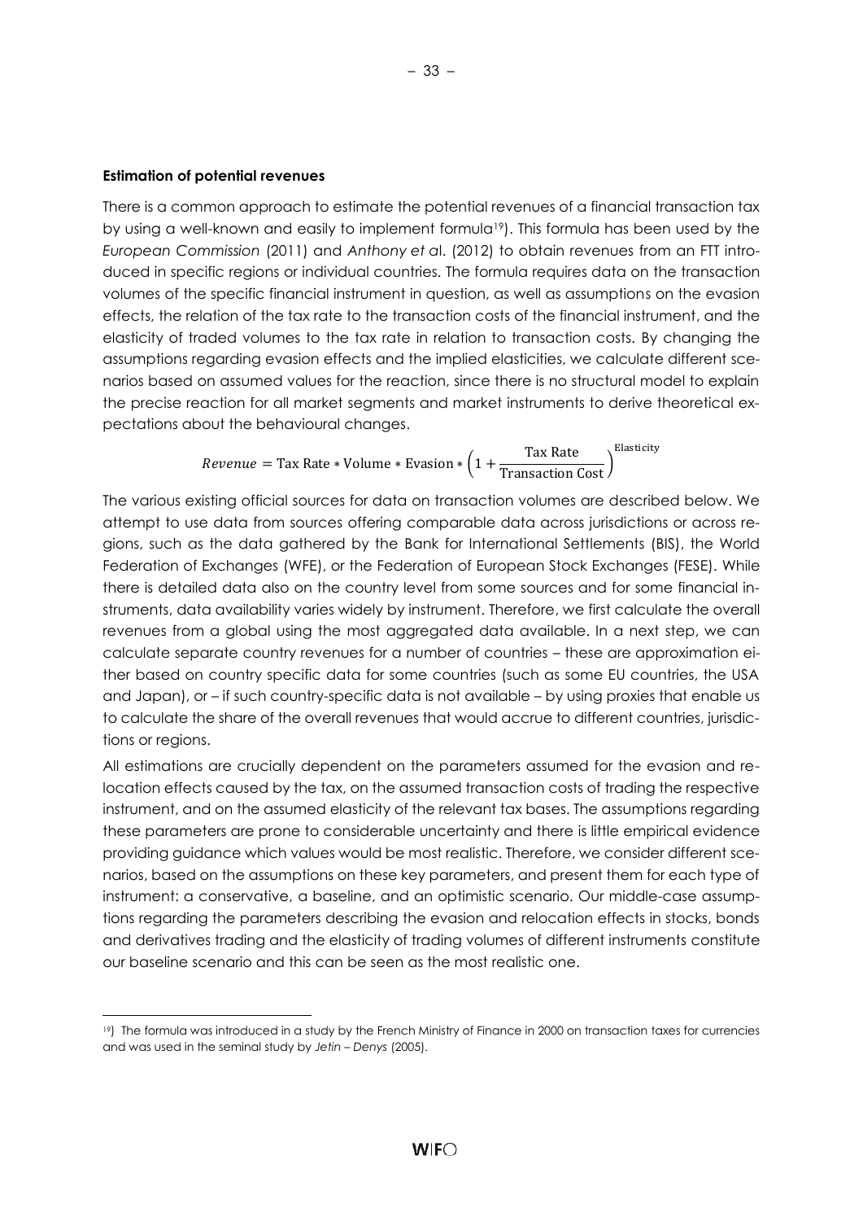**Estimation of potential revenues**

There is a common approach to estimate the potential revenues of a financial transaction tax by using a well-known and easily to implement formula[19]). This formula has been used by the *European Commission* (2011) and *Anthony et al*. (2012) to obtain revenues from an FTT introduced in specific regions or individual countries. The formula requires data on the transaction volumes of the specific financial instrument in question, as well as assumptions on the evasion effects, the relation of the tax rate to the transaction costs of the financial instrument, and the elasticity of traded volumes to the tax rate in relation to transaction costs. By changing the assumptions regarding evasion effects and the implied elasticities, we calculate different scenarios based on assumed values for the reaction, since there is no structural model to explain the precise reaction for all market segments and market instruments to derive theoretical expectations about the behavioural changes.

$$Revenue = \text{Tax Rate} * \text{Volume} * \text{Evasion} * \left(1 + \frac{\text{Tax Rate}}{\text{Transaction Cost}}\right)^{\text{Elasticity}}$$

The various existing official sources for data on transaction volumes are described below. We attempt to use data from sources offering comparable data across jurisdictions or across regions, such as the data gathered by the Bank for International Settlements (BIS), the World Federation of Exchanges (WFE), or the Federation of European Stock Exchanges (FESE). While there is detailed data also on the country level from some sources and for some financial instruments, data availability varies widely by instrument. Therefore, we first calculate the overall revenues from a global using the most aggregated data available. In a next step, we can calculate separate country revenues for a number of countries – these are approximation either based on country specific data for some countries (such as some EU countries, the USA and Japan), or – if such country-specific data is not available – by using proxies that enable us to calculate the share of the overall revenues that would accrue to different countries, jurisdictions or regions.

All estimations are crucially dependent on the parameters assumed for the evasion and relocation effects caused by the tax, on the assumed transaction costs of trading the respective instrument, and on the assumed elasticity of the relevant tax bases. The assumptions regarding these parameters are prone to considerable uncertainty and there is little empirical evidence providing guidance which values would be most realistic. Therefore, we consider different scenarios, based on the assumptions on these key parameters, and present them for each type of instrument: a conservative, a baseline, and an optimistic scenario. Our middle-case assumptions regarding the parameters describing the evasion and relocation effects in stocks, bonds and derivatives trading and the elasticity of trading volumes of different instruments constitute our baseline scenario and this can be seen as the most realistic one.

---

[19]) The formula was introduced in a study by the French Ministry of Finance in 2000 on transaction taxes for currencies and was used in the seminal study by *Jetin – Denys* (2005).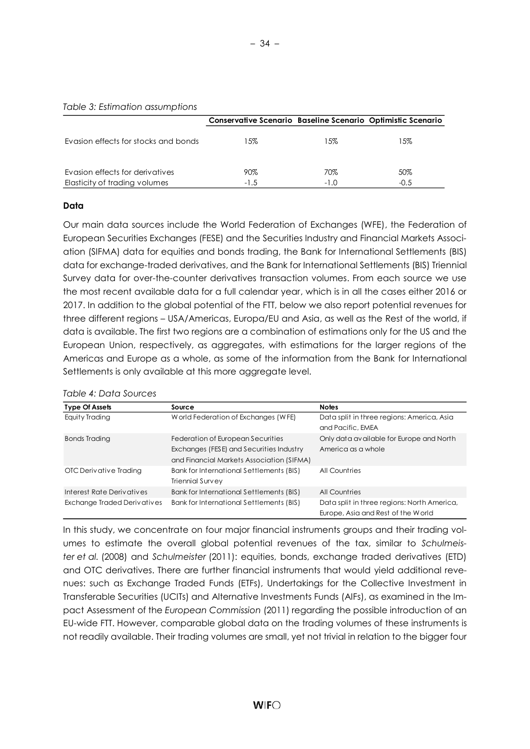*Table 3: Estimation assumptions*

| | Conservative Scenario | Baseline Scenario | Optimistic Scenario |
|---|---|---|---|
| Evasion effects for stocks and bonds | 15% | 15% | 15% |
| Evasion effects for derivatives | 90% | 70% | 50% |
| Elasticity of trading volumes | -1.5 | -1.0 | -0.5 |

**Data**

Our main data sources include the World Federation of Exchanges (WFE), the Federation of European Securities Exchanges (FESE) and the Securities Industry and Financial Markets Association (SIFMA) data for equities and bonds trading, the Bank for International Settlements (BIS) data for exchange-traded derivatives, and the Bank for International Settlements (BIS) Triennial Survey data for over-the-counter derivatives transaction volumes. From each source we use the most recent available data for a full calendar year, which is in all the cases either 2016 or 2017. In addition to the global potential of the FTT, below we also report potential revenues for three different regions – USA/Americas, Europa/EU and Asia, as well as the Rest of the world, if data is available. The first two regions are a combination of estimations only for the US and the European Union, respectively, as aggregates, with estimations for the larger regions of the Americas and Europe as a whole, as some of the information from the Bank for International Settlements is only available at this more aggregate level.

*Table 4: Data Sources*

| Type Of Assets | Source | Notes |
|---|---|---|
| Equity Trading | World Federation of Exchanges (WFE) | Data split in three regions: America, Asia and Pacific, EMEA |
| Bonds Trading | Federation of European Securities Exchanges (FESE) and Securities Industry and Financial Markets Association (SIFMA) | Only data available for Europe and North America as a whole |
| OTC Derivative Trading | Bank for International Settlements (BIS) Triennial Survey | All Countries |
| Interest Rate Derivatives | Bank for International Settlements (BIS) | All Countries |
| Exchange Traded Derivatives | Bank for International Settlements (BIS) | Data split in three regions: North America, Europe, Asia and Rest of the World |

In this study, we concentrate on four major financial instruments groups and their trading volumes to estimate the overall global potential revenues of the tax, similar to *Schulmeister et al.* (2008) and *Schulmeister* (2011): equities, bonds, exchange traded derivatives (ETD) and OTC derivatives. There are further financial instruments that would yield additional revenues: such as Exchange Traded Funds (ETFs), Undertakings for the Collective Investment in Transferable Securities (UCITs) and Alternative Investments Funds (AIFs), as examined in the Impact Assessment of the *European Commission* (2011) regarding the possible introduction of an EU-wide FTT. However, comparable global data on the trading volumes of these instruments is not readily available. Their trading volumes are small, yet not trivial in relation to the bigger four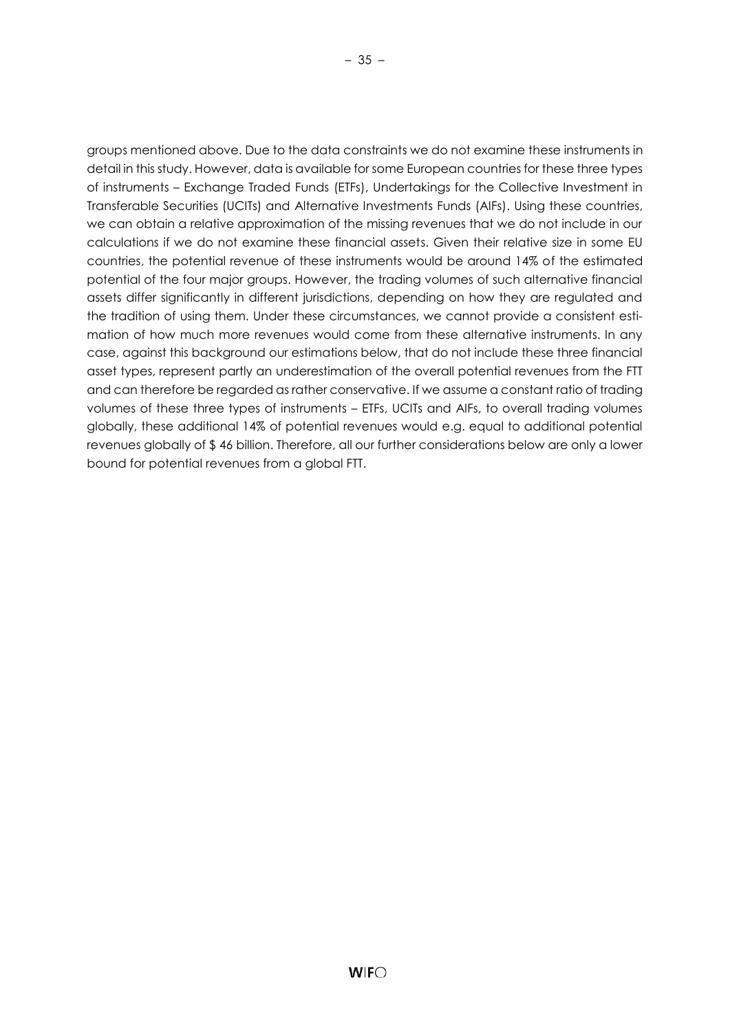groups mentioned above. Due to the data constraints we do not examine these instruments in detail in this study. However, data is available for some European countries for these three types of instruments – Exchange Traded Funds (ETFs), Undertakings for the Collective Investment in Transferable Securities (UCITs) and Alternative Investments Funds (AIFs). Using these countries, we can obtain a relative approximation of the missing revenues that we do not include in our calculations if we do not examine these financial assets. Given their relative size in some EU countries, the potential revenue of these instruments would be around 14% of the estimated potential of the four major groups. However, the trading volumes of such alternative financial assets differ significantly in different jurisdictions, depending on how they are regulated and the tradition of using them. Under these circumstances, we cannot provide a consistent estimation of how much more revenues would come from these alternative instruments. In any case, against this background our estimations below, that do not include these three financial asset types, represent partly an underestimation of the overall potential revenues from the FTT and can therefore be regarded as rather conservative. If we assume a constant ratio of trading volumes of these three types of instruments – ETFs, UCITs and AIFs, to overall trading volumes globally, these additional 14% of potential revenues would e.g. equal to additional potential revenues globally of $ 46 billion. Therefore, all our further considerations below are only a lower bound for potential revenues from a global FTT.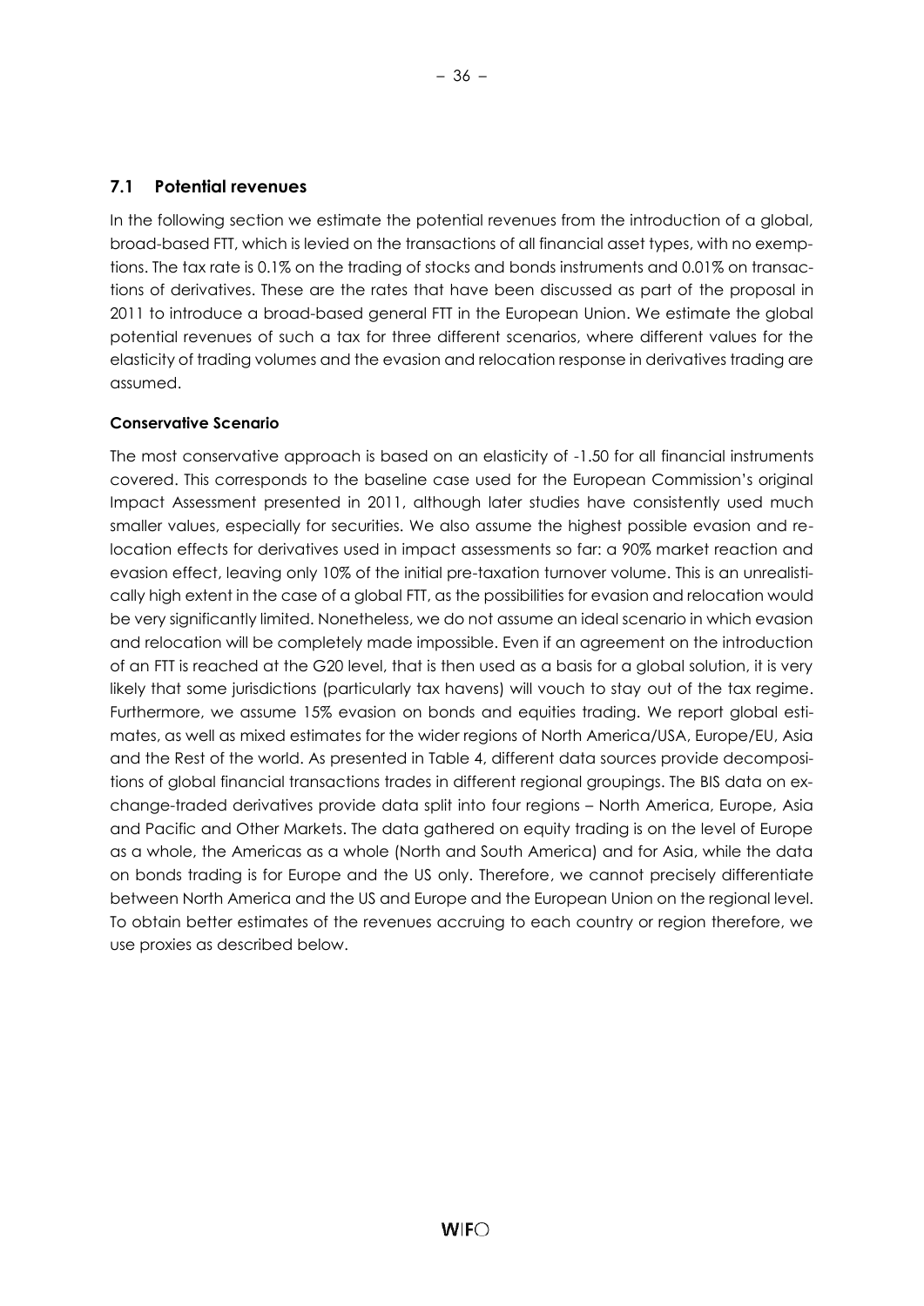## 7.1 Potential revenues

In the following section we estimate the potential revenues from the introduction of a global, broad-based FTT, which is levied on the transactions of all financial asset types, with no exemptions. The tax rate is 0.1% on the trading of stocks and bonds instruments and 0.01% on transactions of derivatives. These are the rates that have been discussed as part of the proposal in 2011 to introduce a broad-based general FTT in the European Union. We estimate the global potential revenues of such a tax for three different scenarios, where different values for the elasticity of trading volumes and the evasion and relocation response in derivatives trading are assumed.

**Conservative Scenario**

The most conservative approach is based on an elasticity of -1.50 for all financial instruments covered. This corresponds to the baseline case used for the European Commission's original Impact Assessment presented in 2011, although later studies have consistently used much smaller values, especially for securities. We also assume the highest possible evasion and relocation effects for derivatives used in impact assessments so far: a 90% market reaction and evasion effect, leaving only 10% of the initial pre-taxation turnover volume. This is an unrealistically high extent in the case of a global FTT, as the possibilities for evasion and relocation would be very significantly limited. Nonetheless, we do not assume an ideal scenario in which evasion and relocation will be completely made impossible. Even if an agreement on the introduction of an FTT is reached at the G20 level, that is then used as a basis for a global solution, it is very likely that some jurisdictions (particularly tax havens) will vouch to stay out of the tax regime. Furthermore, we assume 15% evasion on bonds and equities trading. We report global estimates, as well as mixed estimates for the wider regions of North America/USA, Europe/EU, Asia and the Rest of the world. As presented in Table 4, different data sources provide decompositions of global financial transactions trades in different regional groupings. The BIS data on exchange-traded derivatives provide data split into four regions – North America, Europe, Asia and Pacific and Other Markets. The data gathered on equity trading is on the level of Europe as a whole, the Americas as a whole (North and South America) and for Asia, while the data on bonds trading is for Europe and the US only. Therefore, we cannot precisely differentiate between North America and the US and Europe and the European Union on the regional level. To obtain better estimates of the revenues accruing to each country or region therefore, we use proxies as described below.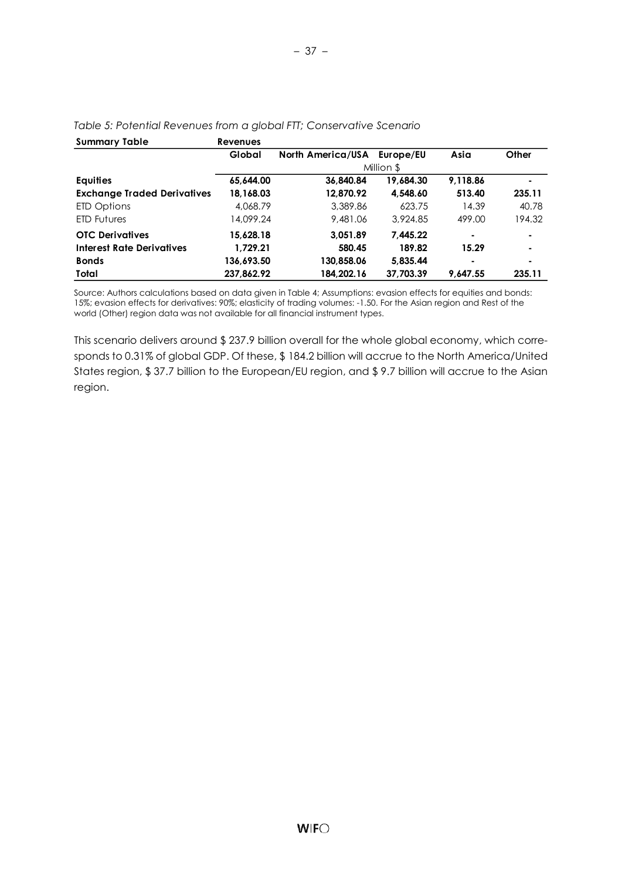*Table 5: Potential Revenues from a global FTT; Conservative Scenario*

| **Summary Table** | **Revenues** | | | | |
|---|---|---|---|---|---|
| | **Global** | **North America/USA** | **Europe/EU** | **Asia** | **Other** |
| | Million $ | | | | |
| **Equities** | **65,644.00** | **36,840.84** | **19,684.30** | **9,118.86** | **-** |
| **Exchange Traded Derivatives** | **18,168.03** | **12,870.92** | **4,548.60** | **513.40** | **235.11** |
| ETD Options | 4,068.79 | 3,389.86 | 623.75 | 14.39 | 40.78 |
| ETD Futures | 14,099.24 | 9,481.06 | 3,924.85 | 499.00 | 194.32 |
| **OTC Derivatives** | **15,628.18** | **3,051.89** | **7,445.22** | **-** | **-** |
| **Interest Rate Derivatives** | **1,729.21** | **580.45** | **189.82** | **15.29** | **-** |
| **Bonds** | **136,693.50** | **130,858.06** | **5,835.44** | **-** | **-** |
| **Total** | **237,862.92** | **184,202.16** | **37,703.39** | **9,647.55** | **235.11** |

Source: Authors calculations based on data given in Table 4; Assumptions: evasion effects for equities and bonds: 15%; evasion effects for derivatives: 90%; elasticity of trading volumes: -1.50. For the Asian region and Rest of the world (Other) region data was not available for all financial instrument types.

This scenario delivers around $ 237.9 billion overall for the whole global economy, which corresponds to 0.31% of global GDP. Of these, $ 184.2 billion will accrue to the North America/United States region, $ 37.7 billion to the European/EU region, and $ 9.7 billion will accrue to the Asian region.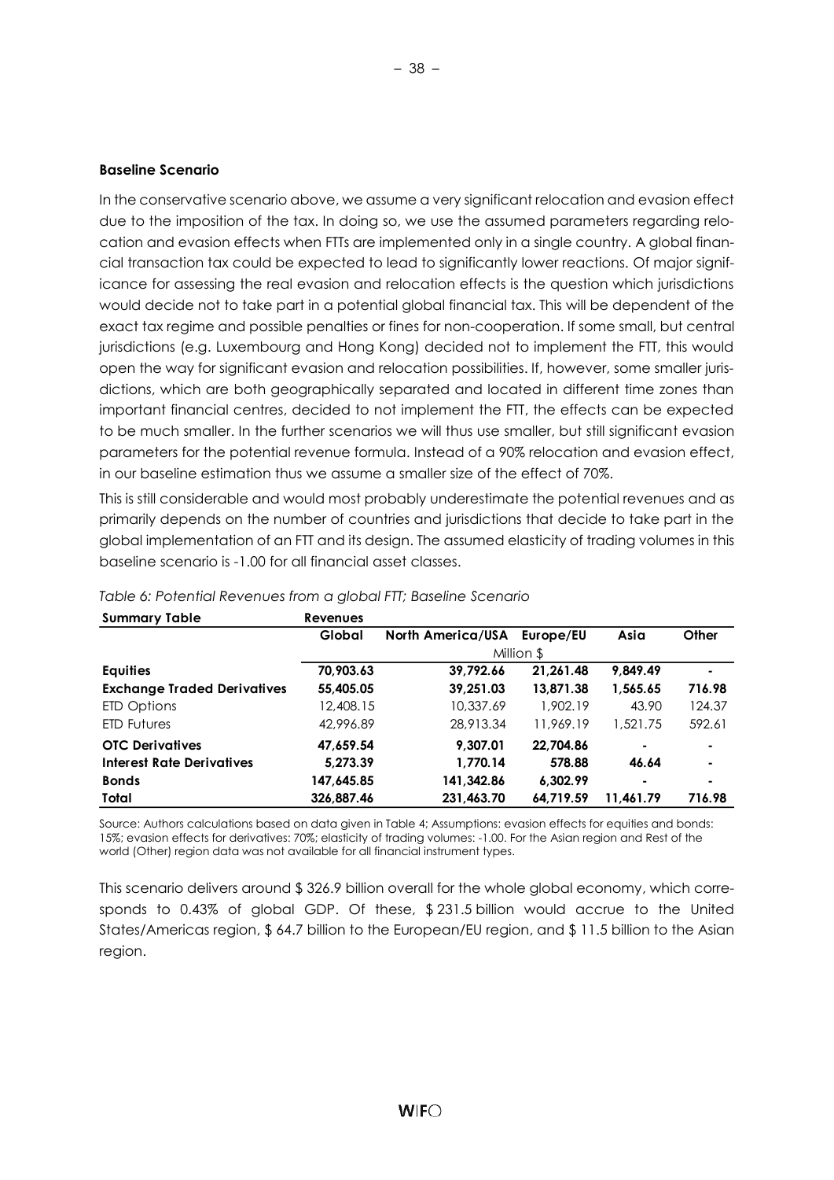### Baseline Scenario

In the conservative scenario above, we assume a very significant relocation and evasion effect due to the imposition of the tax. In doing so, we use the assumed parameters regarding relocation and evasion effects when FTTs are implemented only in a single country. A global financial transaction tax could be expected to lead to significantly lower reactions. Of major significance for assessing the real evasion and relocation effects is the question which jurisdictions would decide not to take part in a potential global financial tax. This will be dependent of the exact tax regime and possible penalties or fines for non-cooperation. If some small, but central jurisdictions (e.g. Luxembourg and Hong Kong) decided not to implement the FTT, this would open the way for significant evasion and relocation possibilities. If, however, some smaller jurisdictions, which are both geographically separated and located in different time zones than important financial centres, decided to not implement the FTT, the effects can be expected to be much smaller. In the further scenarios we will thus use smaller, but still significant evasion parameters for the potential revenue formula. Instead of a 90% relocation and evasion effect, in our baseline estimation thus we assume a smaller size of the effect of 70%.

This is still considerable and would most probably underestimate the potential revenues and as primarily depends on the number of countries and jurisdictions that decide to take part in the global implementation of an FTT and its design. The assumed elasticity of trading volumes in this baseline scenario is -1.00 for all financial asset classes.

*Table 6: Potential Revenues from a global FTT; Baseline Scenario*

| **Summary Table** | **Revenues** | | | | |
|---|---|---|---|---|---|
| | **Global** | **North America/USA** | **Europe/EU** | **Asia** | **Other** |
| | Million $ | | | | |
| **Equities** | **70,903.63** | **39,792.66** | **21,261.48** | **9,849.49** | **-** |
| **Exchange Traded Derivatives** | **55,405.05** | **39,251.03** | **13,871.38** | **1,565.65** | **716.98** |
| ETD Options | 12,408.15 | 10,337.69 | 1,902.19 | 43.90 | 124.37 |
| ETD Futures | 42,996.89 | 28,913.34 | 11,969.19 | 1,521.75 | 592.61 |
| **OTC Derivatives** | **47,659.54** | **9,307.01** | **22,704.86** | **-** | **-** |
| **Interest Rate Derivatives** | **5,273.39** | **1,770.14** | **578.88** | **46.64** | **-** |
| **Bonds** | **147,645.85** | **141,342.86** | **6,302.99** | **-** | **-** |
| **Total** | **326,887.46** | **231,463.70** | **64,719.59** | **11,461.79** | **716.98** |

Source: Authors calculations based on data given in Table 4; Assumptions: evasion effects for equities and bonds: 15%; evasion effects for derivatives: 70%; elasticity of trading volumes: -1.00. For the Asian region and Rest of the world (Other) region data was not available for all financial instrument types.

This scenario delivers around $ 326.9 billion overall for the whole global economy, which corresponds to 0.43% of global GDP. Of these, $ 231.5 billion would accrue to the United States/Americas region, $ 64.7 billion to the European/EU region, and $ 11.5 billion to the Asian region.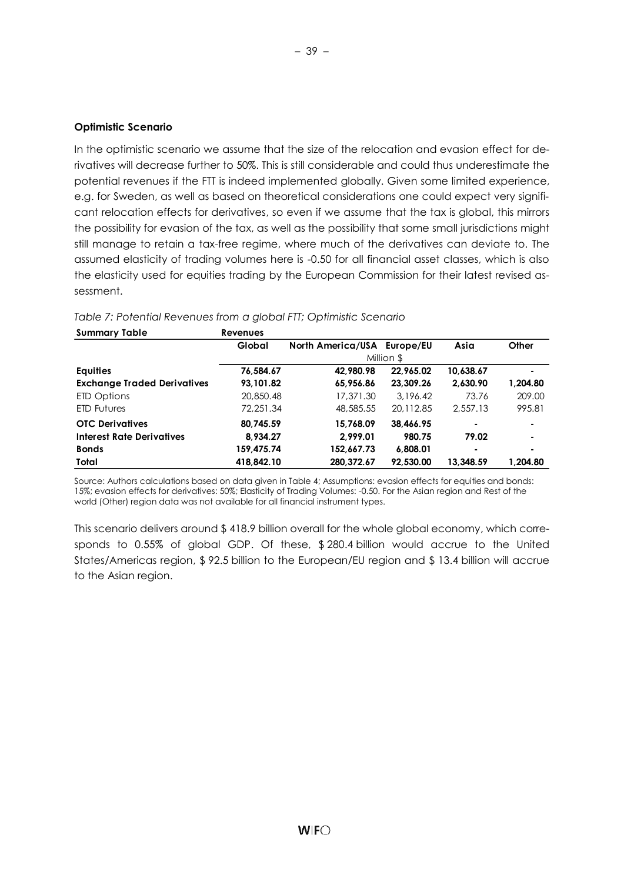**Optimistic Scenario**

In the optimistic scenario we assume that the size of the relocation and evasion effect for derivatives will decrease further to 50%. This is still considerable and could thus underestimate the potential revenues if the FTT is indeed implemented globally. Given some limited experience, e.g. for Sweden, as well as based on theoretical considerations one could expect very significant relocation effects for derivatives, so even if we assume that the tax is global, this mirrors the possibility for evasion of the tax, as well as the possibility that some small jurisdictions might still manage to retain a tax-free regime, where much of the derivatives can deviate to. The assumed elasticity of trading volumes here is -0.50 for all financial asset classes, which is also the elasticity used for equities trading by the European Commission for their latest revised assessment.

*Table 7: Potential Revenues from a global FTT; Optimistic Scenario*

| **Summary Table** | **Revenues** | | | | |
|---|---|---|---|---|---|
| | **Global** | **North America/USA** | **Europe/EU** | **Asia** | **Other** |
| | | | Million $ | | |
| **Equities** | **76,584.67** | **42,980.98** | **22,965.02** | **10,638.67** | **-** |
| **Exchange Traded Derivatives** | **93,101.82** | **65,956.86** | **23,309.26** | **2,630.90** | **1,204.80** |
| ETD Options | 20,850.48 | 17,371.30 | 3,196.42 | 73.76 | 209.00 |
| ETD Futures | 72,251.34 | 48,585.55 | 20,112.85 | 2,557.13 | 995.81 |
| **OTC Derivatives** | **80,745.59** | **15,768.09** | **38,466.95** | **-** | **-** |
| **Interest Rate Derivatives** | **8,934.27** | **2,999.01** | **980.75** | **79.02** | **-** |
| **Bonds** | **159,475.74** | **152,667.73** | **6,808.01** | **-** | **-** |
| **Total** | **418,842.10** | **280,372.67** | **92,530.00** | **13,348.59** | **1,204.80** |

Source: Authors calculations based on data given in Table 4; Assumptions: evasion effects for equities and bonds: 15%; evasion effects for derivatives: 50%; Elasticity of Trading Volumes: -0.50. For the Asian region and Rest of the world (Other) region data was not available for all financial instrument types.

This scenario delivers around $ 418.9 billion overall for the whole global economy, which corresponds to 0.55% of global GDP. Of these, $ 280.4 billion would accrue to the United States/Americas region, $ 92.5 billion to the European/EU region and $ 13.4 billion will accrue to the Asian region.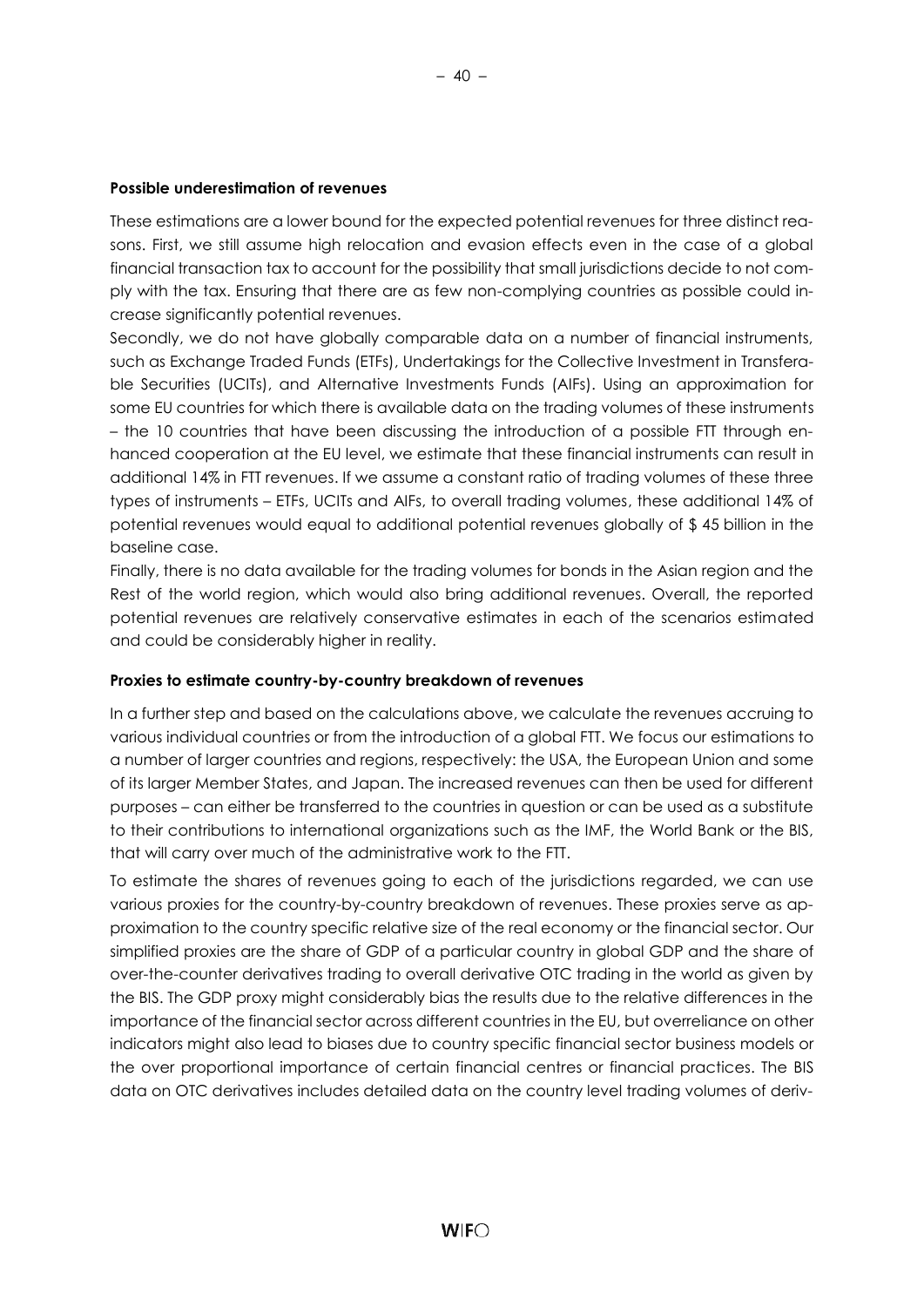**Possible underestimation of revenues**

These estimations are a lower bound for the expected potential revenues for three distinct reasons. First, we still assume high relocation and evasion effects even in the case of a global financial transaction tax to account for the possibility that small jurisdictions decide to not comply with the tax. Ensuring that there are as few non-complying countries as possible could increase significantly potential revenues.

Secondly, we do not have globally comparable data on a number of financial instruments, such as Exchange Traded Funds (ETFs), Undertakings for the Collective Investment in Transferable Securities (UCITs), and Alternative Investments Funds (AIFs). Using an approximation for some EU countries for which there is available data on the trading volumes of these instruments – the 10 countries that have been discussing the introduction of a possible FTT through enhanced cooperation at the EU level, we estimate that these financial instruments can result in additional 14% in FTT revenues. If we assume a constant ratio of trading volumes of these three types of instruments – ETFs, UCITs and AIFs, to overall trading volumes, these additional 14% of potential revenues would equal to additional potential revenues globally of $ 45 billion in the baseline case.

Finally, there is no data available for the trading volumes for bonds in the Asian region and the Rest of the world region, which would also bring additional revenues. Overall, the reported potential revenues are relatively conservative estimates in each of the scenarios estimated and could be considerably higher in reality.

**Proxies to estimate country-by-country breakdown of revenues**

In a further step and based on the calculations above, we calculate the revenues accruing to various individual countries or from the introduction of a global FTT. We focus our estimations to a number of larger countries and regions, respectively: the USA, the European Union and some of its larger Member States, and Japan. The increased revenues can then be used for different purposes – can either be transferred to the countries in question or can be used as a substitute to their contributions to international organizations such as the IMF, the World Bank or the BIS, that will carry over much of the administrative work to the FTT.

To estimate the shares of revenues going to each of the jurisdictions regarded, we can use various proxies for the country-by-country breakdown of revenues. These proxies serve as approximation to the country specific relative size of the real economy or the financial sector. Our simplified proxies are the share of GDP of a particular country in global GDP and the share of over-the-counter derivatives trading to overall derivative OTC trading in the world as given by the BIS. The GDP proxy might considerably bias the results due to the relative differences in the importance of the financial sector across different countries in the EU, but overreliance on other indicators might also lead to biases due to country specific financial sector business models or the over proportional importance of certain financial centres or financial practices. The BIS data on OTC derivatives includes detailed data on the country level trading volumes of deriv-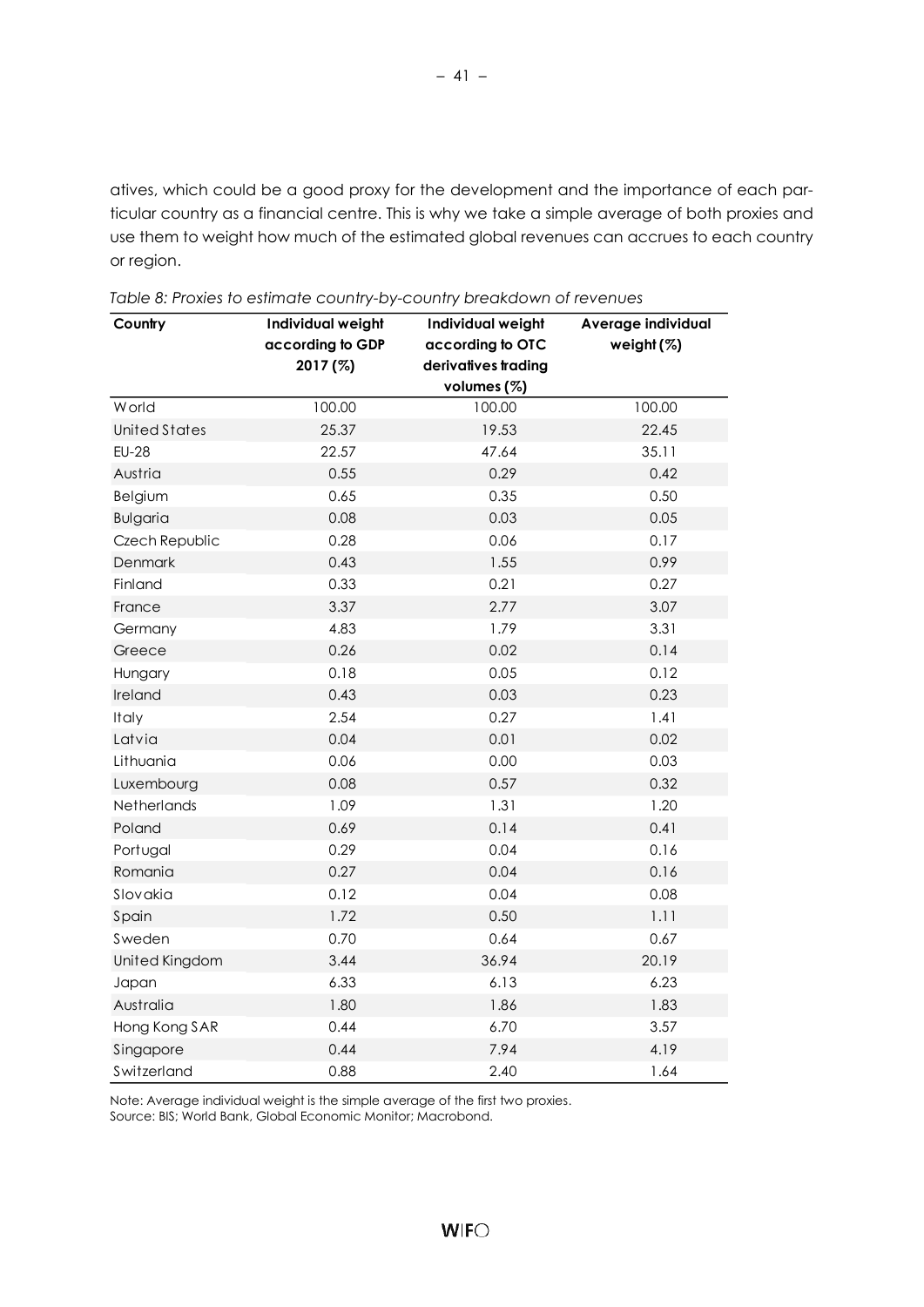atives, which could be a good proxy for the development and the importance of each particular country as a financial centre. This is why we take a simple average of both proxies and use them to weight how much of the estimated global revenues can accrues to each country or region.

*Table 8: Proxies to estimate country-by-country breakdown of revenues*

| Country | Individual weight according to GDP 2017 (%) | Individual weight according to OTC derivatives trading volumes (%) | Average individual weight (%) |
|---|---|---|---|
| World | 100.00 | 100.00 | 100.00 |
| United States | 25.37 | 19.53 | 22.45 |
| EU-28 | 22.57 | 47.64 | 35.11 |
| Austria | 0.55 | 0.29 | 0.42 |
| Belgium | 0.65 | 0.35 | 0.50 |
| Bulgaria | 0.08 | 0.03 | 0.05 |
| Czech Republic | 0.28 | 0.06 | 0.17 |
| Denmark | 0.43 | 1.55 | 0.99 |
| Finland | 0.33 | 0.21 | 0.27 |
| France | 3.37 | 2.77 | 3.07 |
| Germany | 4.83 | 1.79 | 3.31 |
| Greece | 0.26 | 0.02 | 0.14 |
| Hungary | 0.18 | 0.05 | 0.12 |
| Ireland | 0.43 | 0.03 | 0.23 |
| Italy | 2.54 | 0.27 | 1.41 |
| Latvia | 0.04 | 0.01 | 0.02 |
| Lithuania | 0.06 | 0.00 | 0.03 |
| Luxembourg | 0.08 | 0.57 | 0.32 |
| Netherlands | 1.09 | 1.31 | 1.20 |
| Poland | 0.69 | 0.14 | 0.41 |
| Portugal | 0.29 | 0.04 | 0.16 |
| Romania | 0.27 | 0.04 | 0.16 |
| Slovakia | 0.12 | 0.04 | 0.08 |
| Spain | 1.72 | 0.50 | 1.11 |
| Sweden | 0.70 | 0.64 | 0.67 |
| United Kingdom | 3.44 | 36.94 | 20.19 |
| Japan | 6.33 | 6.13 | 6.23 |
| Australia | 1.80 | 1.86 | 1.83 |
| Hong Kong SAR | 0.44 | 6.70 | 3.57 |
| Singapore | 0.44 | 7.94 | 4.19 |
| Switzerland | 0.88 | 2.40 | 1.64 |

Note: Average individual weight is the simple average of the first two proxies.
Source: BIS; World Bank, Global Economic Monitor; Macrobond.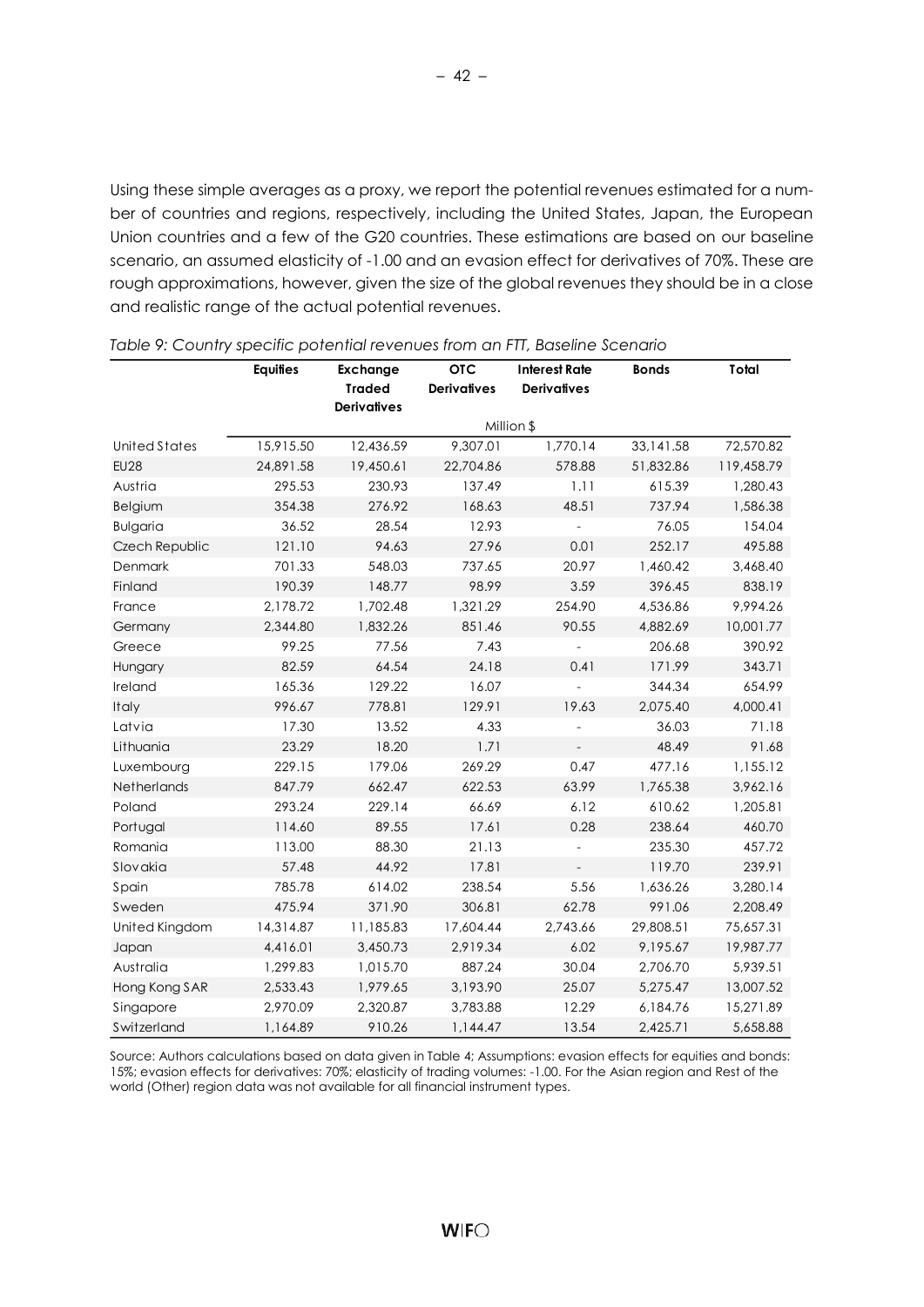Using these simple averages as a proxy, we report the potential revenues estimated for a number of countries and regions, respectively, including the United States, Japan, the European Union countries and a few of the G20 countries. These estimations are based on our baseline scenario, an assumed elasticity of -1.00 and an evasion effect for derivatives of 70%. These are rough approximations, however, given the size of the global revenues they should be in a close and realistic range of the actual potential revenues.

*Table 9: Country specific potential revenues from an FTT, Baseline Scenario*

| | Equities | Exchange Traded Derivatives | OTC Derivatives | Interest Rate Derivatives | Bonds | Total |
|---|---|---|---|---|---|---|
| | Million $ | | | | | |
| United States | 15,915.50 | 12,436.59 | 9,307.01 | 1,770.14 | 33,141.58 | 72,570.82 |
| EU28 | 24,891.58 | 19,450.61 | 22,704.86 | 578.88 | 51,832.86 | 119,458.79 |
| Austria | 295.53 | 230.93 | 137.49 | 1.11 | 615.39 | 1,280.43 |
| Belgium | 354.38 | 276.92 | 168.63 | 48.51 | 737.94 | 1,586.38 |
| Bulgaria | 36.52 | 28.54 | 12.93 | - | 76.05 | 154.04 |
| Czech Republic | 121.10 | 94.63 | 27.96 | 0.01 | 252.17 | 495.88 |
| Denmark | 701.33 | 548.03 | 737.65 | 20.97 | 1,460.42 | 3,468.40 |
| Finland | 190.39 | 148.77 | 98.99 | 3.59 | 396.45 | 838.19 |
| France | 2,178.72 | 1,702.48 | 1,321.29 | 254.90 | 4,536.86 | 9,994.26 |
| Germany | 2,344.80 | 1,832.26 | 851.46 | 90.55 | 4,882.69 | 10,001.77 |
| Greece | 99.25 | 77.56 | 7.43 | - | 206.68 | 390.92 |
| Hungary | 82.59 | 64.54 | 24.18 | 0.41 | 171.99 | 343.71 |
| Ireland | 165.36 | 129.22 | 16.07 | - | 344.34 | 654.99 |
| Italy | 996.67 | 778.81 | 129.91 | 19.63 | 2,075.40 | 4,000.41 |
| Latvia | 17.30 | 13.52 | 4.33 | - | 36.03 | 71.18 |
| Lithuania | 23.29 | 18.20 | 1.71 | - | 48.49 | 91.68 |
| Luxembourg | 229.15 | 179.06 | 269.29 | 0.47 | 477.16 | 1,155.12 |
| Netherlands | 847.79 | 662.47 | 622.53 | 63.99 | 1,765.38 | 3,962.16 |
| Poland | 293.24 | 229.14 | 66.69 | 6.12 | 610.62 | 1,205.81 |
| Portugal | 114.60 | 89.55 | 17.61 | 0.28 | 238.64 | 460.70 |
| Romania | 113.00 | 88.30 | 21.13 | - | 235.30 | 457.72 |
| Slovakia | 57.48 | 44.92 | 17.81 | - | 119.70 | 239.91 |
| Spain | 785.78 | 614.02 | 238.54 | 5.56 | 1,636.26 | 3,280.14 |
| Sweden | 475.94 | 371.90 | 306.81 | 62.78 | 991.06 | 2,208.49 |
| United Kingdom | 14,314.87 | 11,185.83 | 17,604.44 | 2,743.66 | 29,808.51 | 75,657.31 |
| Japan | 4,416.01 | 3,450.73 | 2,919.34 | 6.02 | 9,195.67 | 19,987.77 |
| Australia | 1,299.83 | 1,015.70 | 887.24 | 30.04 | 2,706.70 | 5,939.51 |
| Hong Kong SAR | 2,533.43 | 1,979.65 | 3,193.90 | 25.07 | 5,275.47 | 13,007.52 |
| Singapore | 2,970.09 | 2,320.87 | 3,783.88 | 12.29 | 6,184.76 | 15,271.89 |
| Switzerland | 1,164.89 | 910.26 | 1,144.47 | 13.54 | 2,425.71 | 5,658.88 |

Source: Authors calculations based on data given in Table 4; Assumptions: evasion effects for equities and bonds: 15%; evasion effects for derivatives: 70%; elasticity of trading volumes: -1.00. For the Asian region and Rest of the world (Other) region data was not available for all financial instrument types.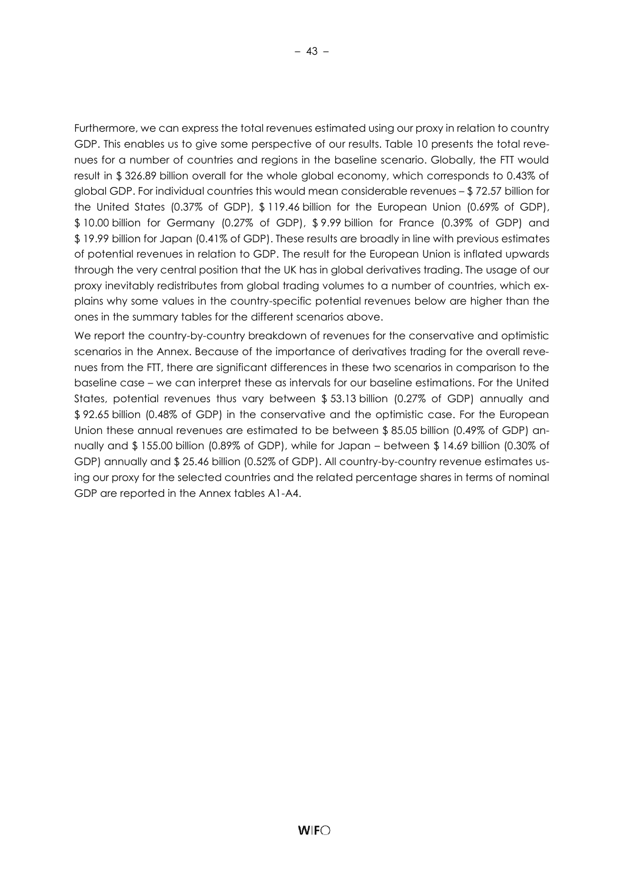Furthermore, we can express the total revenues estimated using our proxy in relation to country GDP. This enables us to give some perspective of our results. Table 10 presents the total revenues for a number of countries and regions in the baseline scenario. Globally, the FTT would result in $ 326.89 billion overall for the whole global economy, which corresponds to 0.43% of global GDP. For individual countries this would mean considerable revenues – $ 72.57 billion for the United States (0.37% of GDP), $ 119.46 billion for the European Union (0.69% of GDP), $ 10.00 billion for Germany (0.27% of GDP), $ 9.99 billion for France (0.39% of GDP) and $ 19.99 billion for Japan (0.41% of GDP). These results are broadly in line with previous estimates of potential revenues in relation to GDP. The result for the European Union is inflated upwards through the very central position that the UK has in global derivatives trading. The usage of our proxy inevitably redistributes from global trading volumes to a number of countries, which explains why some values in the country-specific potential revenues below are higher than the ones in the summary tables for the different scenarios above.

We report the country-by-country breakdown of revenues for the conservative and optimistic scenarios in the Annex. Because of the importance of derivatives trading for the overall revenues from the FTT, there are significant differences in these two scenarios in comparison to the baseline case – we can interpret these as intervals for our baseline estimations. For the United States, potential revenues thus vary between $ 53.13 billion (0.27% of GDP) annually and $ 92.65 billion (0.48% of GDP) in the conservative and the optimistic case. For the European Union these annual revenues are estimated to be between $ 85.05 billion (0.49% of GDP) annually and $ 155.00 billion (0.89% of GDP), while for Japan – between $ 14.69 billion (0.30% of GDP) annually and $ 25.46 billion (0.52% of GDP). All country-by-country revenue estimates using our proxy for the selected countries and the related percentage shares in terms of nominal GDP are reported in the Annex tables A1-A4.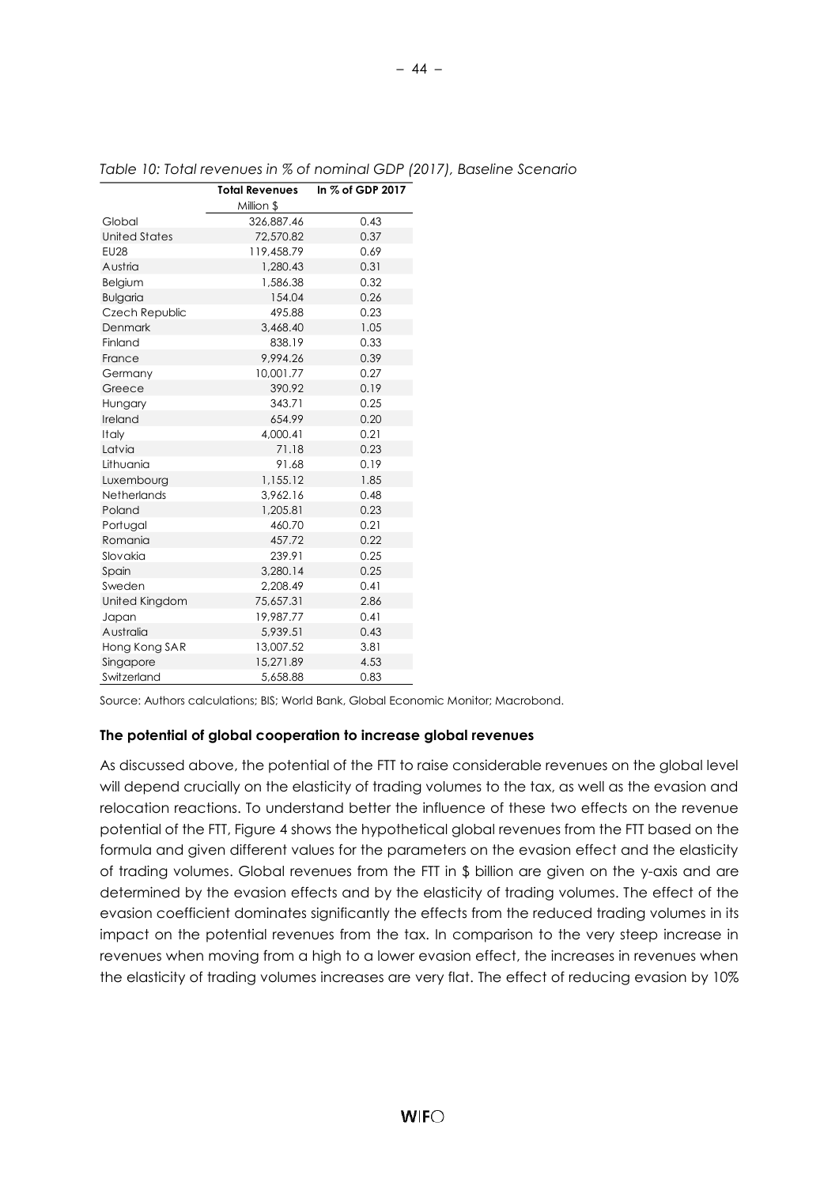*Table 10: Total revenues in % of nominal GDP (2017), Baseline Scenario*

| | Total Revenues | In % of GDP 2017 |
|---|---|---|
| | Million $ | |
| Global | 326,887.46 | 0.43 |
| United States | 72,570.82 | 0.37 |
| EU28 | 119,458.79 | 0.69 |
| Austria | 1,280.43 | 0.31 |
| Belgium | 1,586.38 | 0.32 |
| Bulgaria | 154.04 | 0.26 |
| Czech Republic | 495.88 | 0.23 |
| Denmark | 3,468.40 | 1.05 |
| Finland | 838.19 | 0.33 |
| France | 9,994.26 | 0.39 |
| Germany | 10,001.77 | 0.27 |
| Greece | 390.92 | 0.19 |
| Hungary | 343.71 | 0.25 |
| Ireland | 654.99 | 0.20 |
| Italy | 4,000.41 | 0.21 |
| Latvia | 71.18 | 0.23 |
| Lithuania | 91.68 | 0.19 |
| Luxembourg | 1,155.12 | 1.85 |
| Netherlands | 3,962.16 | 0.48 |
| Poland | 1,205.81 | 0.23 |
| Portugal | 460.70 | 0.21 |
| Romania | 457.72 | 0.22 |
| Slovakia | 239.91 | 0.25 |
| Spain | 3,280.14 | 0.25 |
| Sweden | 2,208.49 | 0.41 |
| United Kingdom | 75,657.31 | 2.86 |
| Japan | 19,987.77 | 0.41 |
| Australia | 5,939.51 | 0.43 |
| Hong Kong SAR | 13,007.52 | 3.81 |
| Singapore | 15,271.89 | 4.53 |
| Switzerland | 5,658.88 | 0.83 |

Source: Authors calculations; BIS; World Bank, Global Economic Monitor; Macrobond.

**The potential of global cooperation to increase global revenues**

As discussed above, the potential of the FTT to raise considerable revenues on the global level will depend crucially on the elasticity of trading volumes to the tax, as well as the evasion and relocation reactions. To understand better the influence of these two effects on the revenue potential of the FTT, Figure 4 shows the hypothetical global revenues from the FTT based on the formula and given different values for the parameters on the evasion effect and the elasticity of trading volumes. Global revenues from the FTT in $ billion are given on the y-axis and are determined by the evasion effects and by the elasticity of trading volumes. The effect of the evasion coefficient dominates significantly the effects from the reduced trading volumes in its impact on the potential revenues from the tax. In comparison to the very steep increase in revenues when moving from a high to a lower evasion effect, the increases in revenues when the elasticity of trading volumes increases are very flat. The effect of reducing evasion by 10%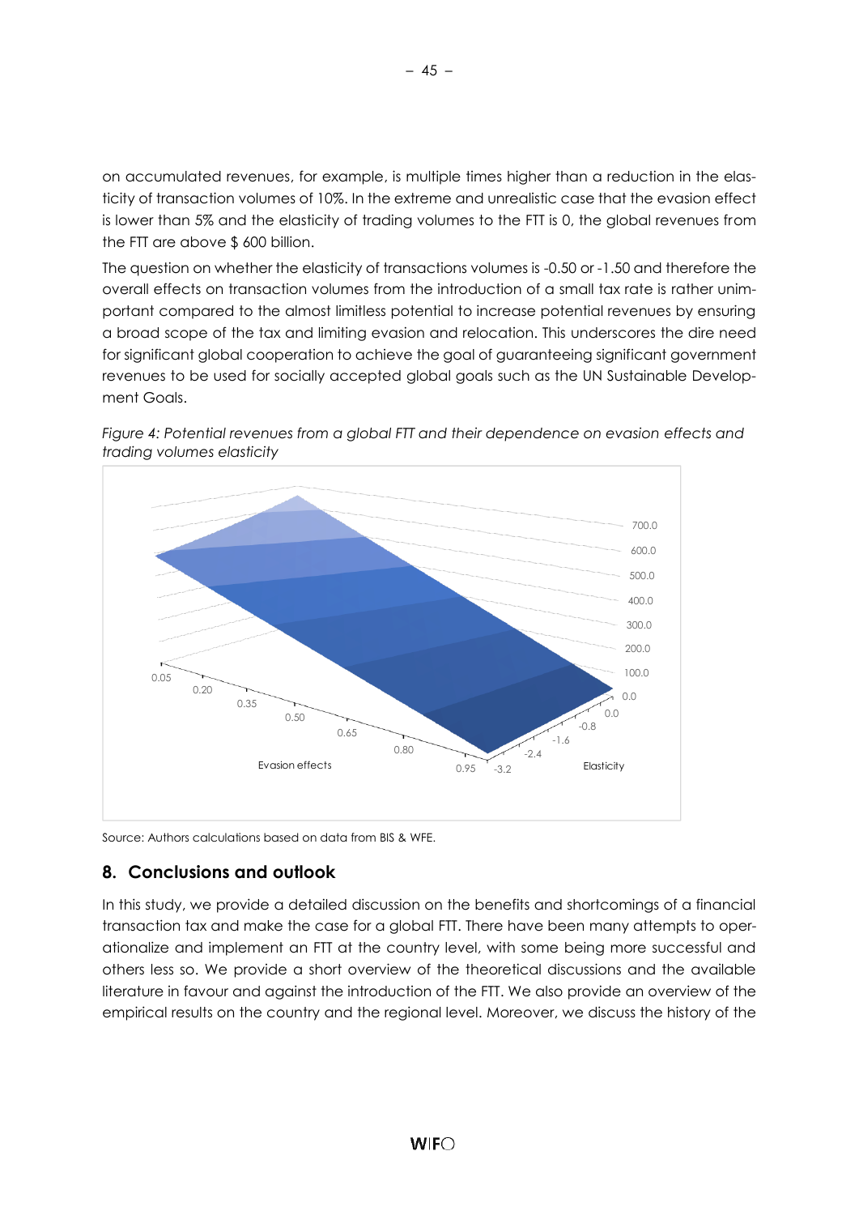on accumulated revenues, for example, is multiple times higher than a reduction in the elasticity of transaction volumes of 10%. In the extreme and unrealistic case that the evasion effect is lower than 5% and the elasticity of trading volumes to the FTT is 0, the global revenues from the FTT are above $ 600 billion.

The question on whether the elasticity of transactions volumes is -0.50 or -1.50 and therefore the overall effects on transaction volumes from the introduction of a small tax rate is rather unimportant compared to the almost limitless potential to increase potential revenues by ensuring a broad scope of the tax and limiting evasion and relocation. This underscores the dire need for significant global cooperation to achieve the goal of guaranteeing significant government revenues to be used for socially accepted global goals such as the UN Sustainable Development Goals.

*Figure 4: Potential revenues from a global FTT and their dependence on evasion effects and trading volumes elasticity*

Source: Authors calculations based on data from BIS & WFE.

## 8. Conclusions and outlook

In this study, we provide a detailed discussion on the benefits and shortcomings of a financial transaction tax and make the case for a global FTT. There have been many attempts to operationalize and implement an FTT at the country level, with some being more successful and others less so. We provide a short overview of the theoretical discussions and the available literature in favour and against the introduction of the FTT. We also provide an overview of the empirical results on the country and the regional level. Moreover, we discuss the history of the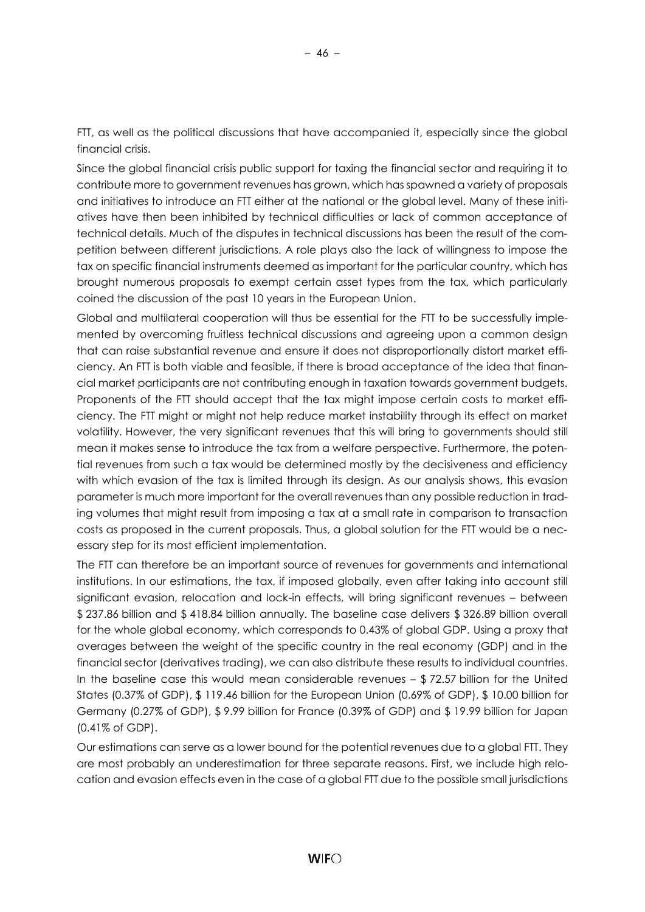FTT, as well as the political discussions that have accompanied it, especially since the global financial crisis.

Since the global financial crisis public support for taxing the financial sector and requiring it to contribute more to government revenues has grown, which has spawned a variety of proposals and initiatives to introduce an FTT either at the national or the global level. Many of these initiatives have then been inhibited by technical difficulties or lack of common acceptance of technical details. Much of the disputes in technical discussions has been the result of the competition between different jurisdictions. A role plays also the lack of willingness to impose the tax on specific financial instruments deemed as important for the particular country, which has brought numerous proposals to exempt certain asset types from the tax, which particularly coined the discussion of the past 10 years in the European Union.

Global and multilateral cooperation will thus be essential for the FTT to be successfully implemented by overcoming fruitless technical discussions and agreeing upon a common design that can raise substantial revenue and ensure it does not disproportionally distort market efficiency. An FTT is both viable and feasible, if there is broad acceptance of the idea that financial market participants are not contributing enough in taxation towards government budgets. Proponents of the FTT should accept that the tax might impose certain costs to market efficiency. The FTT might or might not help reduce market instability through its effect on market volatility. However, the very significant revenues that this will bring to governments should still mean it makes sense to introduce the tax from a welfare perspective. Furthermore, the potential revenues from such a tax would be determined mostly by the decisiveness and efficiency with which evasion of the tax is limited through its design. As our analysis shows, this evasion parameter is much more important for the overall revenues than any possible reduction in trading volumes that might result from imposing a tax at a small rate in comparison to transaction costs as proposed in the current proposals. Thus, a global solution for the FTT would be a necessary step for its most efficient implementation.

The FTT can therefore be an important source of revenues for governments and international institutions. In our estimations, the tax, if imposed globally, even after taking into account still significant evasion, relocation and lock-in effects, will bring significant revenues – between $ 237.86 billion and $ 418.84 billion annually. The baseline case delivers $ 326.89 billion overall for the whole global economy, which corresponds to 0.43% of global GDP. Using a proxy that averages between the weight of the specific country in the real economy (GDP) and in the financial sector (derivatives trading), we can also distribute these results to individual countries. In the baseline case this would mean considerable revenues – $ 72.57 billion for the United States (0.37% of GDP), $ 119.46 billion for the European Union (0.69% of GDP), $ 10.00 billion for Germany (0.27% of GDP), $ 9.99 billion for France (0.39% of GDP) and $ 19.99 billion for Japan (0.41% of GDP).

Our estimations can serve as a lower bound for the potential revenues due to a global FTT. They are most probably an underestimation for three separate reasons. First, we include high relocation and evasion effects even in the case of a global FTT due to the possible small jurisdictions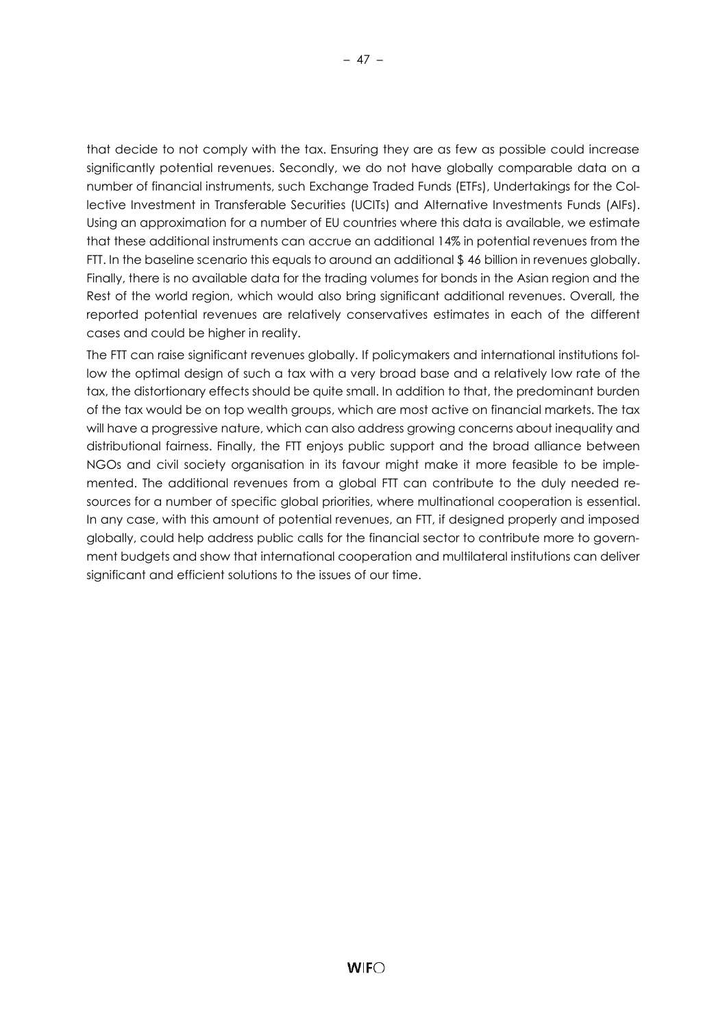that decide to not comply with the tax. Ensuring they are as few as possible could increase significantly potential revenues. Secondly, we do not have globally comparable data on a number of financial instruments, such Exchange Traded Funds (ETFs), Undertakings for the Collective Investment in Transferable Securities (UCITs) and Alternative Investments Funds (AIFs). Using an approximation for a number of EU countries where this data is available, we estimate that these additional instruments can accrue an additional 14% in potential revenues from the FTT. In the baseline scenario this equals to around an additional $ 46 billion in revenues globally. Finally, there is no available data for the trading volumes for bonds in the Asian region and the Rest of the world region, which would also bring significant additional revenues. Overall, the reported potential revenues are relatively conservatives estimates in each of the different cases and could be higher in reality.

The FTT can raise significant revenues globally. If policymakers and international institutions follow the optimal design of such a tax with a very broad base and a relatively low rate of the tax, the distortionary effects should be quite small. In addition to that, the predominant burden of the tax would be on top wealth groups, which are most active on financial markets. The tax will have a progressive nature, which can also address growing concerns about inequality and distributional fairness. Finally, the FTT enjoys public support and the broad alliance between NGOs and civil society organisation in its favour might make it more feasible to be implemented. The additional revenues from a global FTT can contribute to the duly needed resources for a number of specific global priorities, where multinational cooperation is essential. In any case, with this amount of potential revenues, an FTT, if designed properly and imposed globally, could help address public calls for the financial sector to contribute more to government budgets and show that international cooperation and multilateral institutions can deliver significant and efficient solutions to the issues of our time.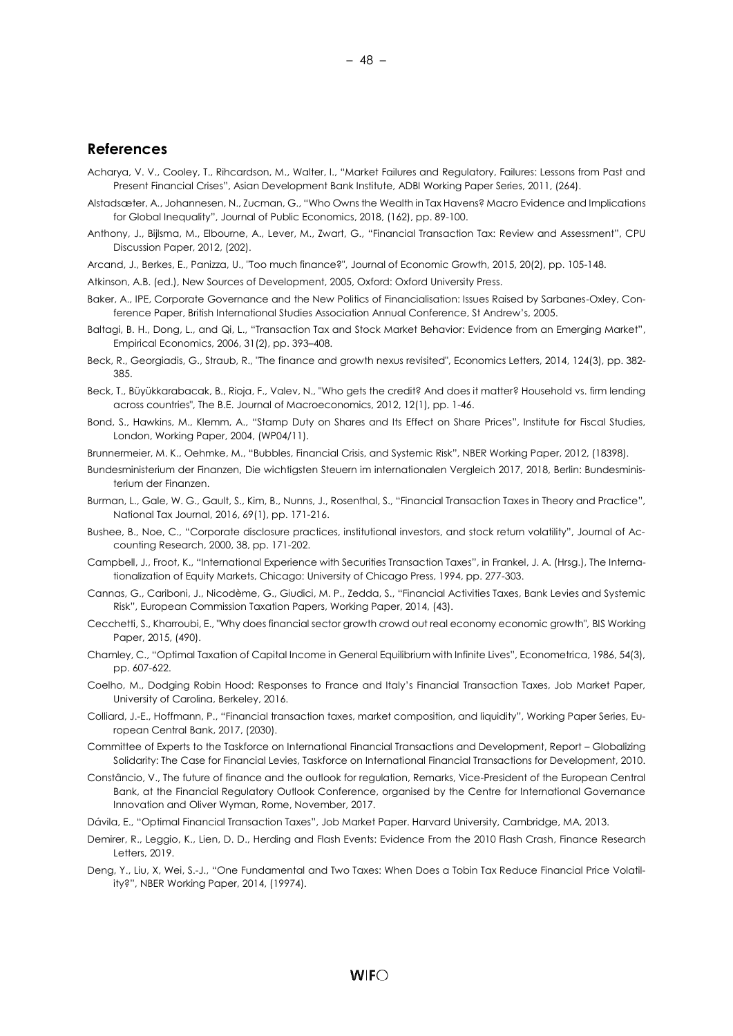## References

Acharya, V. V., Cooley, T., Rihcardson, M., Walter, I., "Market Failures and Regulatory, Failures: Lessons from Past and Present Financial Crises", Asian Development Bank Institute, ADBI Working Paper Series, 2011, (264).

Alstadsæter, A., Johannesen, N., Zucman, G., "Who Owns the Wealth in Tax Havens? Macro Evidence and Implications for Global Inequality", Journal of Public Economics, 2018, (162), pp. 89-100.

Anthony, J., Bijlsma, M., Elbourne, A., Lever, M., Zwart, G., "Financial Transaction Tax: Review and Assessment", CPU Discussion Paper, 2012, (202).

Arcand, J., Berkes, E., Panizza, U., "Too much finance?", Journal of Economic Growth, 2015, 20(2), pp. 105-148.

Atkinson, A.B. (ed.), New Sources of Development, 2005, Oxford: Oxford University Press.

Baker, A., IPE, Corporate Governance and the New Politics of Financialisation: Issues Raised by Sarbanes-Oxley, Conference Paper, British International Studies Association Annual Conference, St Andrew's, 2005.

Baltagi, B. H., Dong, L., and Qi, L., "Transaction Tax and Stock Market Behavior: Evidence from an Emerging Market", Empirical Economics, 2006, 31(2), pp. 393–408.

Beck, R., Georgiadis, G., Straub, R., "The finance and growth nexus revisited", Economics Letters, 2014, 124(3), pp. 382-385.

Beck, T., Büyükkarabacak, B., Rioja, F., Valev, N., "Who gets the credit? And does it matter? Household vs. firm lending across countries", The B.E. Journal of Macroeconomics, 2012, 12(1), pp. 1-46.

Bond, S., Hawkins, M., Klemm, A., "Stamp Duty on Shares and Its Effect on Share Prices", Institute for Fiscal Studies, London, Working Paper, 2004, (WP04/11).

Brunnermeier, M. K., Oehmke, M., "Bubbles, Financial Crisis, and Systemic Risk", NBER Working Paper, 2012, (18398).

Bundesministerium der Finanzen, Die wichtigsten Steuern im internationalen Vergleich 2017, 2018, Berlin: Bundesministerium der Finanzen.

Burman, L., Gale, W. G., Gault, S., Kim, B., Nunns, J., Rosenthal, S., "Financial Transaction Taxes in Theory and Practice", National Tax Journal, 2016, 69(1), pp. 171-216.

Bushee, B., Noe, C., "Corporate disclosure practices, institutional investors, and stock return volatility", Journal of Accounting Research, 2000, 38, pp. 171-202.

Campbell, J., Froot, K., "International Experience with Securities Transaction Taxes", in Frankel, J. A. (Hrsg.), The Internationalization of Equity Markets, Chicago: University of Chicago Press, 1994, pp. 277-303.

Cannas, G., Cariboni, J., Nicodème, G., Giudici, M. P., Zedda, S., "Financial Activities Taxes, Bank Levies and Systemic Risk", European Commission Taxation Papers, Working Paper, 2014, (43).

Cecchetti, S., Kharroubi, E., "Why does financial sector growth crowd out real economy economic growth", BIS Working Paper, 2015, (490).

Chamley, C., "Optimal Taxation of Capital Income in General Equilibrium with Infinite Lives", Econometrica, 1986, 54(3), pp. 607-622.

Coelho, M., Dodging Robin Hood: Responses to France and Italy's Financial Transaction Taxes, Job Market Paper, University of Carolina, Berkeley, 2016.

Colliard, J.-E., Hoffmann, P., "Financial transaction taxes, market composition, and liquidity", Working Paper Series, European Central Bank, 2017, (2030).

Committee of Experts to the Taskforce on International Financial Transactions and Development, Report – Globalizing Solidarity: The Case for Financial Levies, Taskforce on International Financial Transactions for Development, 2010.

Constâncio, V., The future of finance and the outlook for regulation, Remarks, Vice-President of the European Central Bank, at the Financial Regulatory Outlook Conference, organised by the Centre for International Governance Innovation and Oliver Wyman, Rome, November, 2017.

Dávila, E., "Optimal Financial Transaction Taxes", Job Market Paper. Harvard University, Cambridge, MA, 2013.

Demirer, R., Leggio, K., Lien, D. D., Herding and Flash Events: Evidence From the 2010 Flash Crash, Finance Research Letters, 2019.

Deng, Y., Liu, X, Wei, S.-J., "One Fundamental and Two Taxes: When Does a Tobin Tax Reduce Financial Price Volatility?", NBER Working Paper, 2014, (19974).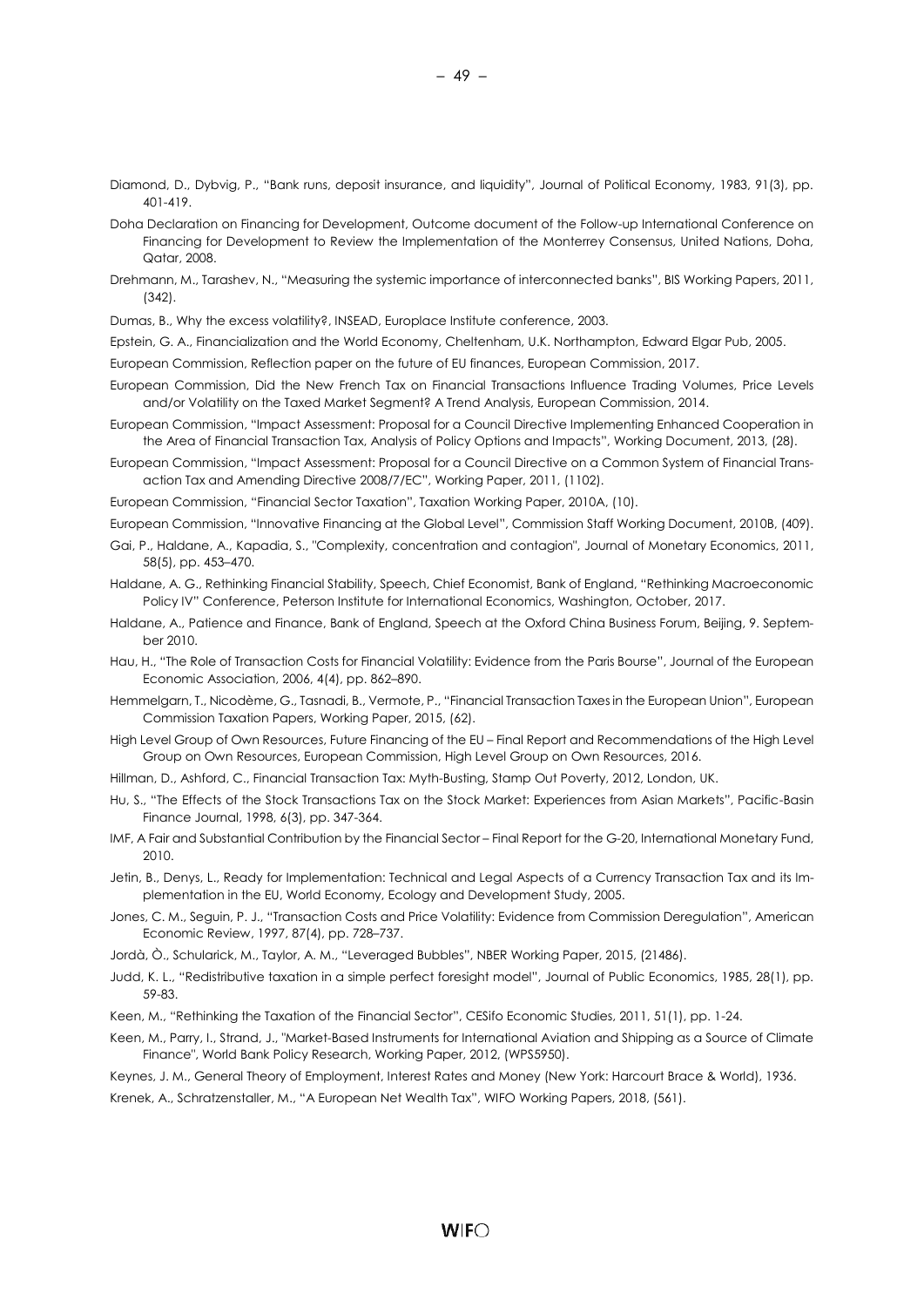Diamond, D., Dybvig, P., "Bank runs, deposit insurance, and liquidity", Journal of Political Economy, 1983, 91(3), pp. 401-419.

Doha Declaration on Financing for Development, Outcome document of the Follow-up International Conference on Financing for Development to Review the Implementation of the Monterrey Consensus, United Nations, Doha, Qatar, 2008.

Drehmann, M., Tarashev, N., "Measuring the systemic importance of interconnected banks", BIS Working Papers, 2011, (342).

Dumas, B., Why the excess volatility?, INSEAD, Europlace Institute conference, 2003.

Epstein, G. A., Financialization and the World Economy, Cheltenham, U.K. Northampton, Edward Elgar Pub, 2005.

European Commission, Reflection paper on the future of EU finances, European Commission, 2017.

European Commission, Did the New French Tax on Financial Transactions Influence Trading Volumes, Price Levels and/or Volatility on the Taxed Market Segment? A Trend Analysis, European Commission, 2014.

European Commission, "Impact Assessment: Proposal for a Council Directive Implementing Enhanced Cooperation in the Area of Financial Transaction Tax, Analysis of Policy Options and Impacts", Working Document, 2013, (28).

European Commission, "Impact Assessment: Proposal for a Council Directive on a Common System of Financial Transaction Tax and Amending Directive 2008/7/EC", Working Paper, 2011, (1102).

European Commission, "Financial Sector Taxation", Taxation Working Paper, 2010A, (10).

European Commission, "Innovative Financing at the Global Level", Commission Staff Working Document, 2010B, (409).

Gai, P., Haldane, A., Kapadia, S., "Complexity, concentration and contagion", Journal of Monetary Economics, 2011, 58(5), pp. 453–470.

Haldane, A. G., Rethinking Financial Stability, Speech, Chief Economist, Bank of England, "Rethinking Macroeconomic Policy IV" Conference, Peterson Institute for International Economics, Washington, October, 2017.

Haldane, A., Patience and Finance, Bank of England, Speech at the Oxford China Business Forum, Beijing, 9. September 2010.

Hau, H., "The Role of Transaction Costs for Financial Volatility: Evidence from the Paris Bourse", Journal of the European Economic Association, 2006, 4(4), pp. 862–890.

Hemmelgarn, T., Nicodème, G., Tasnadi, B., Vermote, P., "Financial Transaction Taxes in the European Union", European Commission Taxation Papers, Working Paper, 2015, (62).

High Level Group of Own Resources, Future Financing of the EU – Final Report and Recommendations of the High Level Group on Own Resources, European Commission, High Level Group on Own Resources, 2016.

Hillman, D., Ashford, C., Financial Transaction Tax: Myth-Busting, Stamp Out Poverty, 2012, London, UK.

Hu, S., "The Effects of the Stock Transactions Tax on the Stock Market: Experiences from Asian Markets", Pacific-Basin Finance Journal, 1998, 6(3), pp. 347-364.

IMF, A Fair and Substantial Contribution by the Financial Sector – Final Report for the G-20, International Monetary Fund, 2010.

Jetin, B., Denys, L., Ready for Implementation: Technical and Legal Aspects of a Currency Transaction Tax and its Implementation in the EU, World Economy, Ecology and Development Study, 2005.

Jones, C. M., Seguin, P. J., "Transaction Costs and Price Volatility: Evidence from Commission Deregulation", American Economic Review, 1997, 87(4), pp. 728–737.

Jordà, Ò., Schularick, M., Taylor, A. M., "Leveraged Bubbles", NBER Working Paper, 2015, (21486).

Judd, K. L., "Redistributive taxation in a simple perfect foresight model", Journal of Public Economics, 1985, 28(1), pp. 59-83.

Keen, M., "Rethinking the Taxation of the Financial Sector", CESifo Economic Studies, 2011, 51(1), pp. 1-24.

Keen, M., Parry, I., Strand, J., "Market-Based Instruments for International Aviation and Shipping as a Source of Climate Finance", World Bank Policy Research, Working Paper, 2012, (WPS5950).

Keynes, J. M., General Theory of Employment, Interest Rates and Money (New York: Harcourt Brace & World), 1936.

Krenek, A., Schratzenstaller, M., "A European Net Wealth Tax", WIFO Working Papers, 2018, (561).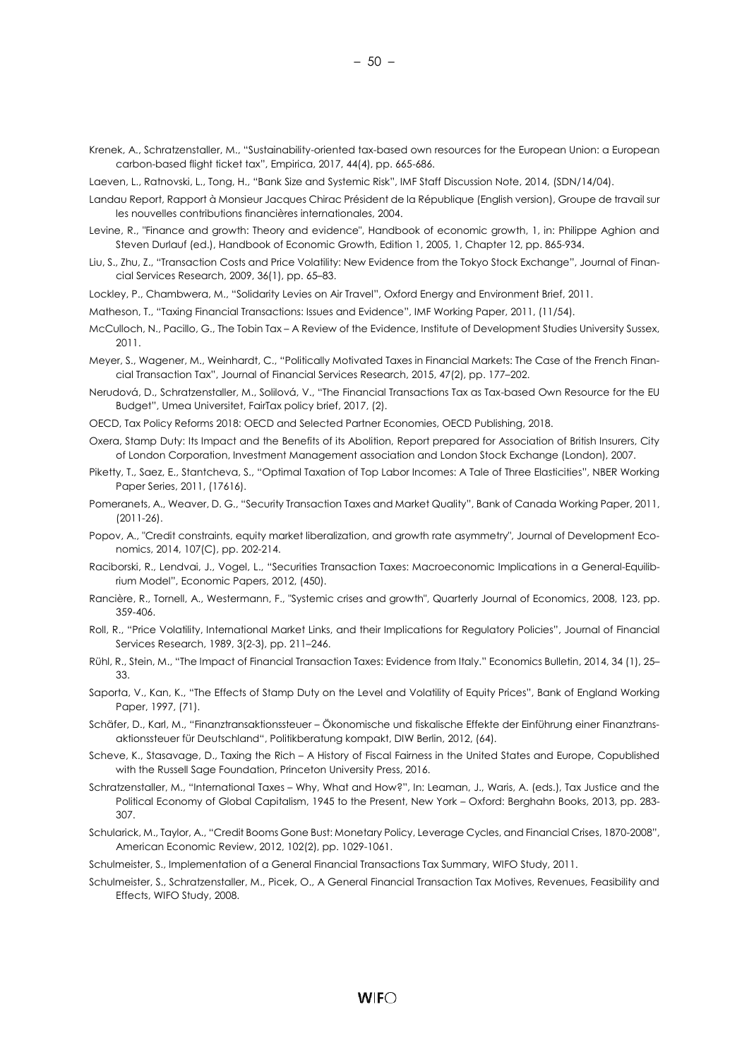Krenek, A., Schratzenstaller, M., "Sustainability-oriented tax-based own resources for the European Union: a European carbon-based flight ticket tax", Empirica, 2017, 44(4), pp. 665-686.

Laeven, L., Ratnovski, L., Tong, H., "Bank Size and Systemic Risk", IMF Staff Discussion Note, 2014, (SDN/14/04).

Landau Report, Rapport à Monsieur Jacques Chirac Président de la République (English version), Groupe de travail sur les nouvelles contributions financières internationales, 2004.

Levine, R., "Finance and growth: Theory and evidence", Handbook of economic growth, 1, in: Philippe Aghion and Steven Durlauf (ed.), Handbook of Economic Growth, Edition 1, 2005, 1, Chapter 12, pp. 865-934.

Liu, S., Zhu, Z., "Transaction Costs and Price Volatility: New Evidence from the Tokyo Stock Exchange", Journal of Financial Services Research, 2009, 36(1), pp. 65–83.

Lockley, P., Chambwera, M., "Solidarity Levies on Air Travel", Oxford Energy and Environment Brief, 2011.

Matheson, T., "Taxing Financial Transactions: Issues and Evidence", IMF Working Paper, 2011, (11/54).

McCulloch, N., Pacillo, G., The Tobin Tax – A Review of the Evidence, Institute of Development Studies University Sussex, 2011.

Meyer, S., Wagener, M., Weinhardt, C., "Politically Motivated Taxes in Financial Markets: The Case of the French Financial Transaction Tax", Journal of Financial Services Research, 2015, 47(2), pp. 177–202.

Nerudová, D., Schratzenstaller, M., Solilová, V., "The Financial Transactions Tax as Tax-based Own Resource for the EU Budget", Umea Universitet, FairTax policy brief, 2017, (2).

OECD, Tax Policy Reforms 2018: OECD and Selected Partner Economies, OECD Publishing, 2018.

Oxera, Stamp Duty: Its Impact and the Benefits of its Abolition, Report prepared for Association of British Insurers, City of London Corporation, Investment Management association and London Stock Exchange (London), 2007.

Piketty, T., Saez, E., Stantcheva, S., "Optimal Taxation of Top Labor Incomes: A Tale of Three Elasticities", NBER Working Paper Series, 2011, (17616).

Pomeranets, A., Weaver, D. G., "Security Transaction Taxes and Market Quality", Bank of Canada Working Paper, 2011, (2011-26).

Popov, A., "Credit constraints, equity market liberalization, and growth rate asymmetry", Journal of Development Economics, 2014, 107(C), pp. 202-214.

Raciborski, R., Lendvai, J., Vogel, L., "Securities Transaction Taxes: Macroeconomic Implications in a General-Equilibrium Model", Economic Papers, 2012, (450).

Rancière, R., Tornell, A., Westermann, F., "Systemic crises and growth", Quarterly Journal of Economics, 2008, 123, pp. 359-406.

Roll, R., "Price Volatility, International Market Links, and their Implications for Regulatory Policies", Journal of Financial Services Research, 1989, 3(2-3), pp. 211–246.

Rühl, R., Stein, M., "The Impact of Financial Transaction Taxes: Evidence from Italy." Economics Bulletin, 2014, 34 (1), 25–33.

Saporta, V., Kan, K., "The Effects of Stamp Duty on the Level and Volatility of Equity Prices", Bank of England Working Paper, 1997, (71).

Schäfer, D., Karl, M., "Finanztransaktionssteuer – Ökonomische und fiskalische Effekte der Einführung einer Finanztransaktionssteuer für Deutschland", Politikberatung kompakt, DIW Berlin, 2012, (64).

Scheve, K., Stasavage, D., Taxing the Rich – A History of Fiscal Fairness in the United States and Europe, Copublished with the Russell Sage Foundation, Princeton University Press, 2016.

Schratzenstaller, M., "International Taxes – Why, What and How?", In: Leaman, J., Waris, A. (eds.), Tax Justice and the Political Economy of Global Capitalism, 1945 to the Present, New York – Oxford: Berghahn Books, 2013, pp. 283-307.

Schularick, M., Taylor, A., "Credit Booms Gone Bust: Monetary Policy, Leverage Cycles, and Financial Crises, 1870-2008", American Economic Review, 2012, 102(2), pp. 1029-1061.

Schulmeister, S., Implementation of a General Financial Transactions Tax Summary, WIFO Study, 2011.

Schulmeister, S., Schratzenstaller, M., Picek, O., A General Financial Transaction Tax Motives, Revenues, Feasibility and Effects, WIFO Study, 2008.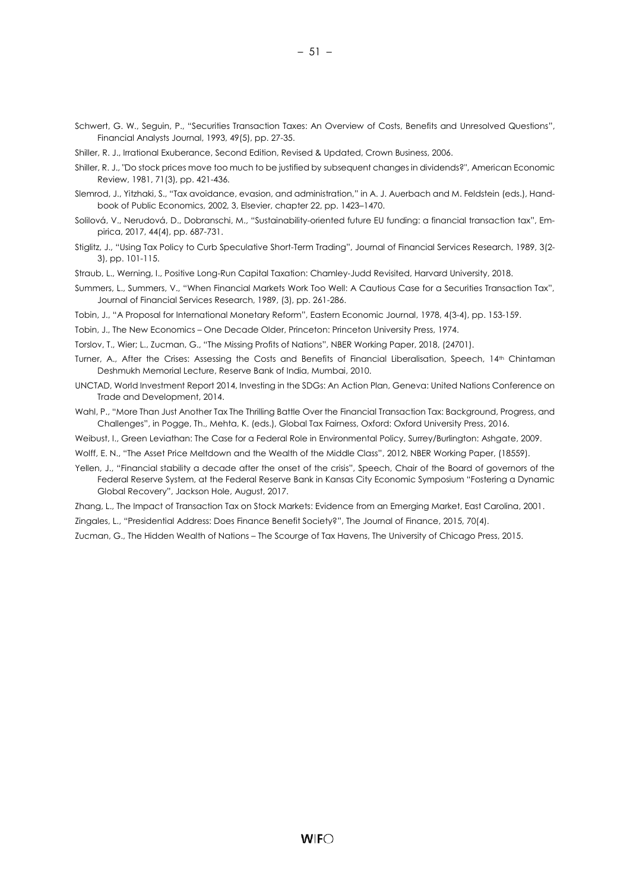Schwert, G. W., Seguin, P., "Securities Transaction Taxes: An Overview of Costs, Benefits and Unresolved Questions", Financial Analysts Journal, 1993, 49(5), pp. 27-35.

Shiller, R. J., Irrational Exuberance, Second Edition, Revised & Updated, Crown Business, 2006.

Shiller, R. J., "Do stock prices move too much to be justified by subsequent changes in dividends?", American Economic Review, 1981, 71(3), pp. 421-436.

Slemrod, J., Yitzhaki, S., "Tax avoidance, evasion, and administration," in A. J. Auerbach and M. Feldstein (eds.), Handbook of Public Economics, 2002, 3, Elsevier, chapter 22, pp. 1423–1470.

Solilová, V., Nerudová, D., Dobranschi, M., "Sustainability-oriented future EU funding: a financial transaction tax", Empirica, 2017, 44(4), pp. 687-731.

Stiglitz, J., "Using Tax Policy to Curb Speculative Short-Term Trading", Journal of Financial Services Research, 1989, 3(2-3), pp. 101-115.

Straub, L., Werning, I., Positive Long-Run Capital Taxation: Chamley-Judd Revisited, Harvard University, 2018.

Summers, L., Summers, V., "When Financial Markets Work Too Well: A Cautious Case for a Securities Transaction Tax", Journal of Financial Services Research, 1989, (3), pp. 261-286.

Tobin, J., "A Proposal for International Monetary Reform", Eastern Economic Journal, 1978, 4(3-4), pp. 153-159.

Tobin, J., The New Economics – One Decade Older, Princeton: Princeton University Press, 1974.

Torslov, T., Wier; L., Zucman, G., "The Missing Profits of Nations", NBER Working Paper, 2018, (24701).

Turner, A., After the Crises: Assessing the Costs and Benefits of Financial Liberalisation, Speech, 14th Chintaman Deshmukh Memorial Lecture, Reserve Bank of India, Mumbai, 2010.

UNCTAD, World Investment Report 2014, Investing in the SDGs: An Action Plan, Geneva: United Nations Conference on Trade and Development, 2014.

Wahl, P., "More Than Just Another Tax The Thrilling Battle Over the Financial Transaction Tax: Background, Progress, and Challenges", in Pogge, Th., Mehta, K. (eds.), Global Tax Fairness, Oxford: Oxford University Press, 2016.

Weibust, I., Green Leviathan: The Case for a Federal Role in Environmental Policy, Surrey/Burlington: Ashgate, 2009.

Wolff, E. N., "The Asset Price Meltdown and the Wealth of the Middle Class", 2012, NBER Working Paper, (18559).

Yellen, J., "Financial stability a decade after the onset of the crisis", Speech, Chair of the Board of governors of the Federal Reserve System, at the Federal Reserve Bank in Kansas City Economic Symposium "Fostering a Dynamic Global Recovery", Jackson Hole, August, 2017.

Zhang, L., The Impact of Transaction Tax on Stock Markets: Evidence from an Emerging Market, East Carolina, 2001.

Zingales, L., "Presidential Address: Does Finance Benefit Society?", The Journal of Finance, 2015, 70(4).

Zucman, G., The Hidden Wealth of Nations – The Scourge of Tax Havens, The University of Chicago Press, 2015.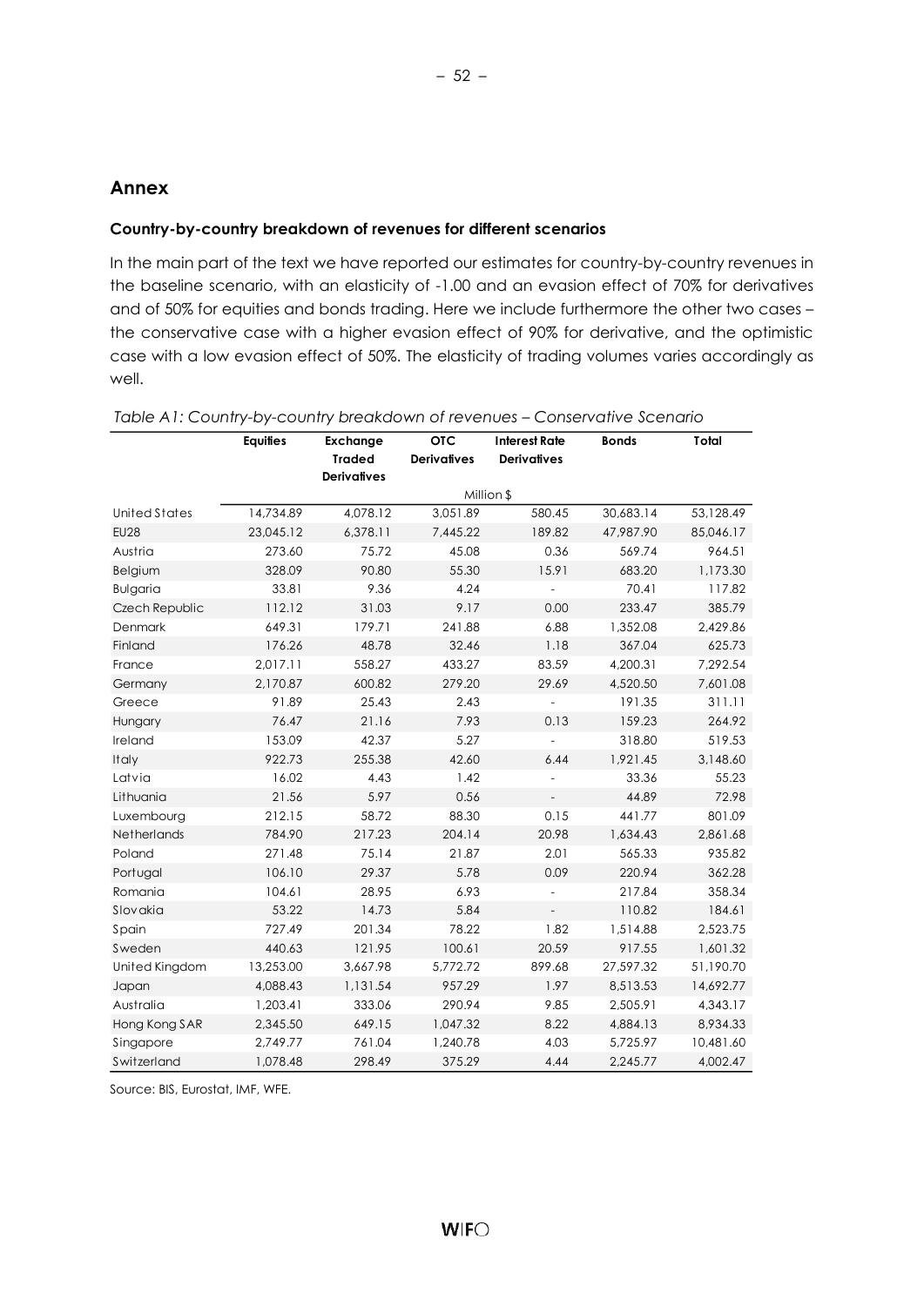## Annex

### Country-by-country breakdown of revenues for different scenarios

In the main part of the text we have reported our estimates for country-by-country revenues in the baseline scenario, with an elasticity of -1.00 and an evasion effect of 70% for derivatives and of 50% for equities and bonds trading. Here we include furthermore the other two cases – the conservative case with a higher evasion effect of 90% for derivative, and the optimistic case with a low evasion effect of 50%. The elasticity of trading volumes varies accordingly as well.

*Table A1: Country-by-country breakdown of revenues – Conservative Scenario*

| | Equities | Exchange Traded Derivatives | OTC Derivatives | Interest Rate Derivatives | Bonds | Total |
|---|---|---|---|---|---|---|
| | Million $ | | | | | |
| United States | 14,734.89 | 4,078.12 | 3,051.89 | 580.45 | 30,683.14 | 53,128.49 |
| EU28 | 23,045.12 | 6,378.11 | 7,445.22 | 189.82 | 47,987.90 | 85,046.17 |
| Austria | 273.60 | 75.72 | 45.08 | 0.36 | 569.74 | 964.51 |
| Belgium | 328.09 | 90.80 | 55.30 | 15.91 | 683.20 | 1,173.30 |
| Bulgaria | 33.81 | 9.36 | 4.24 | - | 70.41 | 117.82 |
| Czech Republic | 112.12 | 31.03 | 9.17 | 0.00 | 233.47 | 385.79 |
| Denmark | 649.31 | 179.71 | 241.88 | 6.88 | 1,352.08 | 2,429.86 |
| Finland | 176.26 | 48.78 | 32.46 | 1.18 | 367.04 | 625.73 |
| France | 2,017.11 | 558.27 | 433.27 | 83.59 | 4,200.31 | 7,292.54 |
| Germany | 2,170.87 | 600.82 | 279.20 | 29.69 | 4,520.50 | 7,601.08 |
| Greece | 91.89 | 25.43 | 2.43 | - | 191.35 | 311.11 |
| Hungary | 76.47 | 21.16 | 7.93 | 0.13 | 159.23 | 264.92 |
| Ireland | 153.09 | 42.37 | 5.27 | - | 318.80 | 519.53 |
| Italy | 922.73 | 255.38 | 42.60 | 6.44 | 1,921.45 | 3,148.60 |
| Latvia | 16.02 | 4.43 | 1.42 | - | 33.36 | 55.23 |
| Lithuania | 21.56 | 5.97 | 0.56 | - | 44.89 | 72.98 |
| Luxembourg | 212.15 | 58.72 | 88.30 | 0.15 | 441.77 | 801.09 |
| Netherlands | 784.90 | 217.23 | 204.14 | 20.98 | 1,634.43 | 2,861.68 |
| Poland | 271.48 | 75.14 | 21.87 | 2.01 | 565.33 | 935.82 |
| Portugal | 106.10 | 29.37 | 5.78 | 0.09 | 220.94 | 362.28 |
| Romania | 104.61 | 28.95 | 6.93 | - | 217.84 | 358.34 |
| Slovakia | 53.22 | 14.73 | 5.84 | - | 110.82 | 184.61 |
| Spain | 727.49 | 201.34 | 78.22 | 1.82 | 1,514.88 | 2,523.75 |
| Sweden | 440.63 | 121.95 | 100.61 | 20.59 | 917.55 | 1,601.32 |
| United Kingdom | 13,253.00 | 3,667.98 | 5,772.72 | 899.68 | 27,597.32 | 51,190.70 |
| Japan | 4,088.43 | 1,131.54 | 957.29 | 1.97 | 8,513.53 | 14,692.77 |
| Australia | 1,203.41 | 333.06 | 290.94 | 9.85 | 2,505.91 | 4,343.17 |
| Hong Kong SAR | 2,345.50 | 649.15 | 1,047.32 | 8.22 | 4,884.13 | 8,934.33 |
| Singapore | 2,749.77 | 761.04 | 1,240.78 | 4.03 | 5,725.97 | 10,481.60 |
| Switzerland | 1,078.48 | 298.49 | 375.29 | 4.44 | 2,245.77 | 4,002.47 |

Source: BIS, Eurostat, IMF, WFE.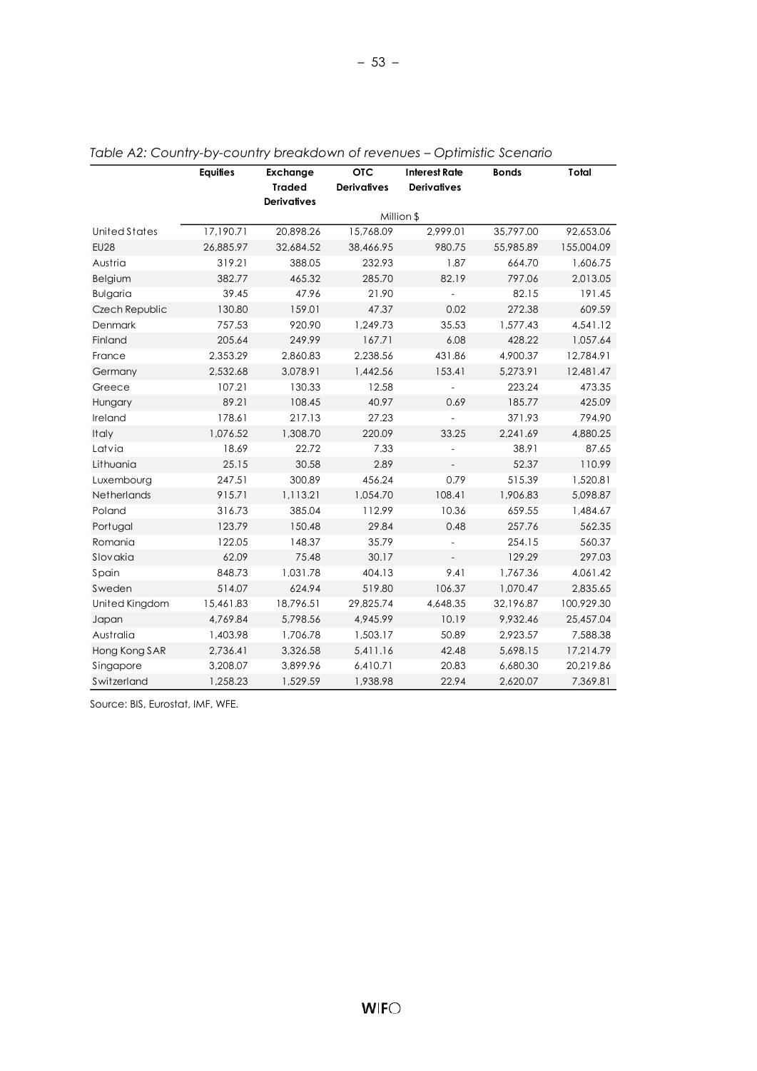*Table A2: Country-by-country breakdown of revenues – Optimistic Scenario*

| | Equities | Exchange Traded Derivatives | OTC Derivatives | Interest Rate Derivatives | Bonds | Total |
|---|---|---|---|---|---|---|
| | | | Million $ | | | |
| United States | 17,190.71 | 20,898.26 | 15,768.09 | 2,999.01 | 35,797.00 | 92,653.06 |
| EU28 | 26,885.97 | 32,684.52 | 38,466.95 | 980.75 | 55,985.89 | 155,004.09 |
| Austria | 319.21 | 388.05 | 232.93 | 1.87 | 664.70 | 1,606.75 |
| Belgium | 382.77 | 465.32 | 285.70 | 82.19 | 797.06 | 2,013.05 |
| Bulgaria | 39.45 | 47.96 | 21.90 | - | 82.15 | 191.45 |
| Czech Republic | 130.80 | 159.01 | 47.37 | 0.02 | 272.38 | 609.59 |
| Denmark | 757.53 | 920.90 | 1,249.73 | 35.53 | 1,577.43 | 4,541.12 |
| Finland | 205.64 | 249.99 | 167.71 | 6.08 | 428.22 | 1,057.64 |
| France | 2,353.29 | 2,860.83 | 2,238.56 | 431.86 | 4,900.37 | 12,784.91 |
| Germany | 2,532.68 | 3,078.91 | 1,442.56 | 153.41 | 5,273.91 | 12,481.47 |
| Greece | 107.21 | 130.33 | 12.58 | - | 223.24 | 473.35 |
| Hungary | 89.21 | 108.45 | 40.97 | 0.69 | 185.77 | 425.09 |
| Ireland | 178.61 | 217.13 | 27.23 | - | 371.93 | 794.90 |
| Italy | 1,076.52 | 1,308.70 | 220.09 | 33.25 | 2,241.69 | 4,880.25 |
| Latvia | 18.69 | 22.72 | 7.33 | - | 38.91 | 87.65 |
| Lithuania | 25.15 | 30.58 | 2.89 | - | 52.37 | 110.99 |
| Luxembourg | 247.51 | 300.89 | 456.24 | 0.79 | 515.39 | 1,520.81 |
| Netherlands | 915.71 | 1,113.21 | 1,054.70 | 108.41 | 1,906.83 | 5,098.87 |
| Poland | 316.73 | 385.04 | 112.99 | 10.36 | 659.55 | 1,484.67 |
| Portugal | 123.79 | 150.48 | 29.84 | 0.48 | 257.76 | 562.35 |
| Romania | 122.05 | 148.37 | 35.79 | - | 254.15 | 560.37 |
| Slovakia | 62.09 | 75.48 | 30.17 | - | 129.29 | 297.03 |
| Spain | 848.73 | 1,031.78 | 404.13 | 9.41 | 1,767.36 | 4,061.42 |
| Sweden | 514.07 | 624.94 | 519.80 | 106.37 | 1,070.47 | 2,835.65 |
| United Kingdom | 15,461.83 | 18,796.51 | 29,825.74 | 4,648.35 | 32,196.87 | 100,929.30 |
| Japan | 4,769.84 | 5,798.56 | 4,945.99 | 10.19 | 9,932.46 | 25,457.04 |
| Australia | 1,403.98 | 1,706.78 | 1,503.17 | 50.89 | 2,923.57 | 7,588.38 |
| Hong Kong SAR | 2,736.41 | 3,326.58 | 5,411.16 | 42.48 | 5,698.15 | 17,214.79 |
| Singapore | 3,208.07 | 3,899.96 | 6,410.71 | 20.83 | 6,680.30 | 20,219.86 |
| Switzerland | 1,258.23 | 1,529.59 | 1,938.98 | 22.94 | 2,620.07 | 7,369.81 |

Source: BIS, Eurostat, IMF, WFE.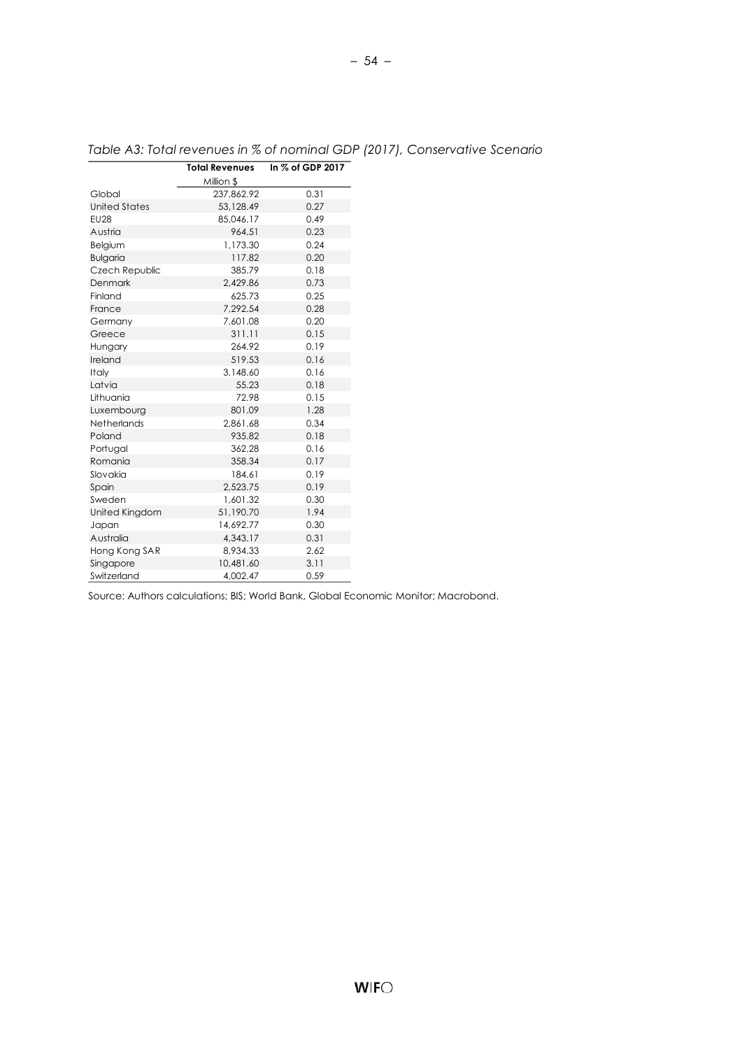*Table A3: Total revenues in % of nominal GDP (2017), Conservative Scenario*

| | Total Revenues | In % of GDP 2017 |
|---|---|---|
| | Million $ | |
| Global | 237,862.92 | 0.31 |
| United States | 53,128.49 | 0.27 |
| EU28 | 85,046.17 | 0.49 |
| Austria | 964.51 | 0.23 |
| Belgium | 1,173.30 | 0.24 |
| Bulgaria | 117.82 | 0.20 |
| Czech Republic | 385.79 | 0.18 |
| Denmark | 2,429.86 | 0.73 |
| Finland | 625.73 | 0.25 |
| France | 7,292.54 | 0.28 |
| Germany | 7,601.08 | 0.20 |
| Greece | 311.11 | 0.15 |
| Hungary | 264.92 | 0.19 |
| Ireland | 519.53 | 0.16 |
| Italy | 3,148.60 | 0.16 |
| Latvia | 55.23 | 0.18 |
| Lithuania | 72.98 | 0.15 |
| Luxembourg | 801.09 | 1.28 |
| Netherlands | 2,861.68 | 0.34 |
| Poland | 935.82 | 0.18 |
| Portugal | 362.28 | 0.16 |
| Romania | 358.34 | 0.17 |
| Slovakia | 184.61 | 0.19 |
| Spain | 2,523.75 | 0.19 |
| Sweden | 1,601.32 | 0.30 |
| United Kingdom | 51,190.70 | 1.94 |
| Japan | 14,692.77 | 0.30 |
| Australia | 4,343.17 | 0.31 |
| Hong Kong SAR | 8,934.33 | 2.62 |
| Singapore | 10,481.60 | 3.11 |
| Switzerland | 4,002.47 | 0.59 |

Source: Authors calculations; BIS; World Bank, Global Economic Monitor; Macrobond.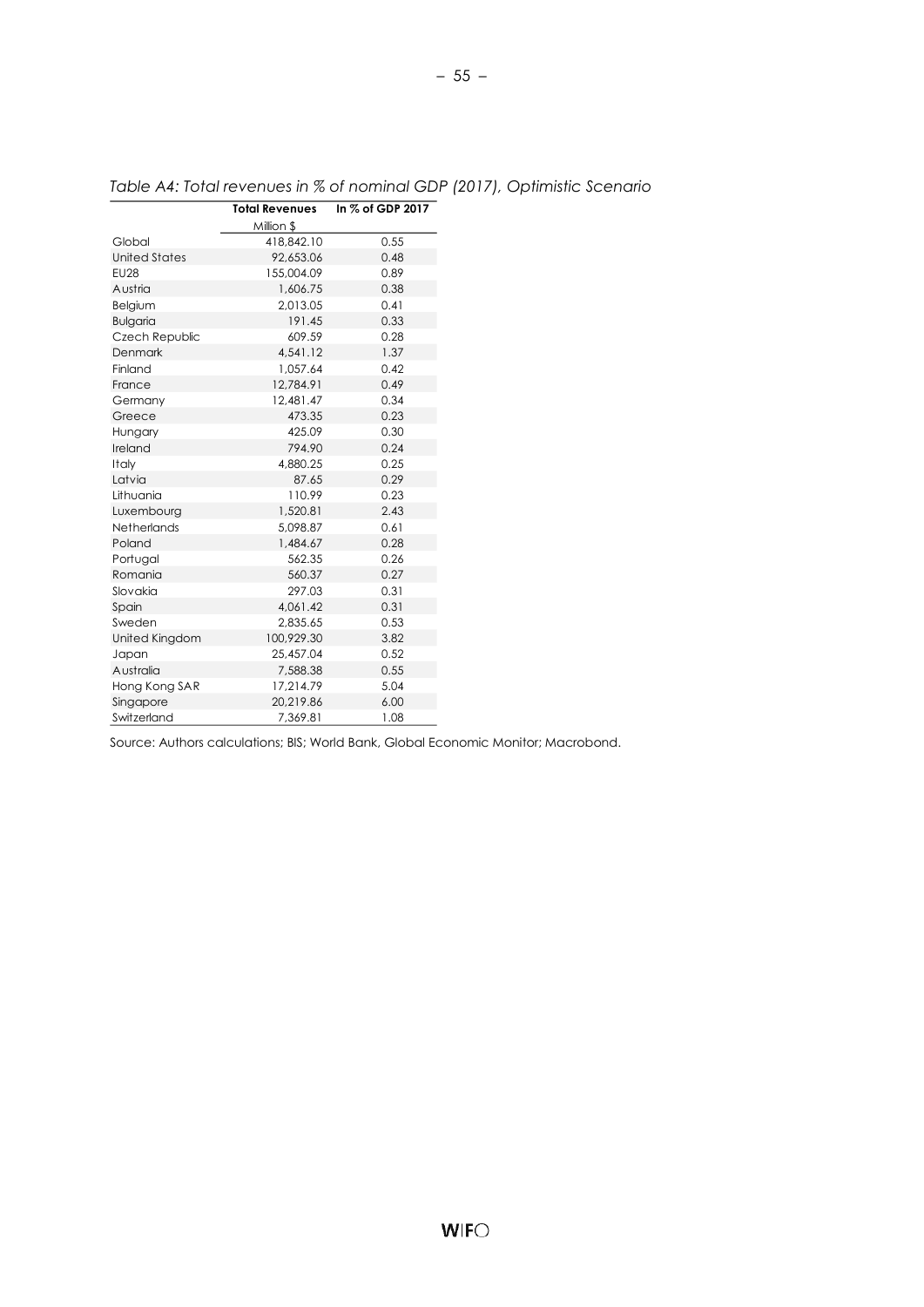*Table A4: Total revenues in % of nominal GDP (2017), Optimistic Scenario*

| | Total Revenues | In % of GDP 2017 |
|---|---|---|
| | Million $ | |
| Global | 418,842.10 | 0.55 |
| United States | 92,653.06 | 0.48 |
| EU28 | 155,004.09 | 0.89 |
| Austria | 1,606.75 | 0.38 |
| Belgium | 2,013.05 | 0.41 |
| Bulgaria | 191.45 | 0.33 |
| Czech Republic | 609.59 | 0.28 |
| Denmark | 4,541.12 | 1.37 |
| Finland | 1,057.64 | 0.42 |
| France | 12,784.91 | 0.49 |
| Germany | 12,481.47 | 0.34 |
| Greece | 473.35 | 0.23 |
| Hungary | 425.09 | 0.30 |
| Ireland | 794.90 | 0.24 |
| Italy | 4,880.25 | 0.25 |
| Latvia | 87.65 | 0.29 |
| Lithuania | 110.99 | 0.23 |
| Luxembourg | 1,520.81 | 2.43 |
| Netherlands | 5,098.87 | 0.61 |
| Poland | 1,484.67 | 0.28 |
| Portugal | 562.35 | 0.26 |
| Romania | 560.37 | 0.27 |
| Slovakia | 297.03 | 0.31 |
| Spain | 4,061.42 | 0.31 |
| Sweden | 2,835.65 | 0.53 |
| United Kingdom | 100,929.30 | 3.82 |
| Japan | 25,457.04 | 0.52 |
| Australia | 7,588.38 | 0.55 |
| Hong Kong SAR | 17,214.79 | 5.04 |
| Singapore | 20,219.86 | 6.00 |
| Switzerland | 7,369.81 | 1.08 |

Source: Authors calculations; BIS; World Bank, Global Economic Monitor; Macrobond.